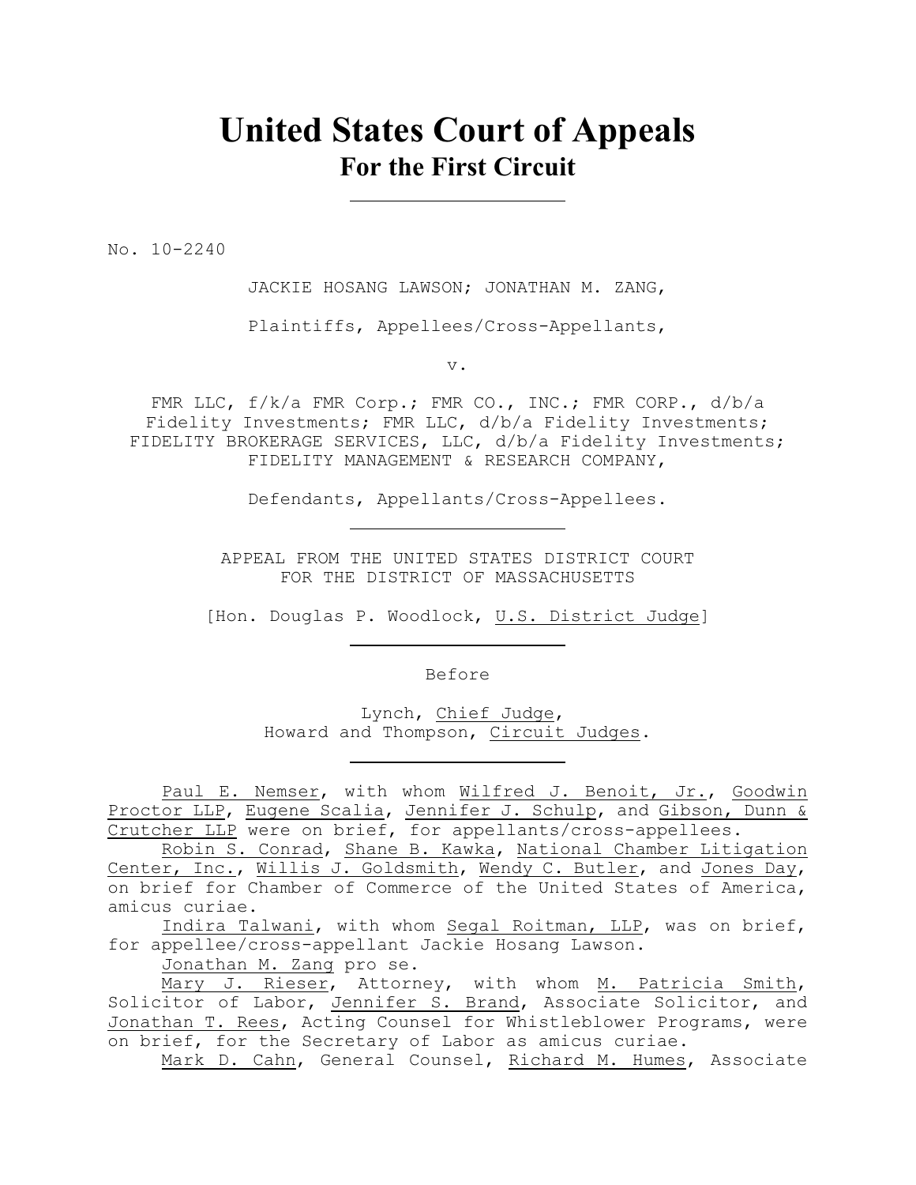# United States Court of Appeals
## For the First Circuit

No. 10-2240

JACKIE HOSANG LAWSON; JONATHAN M. ZANG,

Plaintiffs, Appellees/Cross-Appellants,

v.

FMR LLC, f/k/a FMR Corp.; FMR CO., INC.; FMR CORP., d/b/a Fidelity Investments; FMR LLC, d/b/a Fidelity Investments; FIDELITY BROKERAGE SERVICES, LLC, d/b/a Fidelity Investments; FIDELITY MANAGEMENT & RESEARCH COMPANY,

Defendants, Appellants/Cross-Appellees.

APPEAL FROM THE UNITED STATES DISTRICT COURT FOR THE DISTRICT OF MASSACHUSETTS

[Hon. Douglas P. Woodlock, U.S. District Judge]

Before

Lynch, Chief Judge,
Howard and Thompson, Circuit Judges.

Paul E. Nemser, with whom Wilfred J. Benoit, Jr., Goodwin Proctor LLP, Eugene Scalia, Jennifer J. Schulp, and Gibson, Dunn & Crutcher LLP were on brief, for appellants/cross-appellees.

Robin S. Conrad, Shane B. Kawka, National Chamber Litigation Center, Inc., Willis J. Goldsmith, Wendy C. Butler, and Jones Day, on brief for Chamber of Commerce of the United States of America, amicus curiae.

Indira Talwani, with whom Segal Roitman, LLP, was on brief, for appellee/cross-appellant Jackie Hosang Lawson.

Jonathan M. Zang pro se.

Mary J. Rieser, Attorney, with whom M. Patricia Smith, Solicitor of Labor, Jennifer S. Brand, Associate Solicitor, and Jonathan T. Rees, Acting Counsel for Whistleblower Programs, were on brief, for the Secretary of Labor as amicus curiae.

Mark D. Cahn, General Counsel, Richard M. Humes, Associate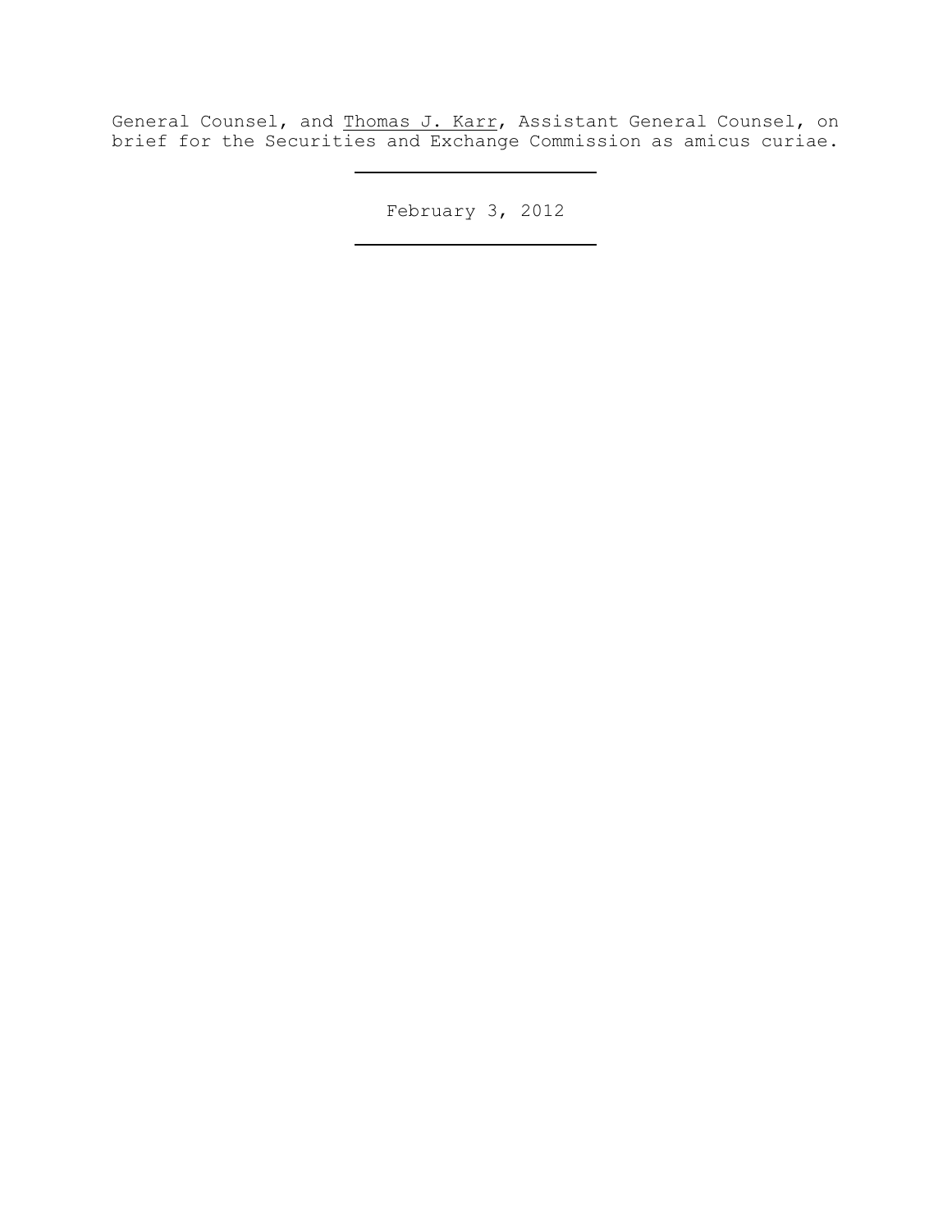General Counsel, and Thomas J. Karr, Assistant General Counsel, on brief for the Securities and Exchange Commission as amicus curiae.

---

February 3, 2012

---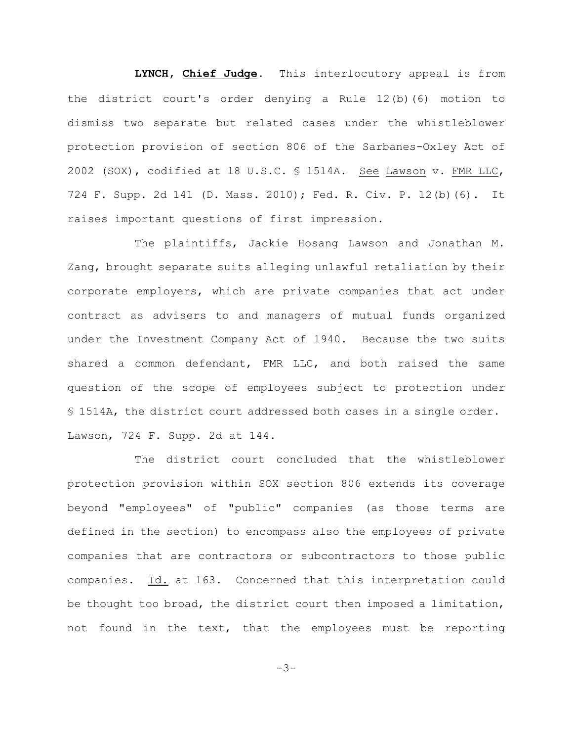**LYNCH, Chief Judge.** This interlocutory appeal is from the district court's order denying a Rule 12(b)(6) motion to dismiss two separate but related cases under the whistleblower protection provision of section 806 of the Sarbanes-Oxley Act of 2002 (SOX), codified at 18 U.S.C. § 1514A. See Lawson v. FMR LLC, 724 F. Supp. 2d 141 (D. Mass. 2010); Fed. R. Civ. P. 12(b)(6). It raises important questions of first impression.

The plaintiffs, Jackie Hosang Lawson and Jonathan M. Zang, brought separate suits alleging unlawful retaliation by their corporate employers, which are private companies that act under contract as advisers to and managers of mutual funds organized under the Investment Company Act of 1940. Because the two suits shared a common defendant, FMR LLC, and both raised the same question of the scope of employees subject to protection under § 1514A, the district court addressed both cases in a single order. Lawson, 724 F. Supp. 2d at 144.

The district court concluded that the whistleblower protection provision within SOX section 806 extends its coverage beyond "employees" of "public" companies (as those terms are defined in the section) to encompass also the employees of private companies that are contractors or subcontractors to those public companies. Id. at 163. Concerned that this interpretation could be thought too broad, the district court then imposed a limitation, not found in the text, that the employees must be reporting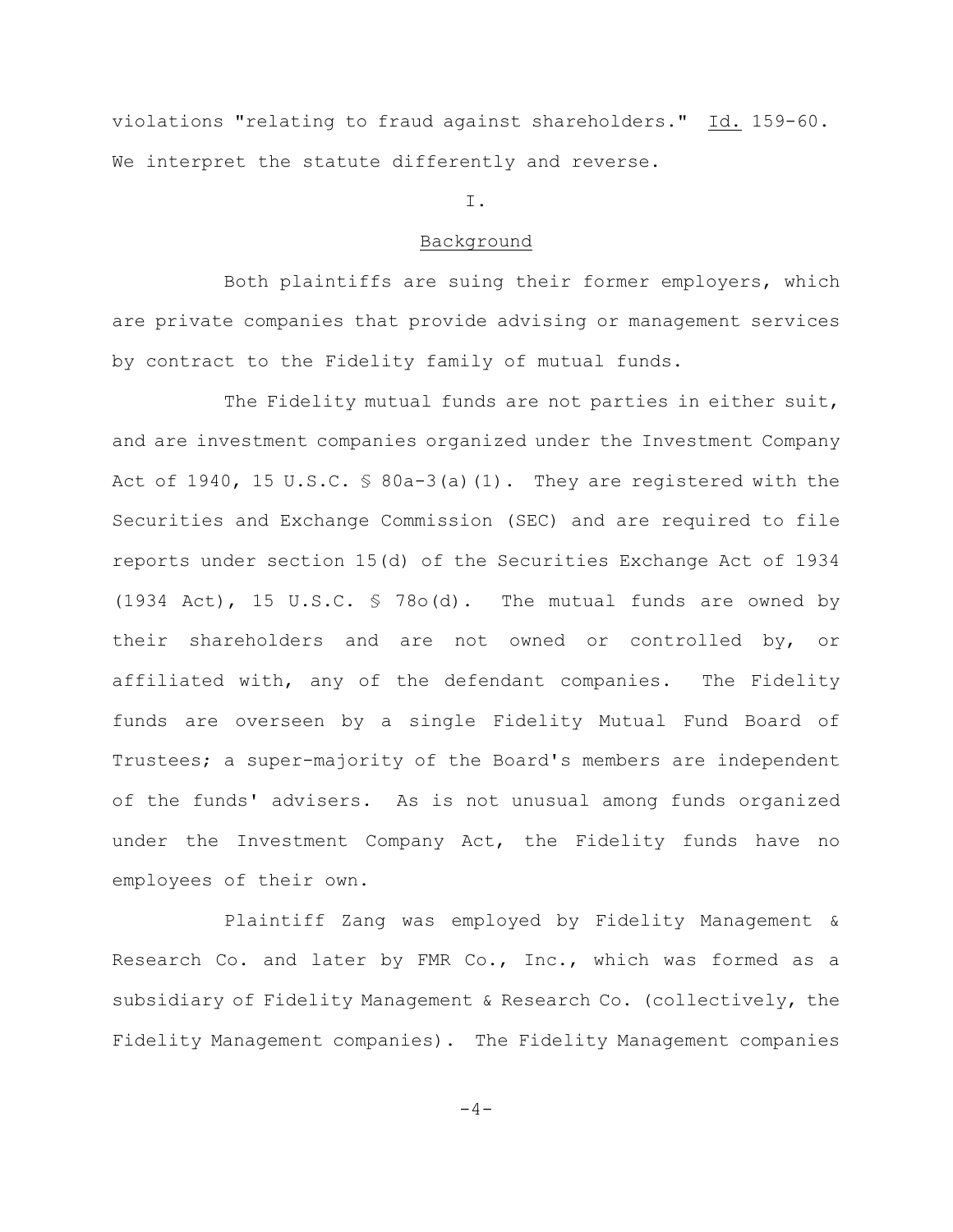violations "relating to fraud against shareholders." Id. 159-60. We interpret the statute differently and reverse.

I.

## Background

Both plaintiffs are suing their former employers, which are private companies that provide advising or management services by contract to the Fidelity family of mutual funds.

The Fidelity mutual funds are not parties in either suit, and are investment companies organized under the Investment Company Act of 1940, 15 U.S.C. § 80a-3(a)(1). They are registered with the Securities and Exchange Commission (SEC) and are required to file reports under section 15(d) of the Securities Exchange Act of 1934 (1934 Act), 15 U.S.C. § 78o(d). The mutual funds are owned by their shareholders and are not owned or controlled by, or affiliated with, any of the defendant companies. The Fidelity funds are overseen by a single Fidelity Mutual Fund Board of Trustees; a super-majority of the Board's members are independent of the funds' advisers. As is not unusual among funds organized under the Investment Company Act, the Fidelity funds have no employees of their own.

Plaintiff Zang was employed by Fidelity Management & Research Co. and later by FMR Co., Inc., which was formed as a subsidiary of Fidelity Management & Research Co. (collectively, the Fidelity Management companies). The Fidelity Management companies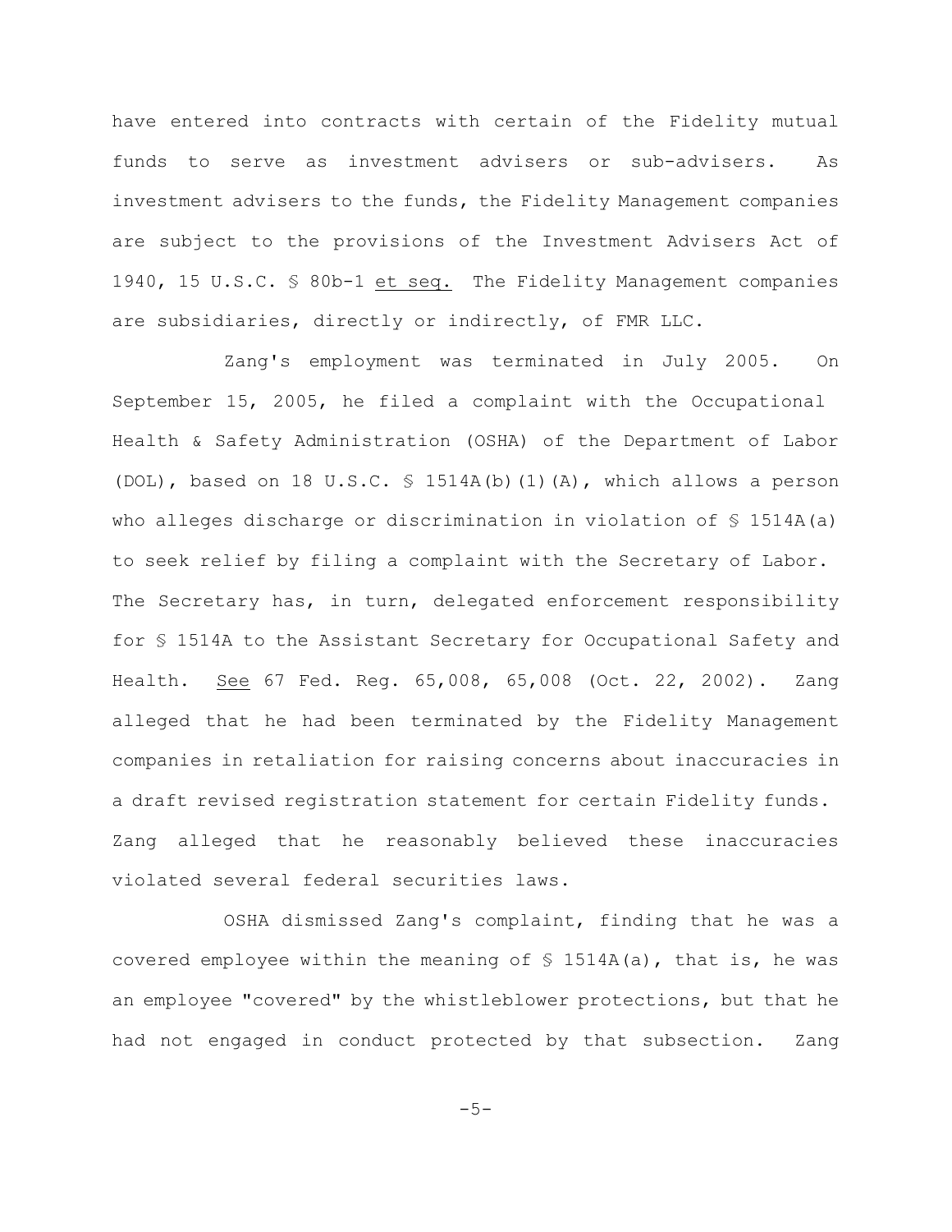have entered into contracts with certain of the Fidelity mutual funds to serve as investment advisers or sub-advisers. As investment advisers to the funds, the Fidelity Management companies are subject to the provisions of the Investment Advisers Act of 1940, 15 U.S.C. § 80b-1 et seq. The Fidelity Management companies are subsidiaries, directly or indirectly, of FMR LLC.

Zang's employment was terminated in July 2005. On September 15, 2005, he filed a complaint with the Occupational Health & Safety Administration (OSHA) of the Department of Labor (DOL), based on 18 U.S.C. § 1514A(b)(1)(A), which allows a person who alleges discharge or discrimination in violation of § 1514A(a) to seek relief by filing a complaint with the Secretary of Labor. The Secretary has, in turn, delegated enforcement responsibility for § 1514A to the Assistant Secretary for Occupational Safety and Health. See 67 Fed. Reg. 65,008, 65,008 (Oct. 22, 2002). Zang alleged that he had been terminated by the Fidelity Management companies in retaliation for raising concerns about inaccuracies in a draft revised registration statement for certain Fidelity funds. Zang alleged that he reasonably believed these inaccuracies violated several federal securities laws.

OSHA dismissed Zang's complaint, finding that he was a covered employee within the meaning of § 1514A(a), that is, he was an employee "covered" by the whistleblower protections, but that he had not engaged in conduct protected by that subsection. Zang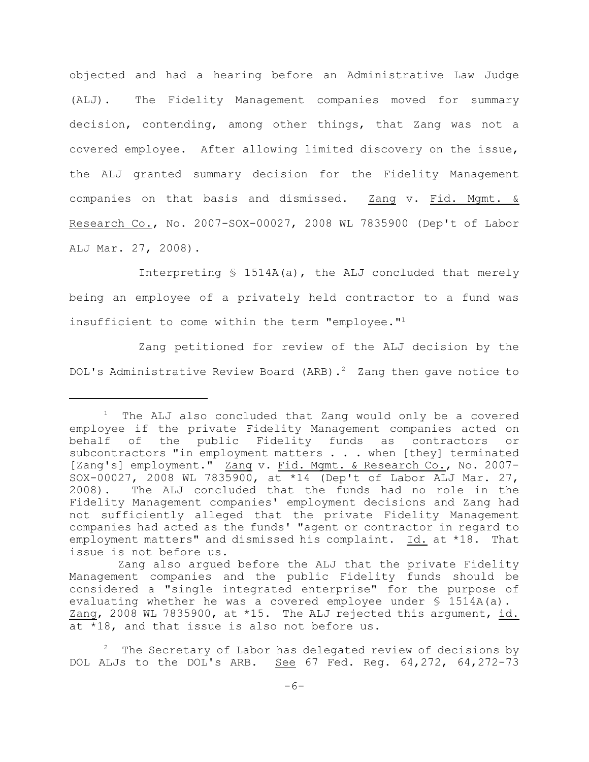objected and had a hearing before an Administrative Law Judge (ALJ). The Fidelity Management companies moved for summary decision, contending, among other things, that Zang was not a covered employee. After allowing limited discovery on the issue, the ALJ granted summary decision for the Fidelity Management companies on that basis and dismissed. Zang v. Fid. Mgmt. & Research Co., No. 2007-SOX-00027, 2008 WL 7835900 (Dep't of Labor ALJ Mar. 27, 2008).

Interpreting § 1514A(a), the ALJ concluded that merely being an employee of a privately held contractor to a fund was insufficient to come within the term "employee."[1]

Zang petitioned for review of the ALJ decision by the DOL's Administrative Review Board (ARB).[2] Zang then gave notice to

---

[1] The ALJ also concluded that Zang would only be a covered employee if the private Fidelity Management companies acted on behalf of the public Fidelity funds as contractors or subcontractors "in employment matters . . . when [they] terminated [Zang's] employment." Zang v. Fid. Mgmt. & Research Co., No. 2007-SOX-00027, 2008 WL 7835900, at *14 (Dep't of Labor ALJ Mar. 27, 2008). The ALJ concluded that the funds had no role in the Fidelity Management companies' employment decisions and Zang had not sufficiently alleged that the private Fidelity Management companies had acted as the funds' "agent or contractor in regard to employment matters" and dismissed his complaint. Id. at *18. That issue is not before us.

Zang also argued before the ALJ that the private Fidelity Management companies and the public Fidelity funds should be considered a "single integrated enterprise" for the purpose of evaluating whether he was a covered employee under § 1514A(a). Zang, 2008 WL 7835900, at *15. The ALJ rejected this argument, id. at *18, and that issue is also not before us.

[2] The Secretary of Labor has delegated review of decisions by DOL ALJs to the DOL's ARB. See 67 Fed. Reg. 64,272, 64,272-73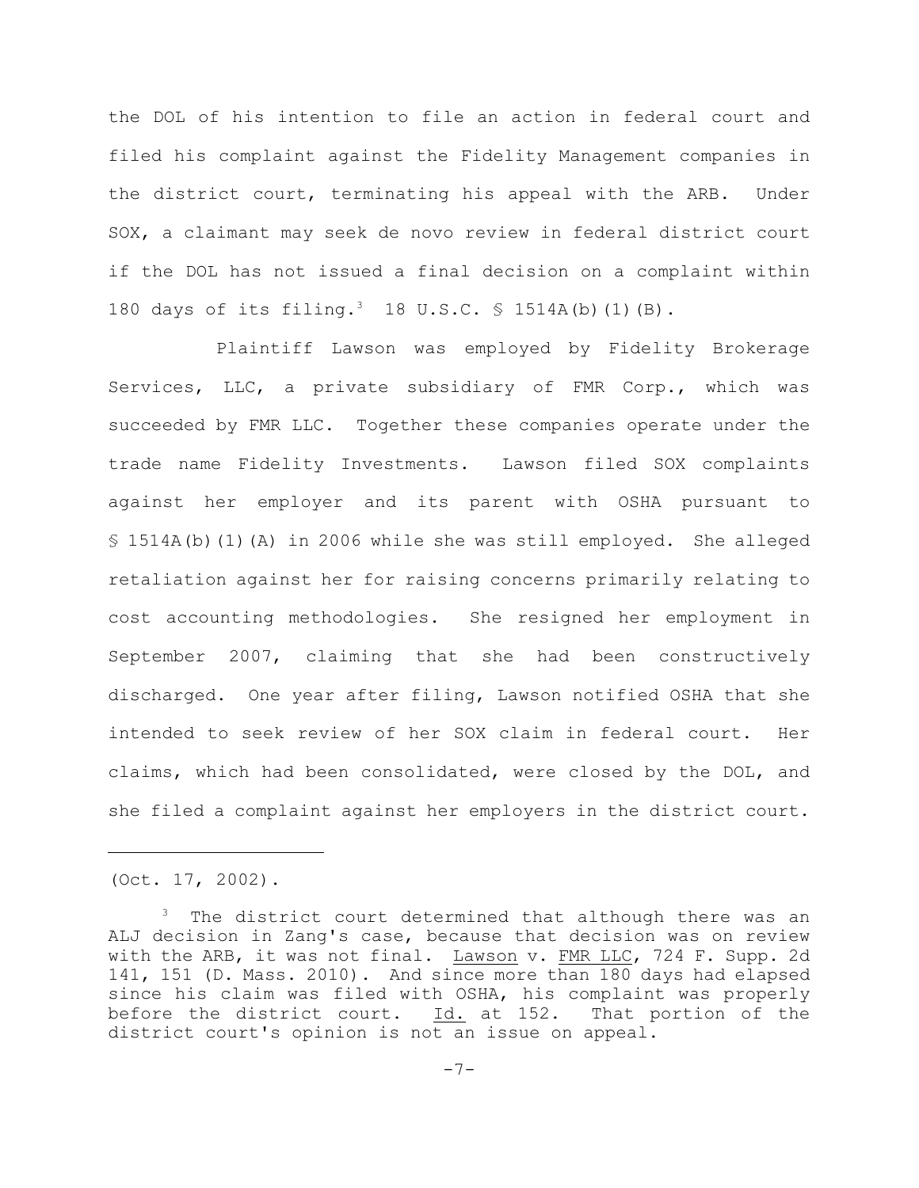the DOL of his intention to file an action in federal court and filed his complaint against the Fidelity Management companies in the district court, terminating his appeal with the ARB. Under SOX, a claimant may seek de novo review in federal district court if the DOL has not issued a final decision on a complaint within 180 days of its filing.[3] 18 U.S.C. § 1514A(b)(1)(B).

Plaintiff Lawson was employed by Fidelity Brokerage Services, LLC, a private subsidiary of FMR Corp., which was succeeded by FMR LLC. Together these companies operate under the trade name Fidelity Investments. Lawson filed SOX complaints against her employer and its parent with OSHA pursuant to § 1514A(b)(1)(A) in 2006 while she was still employed. She alleged retaliation against her for raising concerns primarily relating to cost accounting methodologies. She resigned her employment in September 2007, claiming that she had been constructively discharged. One year after filing, Lawson notified OSHA that she intended to seek review of her SOX claim in federal court. Her claims, which had been consolidated, were closed by the DOL, and she filed a complaint against her employers in the district court.

---

(Oct. 17, 2002).

[3] The district court determined that although there was an ALJ decision in Zang's case, because that decision was on review with the ARB, it was not final. Lawson v. FMR LLC, 724 F. Supp. 2d 141, 151 (D. Mass. 2010). And since more than 180 days had elapsed since his claim was filed with OSHA, his complaint was properly before the district court. Id. at 152. That portion of the district court's opinion is not an issue on appeal.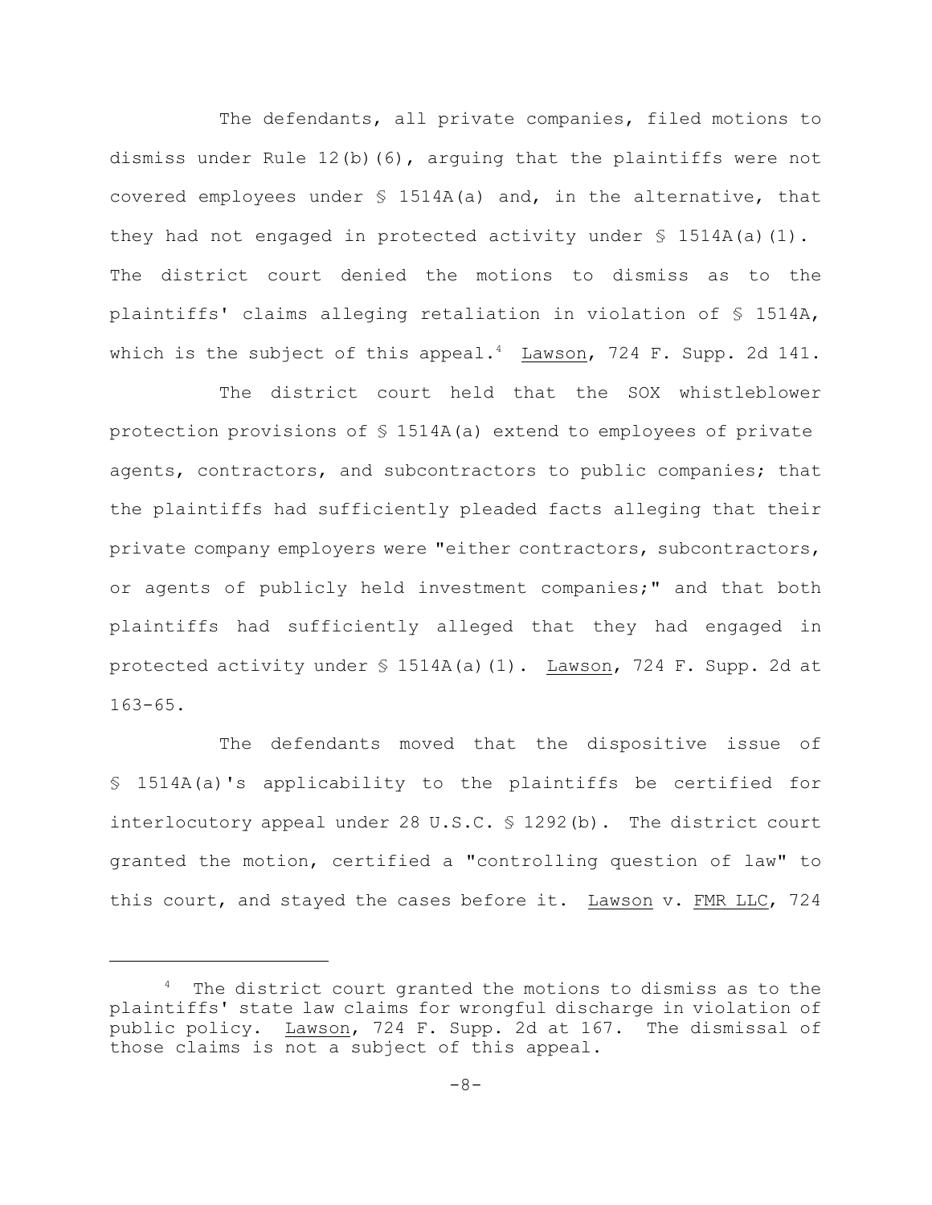The defendants, all private companies, filed motions to dismiss under Rule 12(b)(6), arguing that the plaintiffs were not covered employees under § 1514A(a) and, in the alternative, that they had not engaged in protected activity under § 1514A(a)(1). The district court denied the motions to dismiss as to the plaintiffs' claims alleging retaliation in violation of § 1514A, which is the subject of this appeal.[4] Lawson, 724 F. Supp. 2d 141.

The district court held that the SOX whistleblower protection provisions of § 1514A(a) extend to employees of private agents, contractors, and subcontractors to public companies; that the plaintiffs had sufficiently pleaded facts alleging that their private company employers were "either contractors, subcontractors, or agents of publicly held investment companies;" and that both plaintiffs had sufficiently alleged that they had engaged in protected activity under § 1514A(a)(1). Lawson, 724 F. Supp. 2d at 163-65.

The defendants moved that the dispositive issue of § 1514A(a)'s applicability to the plaintiffs be certified for interlocutory appeal under 28 U.S.C. § 1292(b). The district court granted the motion, certified a "controlling question of law" to this court, and stayed the cases before it. Lawson v. FMR LLC, 724

---

[4] The district court granted the motions to dismiss as to the plaintiffs' state law claims for wrongful discharge in violation of public policy. Lawson, 724 F. Supp. 2d at 167. The dismissal of those claims is not a subject of this appeal.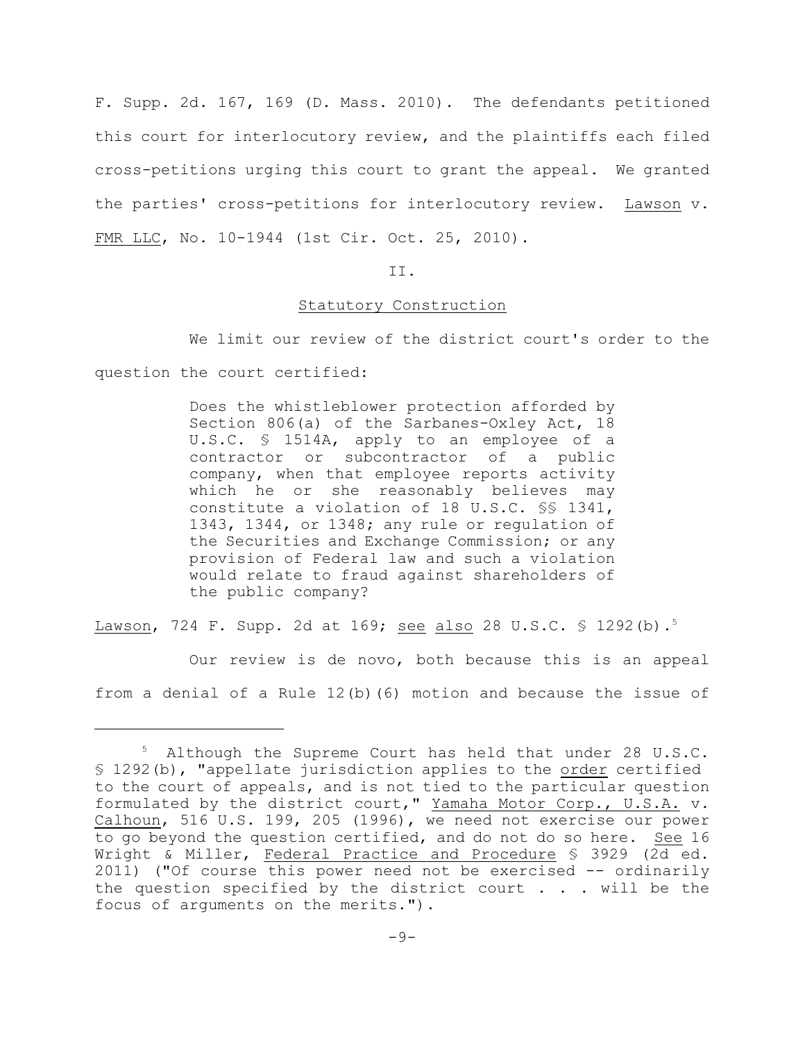F. Supp. 2d. 167, 169 (D. Mass. 2010). The defendants petitioned this court for interlocutory review, and the plaintiffs each filed cross-petitions urging this court to grant the appeal. We granted the parties' cross-petitions for interlocutory review. Lawson v. FMR LLC, No. 10-1944 (1st Cir. Oct. 25, 2010).

II.

## Statutory Construction

We limit our review of the district court's order to the question the court certified:

> Does the whistleblower protection afforded by Section 806(a) of the Sarbanes-Oxley Act, 18 U.S.C. § 1514A, apply to an employee of a contractor or subcontractor of a public company, when that employee reports activity which he or she reasonably believes may constitute a violation of 18 U.S.C. §§ 1341, 1343, 1344, or 1348; any rule or regulation of the Securities and Exchange Commission; or any provision of Federal law and such a violation would relate to fraud against shareholders of the public company?

Lawson, 724 F. Supp. 2d at 169; see also 28 U.S.C. § 1292(b).[5]

Our review is de novo, both because this is an appeal from a denial of a Rule 12(b)(6) motion and because the issue of

---

[5] Although the Supreme Court has held that under 28 U.S.C. § 1292(b), "appellate jurisdiction applies to the order certified to the court of appeals, and is not tied to the particular question formulated by the district court," Yamaha Motor Corp., U.S.A. v. Calhoun, 516 U.S. 199, 205 (1996), we need not exercise our power to go beyond the question certified, and do not do so here. See 16 Wright & Miller, Federal Practice and Procedure § 3929 (2d ed. 2011) ("Of course this power need not be exercised -- ordinarily the question specified by the district court . . . will be the focus of arguments on the merits.").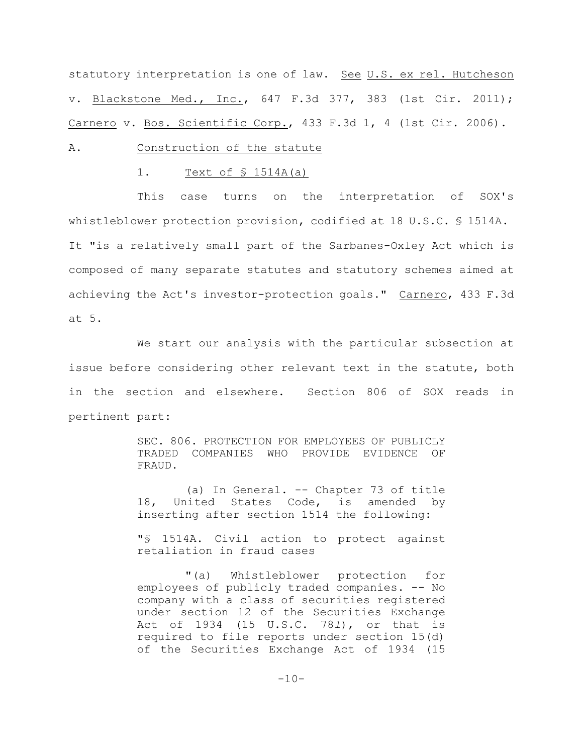statutory interpretation is one of law. See U.S. ex rel. Hutcheson v. Blackstone Med., Inc., 647 F.3d 377, 383 (1st Cir. 2011); Carnero v. Bos. Scientific Corp., 433 F.3d 1, 4 (1st Cir. 2006).

A. Construction of the statute

1. Text of § 1514A(a)

This case turns on the interpretation of SOX's whistleblower protection provision, codified at 18 U.S.C. § 1514A. It "is a relatively small part of the Sarbanes-Oxley Act which is composed of many separate statutes and statutory schemes aimed at achieving the Act's investor-protection goals." Carnero, 433 F.3d at 5.

We start our analysis with the particular subsection at issue before considering other relevant text in the statute, both in the section and elsewhere. Section 806 of SOX reads in pertinent part:

> SEC. 806. PROTECTION FOR EMPLOYEES OF PUBLICLY TRADED COMPANIES WHO PROVIDE EVIDENCE OF FRAUD.
>
> (a) In General. -- Chapter 73 of title 18, United States Code, is amended by inserting after section 1514 the following:
>
> "§ 1514A. Civil action to protect against retaliation in fraud cases
>
> "(a) Whistleblower protection for employees of publicly traded companies. -- No company with a class of securities registered under section 12 of the Securities Exchange Act of 1934 (15 U.S.C. 78*l*), or that is required to file reports under section 15(d) of the Securities Exchange Act of 1934 (15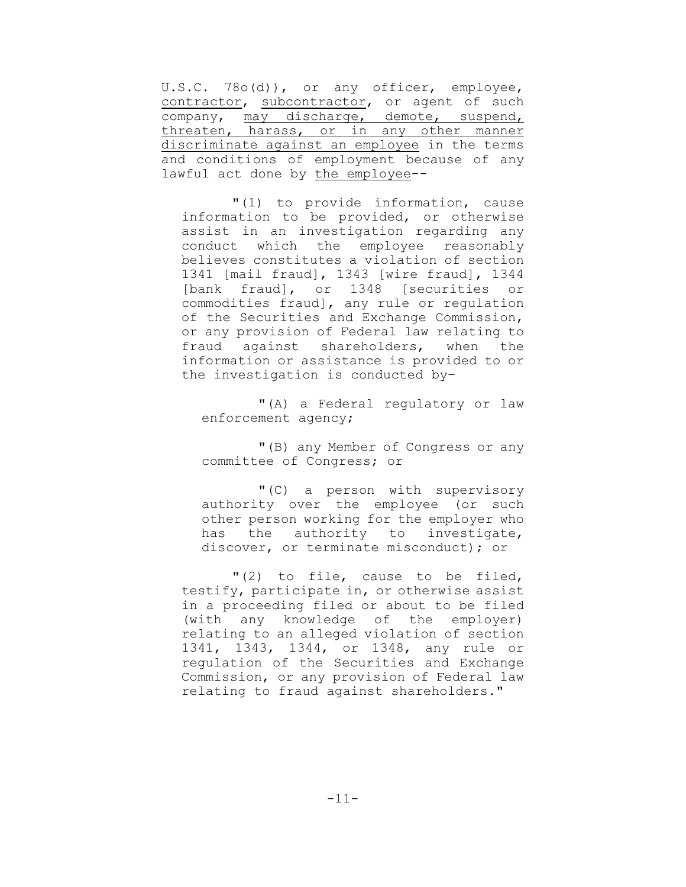U.S.C. 78o(d)), or any officer, employee, <u>contractor</u>, <u>subcontractor</u>, or agent of such company, <u>may discharge, demote, suspend, threaten, harass, or in any other manner discriminate against an employee</u> in the terms and conditions of employment because of any lawful act done by <u>the employee</u>--

> "(1) to provide information, cause information to be provided, or otherwise assist in an investigation regarding any conduct which the employee reasonably believes constitutes a violation of section 1341 [mail fraud], 1343 [wire fraud], 1344 [bank fraud], or 1348 [securities or commodities fraud], any rule or regulation of the Securities and Exchange Commission, or any provision of Federal law relating to fraud against shareholders, when the information or assistance is provided to or the investigation is conducted by–
>
> > "(A) a Federal regulatory or law enforcement agency;
> >
> > "(B) any Member of Congress or any committee of Congress; or
> >
> > "(C) a person with supervisory authority over the employee (or such other person working for the employer who has the authority to investigate, discover, or terminate misconduct); or
>
> "(2) to file, cause to be filed, testify, participate in, or otherwise assist in a proceeding filed or about to be filed (with any knowledge of the employer) relating to an alleged violation of section 1341, 1343, 1344, or 1348, any rule or regulation of the Securities and Exchange Commission, or any provision of Federal law relating to fraud against shareholders."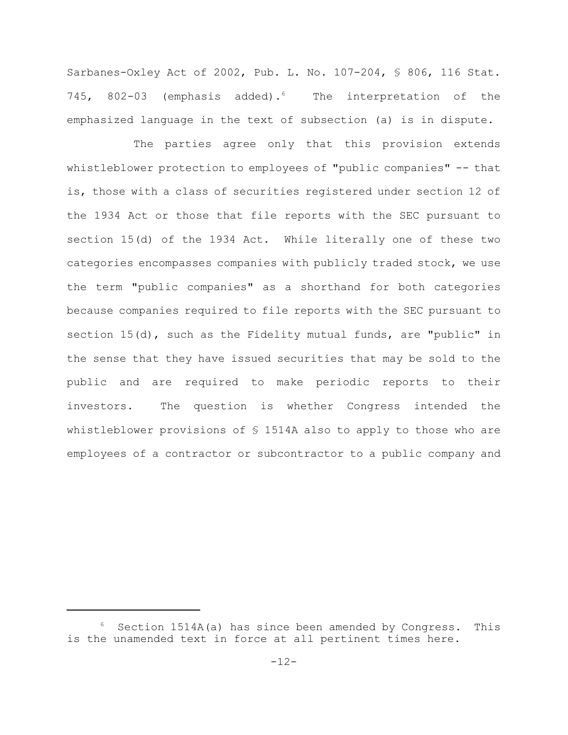Sarbanes-Oxley Act of 2002, Pub. L. No. 107-204, § 806, 116 Stat. 745, 802-03 (emphasis added).[6] The interpretation of the emphasized language in the text of subsection (a) is in dispute.

The parties agree only that this provision extends whistleblower protection to employees of "public companies" -- that is, those with a class of securities registered under section 12 of the 1934 Act or those that file reports with the SEC pursuant to section 15(d) of the 1934 Act. While literally one of these two categories encompasses companies with publicly traded stock, we use the term "public companies" as a shorthand for both categories because companies required to file reports with the SEC pursuant to section 15(d), such as the Fidelity mutual funds, are "public" in the sense that they have issued securities that may be sold to the public and are required to make periodic reports to their investors. The question is whether Congress intended the whistleblower provisions of § 1514A also to apply to those who are employees of a contractor or subcontractor to a public company and

---

[6] Section 1514A(a) has since been amended by Congress. This is the unamended text in force at all pertinent times here.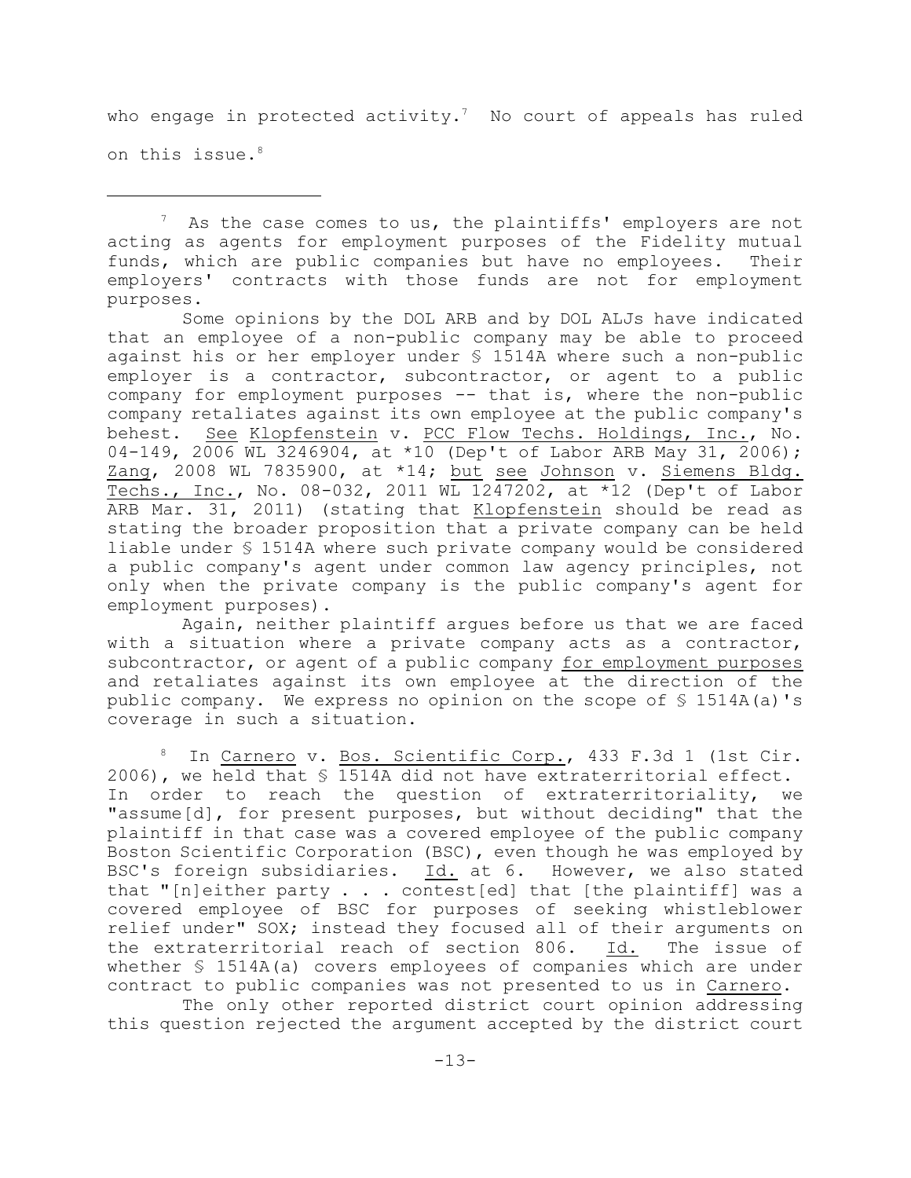who engage in protected activity.[7] No court of appeals has ruled on this issue.[8]

---

[7] As the case comes to us, the plaintiffs' employers are not acting as agents for employment purposes of the Fidelity mutual funds, which are public companies but have no employees. Their employers' contracts with those funds are not for employment purposes.

Some opinions by the DOL ARB and by DOL ALJs have indicated that an employee of a non-public company may be able to proceed against his or her employer under § 1514A where such a non-public employer is a contractor, subcontractor, or agent to a public company for employment purposes -- that is, where the non-public company retaliates against its own employee at the public company's behest. See Klopfenstein v. PCC Flow Techs. Holdings, Inc., No. 04-149, 2006 WL 3246904, at *10 (Dep't of Labor ARB May 31, 2006); Zang, 2008 WL 7835900, at *14; but see Johnson v. Siemens Bldg. Techs., Inc., No. 08-032, 2011 WL 1247202, at *12 (Dep't of Labor ARB Mar. 31, 2011) (stating that Klopfenstein should be read as stating the broader proposition that a private company can be held liable under § 1514A where such private company would be considered a public company's agent under common law agency principles, not only when the private company is the public company's agent for employment purposes).

Again, neither plaintiff argues before us that we are faced with a situation where a private company acts as a contractor, subcontractor, or agent of a public company for employment purposes and retaliates against its own employee at the direction of the public company. We express no opinion on the scope of § 1514A(a)'s coverage in such a situation.

[8] In Carnero v. Bos. Scientific Corp., 433 F.3d 1 (1st Cir. 2006), we held that § 1514A did not have extraterritorial effect. In order to reach the question of extraterritoriality, we "assume[d], for present purposes, but without deciding" that the plaintiff in that case was a covered employee of the public company Boston Scientific Corporation (BSC), even though he was employed by BSC's foreign subsidiaries. Id. at 6. However, we also stated that "[n]either party . . . contest[ed] that [the plaintiff] was a covered employee of BSC for purposes of seeking whistleblower relief under" SOX; instead they focused all of their arguments on the extraterritorial reach of section 806. Id. The issue of whether § 1514A(a) covers employees of companies which are under contract to public companies was not presented to us in Carnero.

The only other reported district court opinion addressing this question rejected the argument accepted by the district court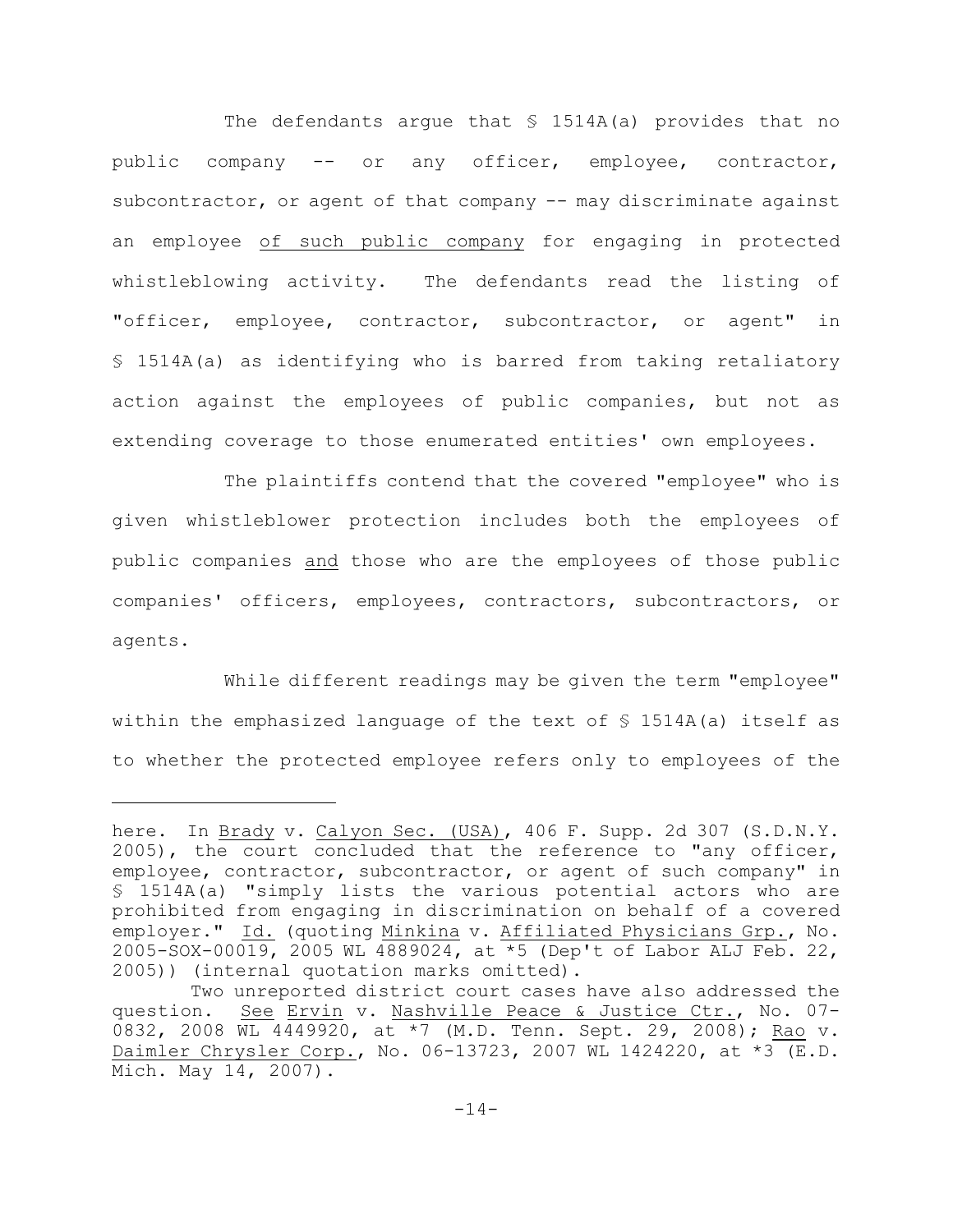The defendants argue that § 1514A(a) provides that no public company -- or any officer, employee, contractor, subcontractor, or agent of that company -- may discriminate against an employee <u>of such public company</u> for engaging in protected whistleblowing activity. The defendants read the listing of "officer, employee, contractor, subcontractor, or agent" in § 1514A(a) as identifying who is barred from taking retaliatory action against the employees of public companies, but not as extending coverage to those enumerated entities' own employees.

The plaintiffs contend that the covered "employee" who is given whistleblower protection includes both the employees of public companies <u>and</u> those who are the employees of those public companies' officers, employees, contractors, subcontractors, or agents.

While different readings may be given the term "employee" within the emphasized language of the text of § 1514A(a) itself as to whether the protected employee refers only to employees of the

---

here. In <u>Brady</u> v. <u>Calyon Sec. (USA)</u>, 406 F. Supp. 2d 307 (S.D.N.Y. 2005), the court concluded that the reference to "any officer, employee, contractor, subcontractor, or agent of such company" in § 1514A(a) "simply lists the various potential actors who are prohibited from engaging in discrimination on behalf of a covered employer." <u>Id.</u> (quoting <u>Minkina</u> v. <u>Affiliated Physicians Grp.</u>, No. 2005-SOX-00019, 2005 WL 4889024, at *5 (Dep't of Labor ALJ Feb. 22, 2005)) (internal quotation marks omitted).

Two unreported district court cases have also addressed the question. <u>See</u> <u>Ervin</u> v. <u>Nashville Peace & Justice Ctr.</u>, No. 07-0832, 2008 WL 4449920, at *7 (M.D. Tenn. Sept. 29, 2008); <u>Rao</u> v. <u>Daimler Chrysler Corp.</u>, No. 06-13723, 2007 WL 1424220, at *3 (E.D. Mich. May 14, 2007).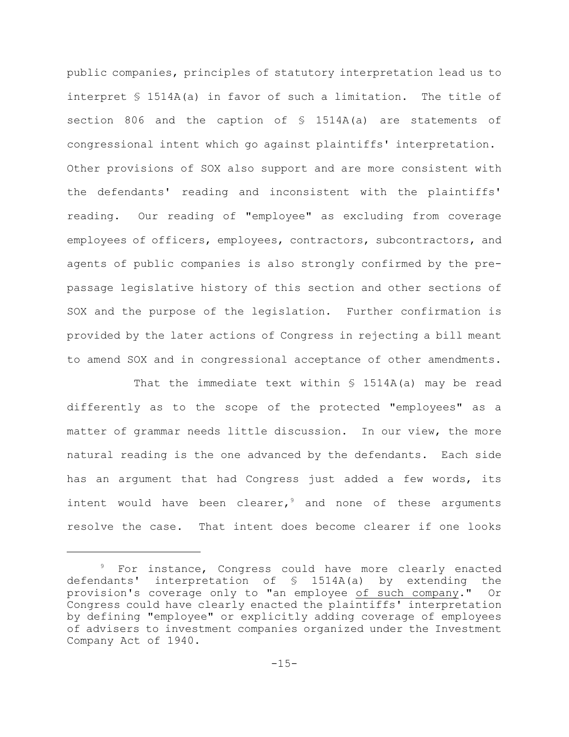public companies, principles of statutory interpretation lead us to interpret § 1514A(a) in favor of such a limitation. The title of section 806 and the caption of § 1514A(a) are statements of congressional intent which go against plaintiffs' interpretation. Other provisions of SOX also support and are more consistent with the defendants' reading and inconsistent with the plaintiffs' reading. Our reading of "employee" as excluding from coverage employees of officers, employees, contractors, subcontractors, and agents of public companies is also strongly confirmed by the pre-passage legislative history of this section and other sections of SOX and the purpose of the legislation. Further confirmation is provided by the later actions of Congress in rejecting a bill meant to amend SOX and in congressional acceptance of other amendments.

That the immediate text within § 1514A(a) may be read differently as to the scope of the protected "employees" as a matter of grammar needs little discussion. In our view, the more natural reading is the one advanced by the defendants. Each side has an argument that had Congress just added a few words, its intent would have been clearer,[9] and none of these arguments resolve the case. That intent does become clearer if one looks

---

[9] For instance, Congress could have more clearly enacted defendants' interpretation of § 1514A(a) by extending the provision's coverage only to "an employee <u>of such company</u>." Or Congress could have clearly enacted the plaintiffs' interpretation by defining "employee" or explicitly adding coverage of employees of advisers to investment companies organized under the Investment Company Act of 1940.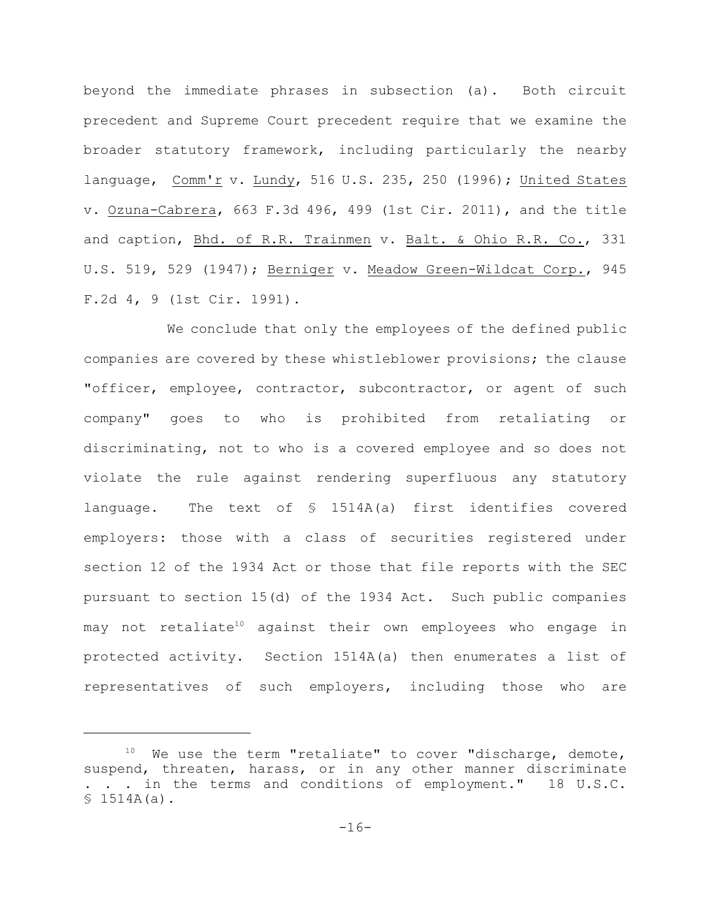beyond the immediate phrases in subsection (a). Both circuit precedent and Supreme Court precedent require that we examine the broader statutory framework, including particularly the nearby language, Comm'r v. Lundy, 516 U.S. 235, 250 (1996); United States v. Ozuna-Cabrera, 663 F.3d 496, 499 (1st Cir. 2011), and the title and caption, Bhd. of R.R. Trainmen v. Balt. & Ohio R.R. Co., 331 U.S. 519, 529 (1947); Berniger v. Meadow Green-Wildcat Corp., 945 F.2d 4, 9 (1st Cir. 1991).

We conclude that only the employees of the defined public companies are covered by these whistleblower provisions; the clause "officer, employee, contractor, subcontractor, or agent of such company" goes to who is prohibited from retaliating or discriminating, not to who is a covered employee and so does not violate the rule against rendering superfluous any statutory language. The text of § 1514A(a) first identifies covered employers: those with a class of securities registered under section 12 of the 1934 Act or those that file reports with the SEC pursuant to section 15(d) of the 1934 Act. Such public companies may not retaliate[10] against their own employees who engage in protected activity. Section 1514A(a) then enumerates a list of representatives of such employers, including those who are

---

[10] We use the term "retaliate" to cover "discharge, demote, suspend, threaten, harass, or in any other manner discriminate . . . in the terms and conditions of employment." 18 U.S.C. § 1514A(a).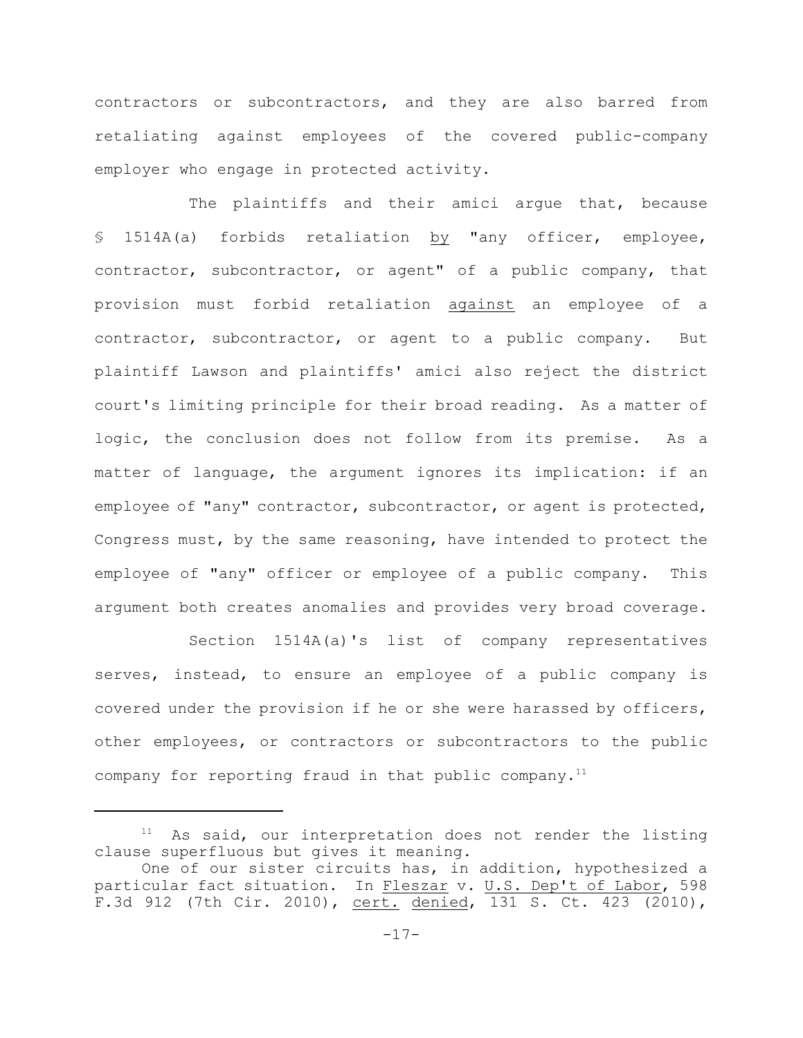contractors or subcontractors, and they are also barred from retaliating against employees of the covered public-company employer who engage in protected activity.

The plaintiffs and their amici argue that, because § 1514A(a) forbids retaliation by "any officer, employee, contractor, subcontractor, or agent" of a public company, that provision must forbid retaliation against an employee of a contractor, subcontractor, or agent to a public company. But plaintiff Lawson and plaintiffs' amici also reject the district court's limiting principle for their broad reading. As a matter of logic, the conclusion does not follow from its premise. As a matter of language, the argument ignores its implication: if an employee of "any" contractor, subcontractor, or agent is protected, Congress must, by the same reasoning, have intended to protect the employee of "any" officer or employee of a public company. This argument both creates anomalies and provides very broad coverage.

Section 1514A(a)'s list of company representatives serves, instead, to ensure an employee of a public company is covered under the provision if he or she were harassed by officers, other employees, or contractors or subcontractors to the public company for reporting fraud in that public company.[11]

---

[11] As said, our interpretation does not render the listing clause superfluous but gives it meaning.

One of our sister circuits has, in addition, hypothesized a particular fact situation. In Fleszar v. U.S. Dep't of Labor, 598 F.3d 912 (7th Cir. 2010), cert. denied, 131 S. Ct. 423 (2010),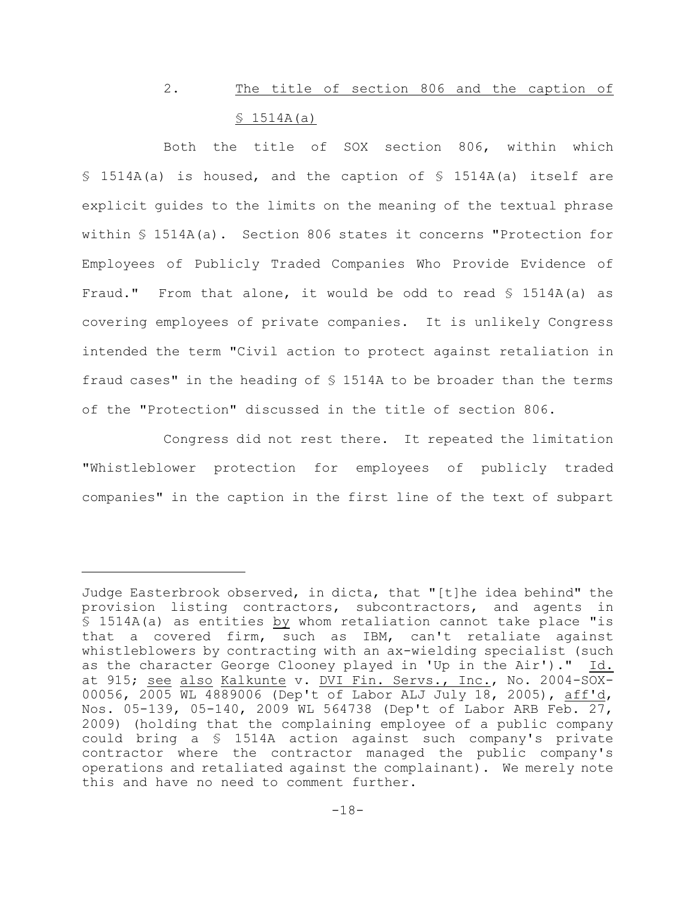2. <u>The title of section 806 and the caption of § 1514A(a)</u>

Both the title of SOX section 806, within which § 1514A(a) is housed, and the caption of § 1514A(a) itself are explicit guides to the limits on the meaning of the textual phrase within § 1514A(a). Section 806 states it concerns "Protection for Employees of Publicly Traded Companies Who Provide Evidence of Fraud." From that alone, it would be odd to read § 1514A(a) as covering employees of private companies. It is unlikely Congress intended the term "Civil action to protect against retaliation in fraud cases" in the heading of § 1514A to be broader than the terms of the "Protection" discussed in the title of section 806.

Congress did not rest there. It repeated the limitation "Whistleblower protection for employees of publicly traded companies" in the caption in the first line of the text of subpart

---

Judge Easterbrook observed, in dicta, that "[t]he idea behind" the provision listing contractors, subcontractors, and agents in § 1514A(a) as entities <u>by</u> whom retaliation cannot take place "is that a covered firm, such as IBM, can't retaliate against whistleblowers by contracting with an ax-wielding specialist (such as the character George Clooney played in 'Up in the Air')." <u>Id.</u> at 915; <u>see</u> <u>also</u> <u>Kalkunte</u> v. <u>DVI Fin. Servs., Inc.</u>, No. 2004-SOX-00056, 2005 WL 4889006 (Dep't of Labor ALJ July 18, 2005), <u>aff'd</u>, Nos. 05-139, 05-140, 2009 WL 564738 (Dep't of Labor ARB Feb. 27, 2009) (holding that the complaining employee of a public company could bring a § 1514A action against such company's private contractor where the contractor managed the public company's operations and retaliated against the complainant). We merely note this and have no need to comment further.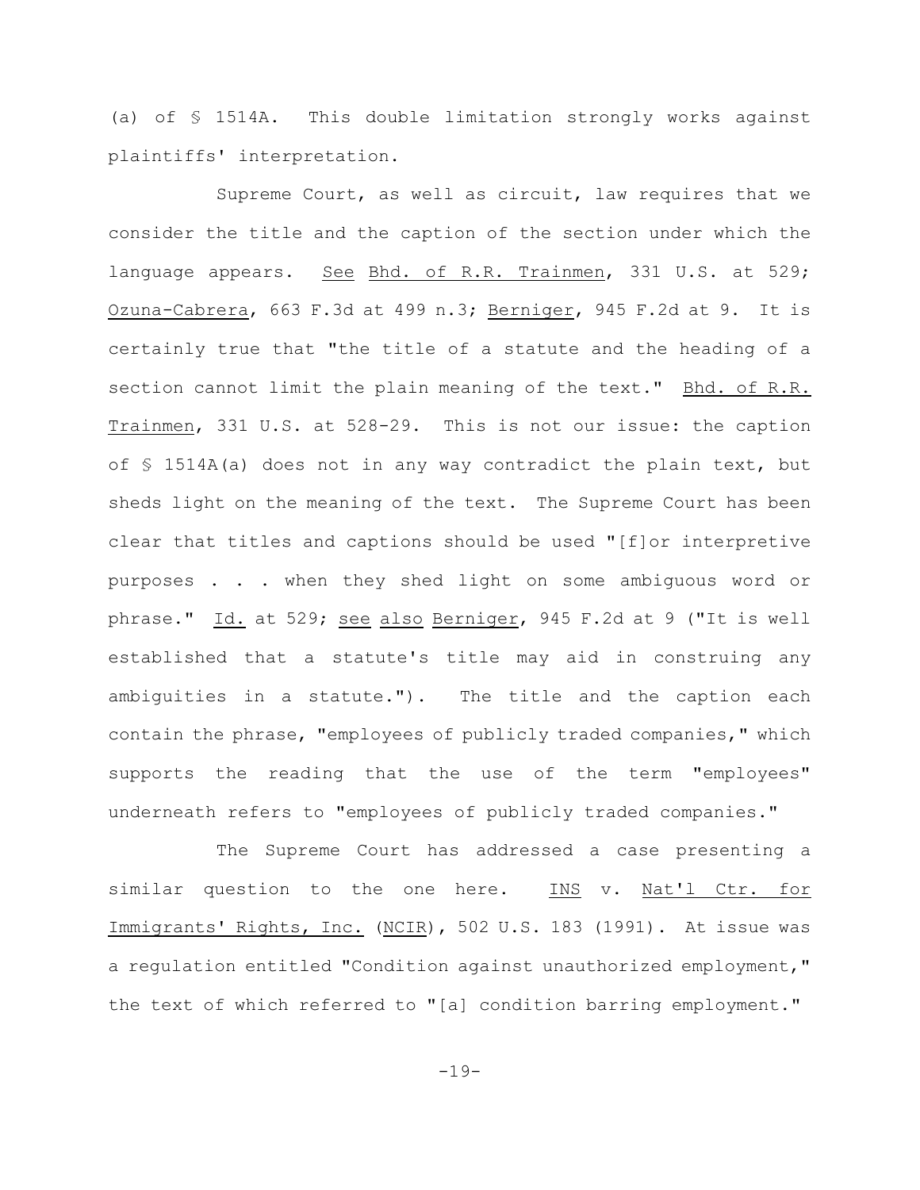(a) of § 1514A. This double limitation strongly works against plaintiffs' interpretation.

Supreme Court, as well as circuit, law requires that we consider the title and the caption of the section under which the language appears. See Bhd. of R.R. Trainmen, 331 U.S. at 529; Ozuna-Cabrera, 663 F.3d at 499 n.3; Berniger, 945 F.2d at 9. It is certainly true that "the title of a statute and the heading of a section cannot limit the plain meaning of the text." Bhd. of R.R. Trainmen, 331 U.S. at 528-29. This is not our issue: the caption of § 1514A(a) does not in any way contradict the plain text, but sheds light on the meaning of the text. The Supreme Court has been clear that titles and captions should be used "[f]or interpretive purposes . . . when they shed light on some ambiguous word or phrase." Id. at 529; see also Berniger, 945 F.2d at 9 ("It is well established that a statute's title may aid in construing any ambiguities in a statute."). The title and the caption each contain the phrase, "employees of publicly traded companies," which supports the reading that the use of the term "employees" underneath refers to "employees of publicly traded companies."

The Supreme Court has addressed a case presenting a similar question to the one here. INS v. Nat'l Ctr. for Immigrants' Rights, Inc. (NCIR), 502 U.S. 183 (1991). At issue was a regulation entitled "Condition against unauthorized employment," the text of which referred to "[a] condition barring employment."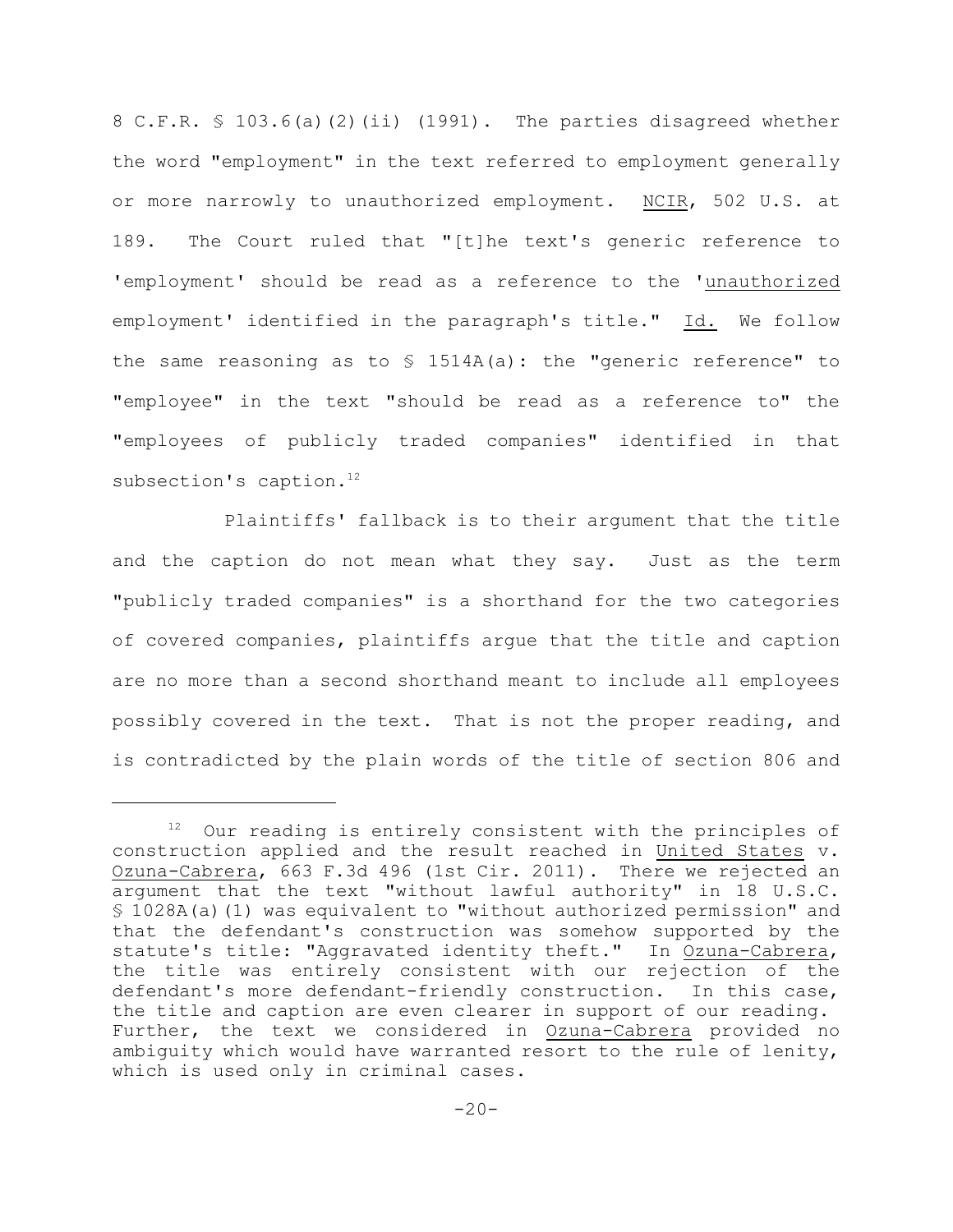8 C.F.R. § 103.6(a)(2)(ii) (1991). The parties disagreed whether the word "employment" in the text referred to employment generally or more narrowly to unauthorized employment. NCIR, 502 U.S. at 189. The Court ruled that "[t]he text's generic reference to 'employment' should be read as a reference to the 'unauthorized employment' identified in the paragraph's title." Id. We follow the same reasoning as to § 1514A(a): the "generic reference" to "employee" in the text "should be read as a reference to" the "employees of publicly traded companies" identified in that subsection's caption.[12]

Plaintiffs' fallback is to their argument that the title and the caption do not mean what they say. Just as the term "publicly traded companies" is a shorthand for the two categories of covered companies, plaintiffs argue that the title and caption are no more than a second shorthand meant to include all employees possibly covered in the text. That is not the proper reading, and is contradicted by the plain words of the title of section 806 and

[12] Our reading is entirely consistent with the principles of construction applied and the result reached in United States v. Ozuna-Cabrera, 663 F.3d 496 (1st Cir. 2011). There we rejected an argument that the text "without lawful authority" in 18 U.S.C. § 1028A(a)(1) was equivalent to "without authorized permission" and that the defendant's construction was somehow supported by the statute's title: "Aggravated identity theft." In Ozuna-Cabrera, the title was entirely consistent with our rejection of the defendant's more defendant-friendly construction. In this case, the title and caption are even clearer in support of our reading. Further, the text we considered in Ozuna-Cabrera provided no ambiguity which would have warranted resort to the rule of lenity, which is used only in criminal cases.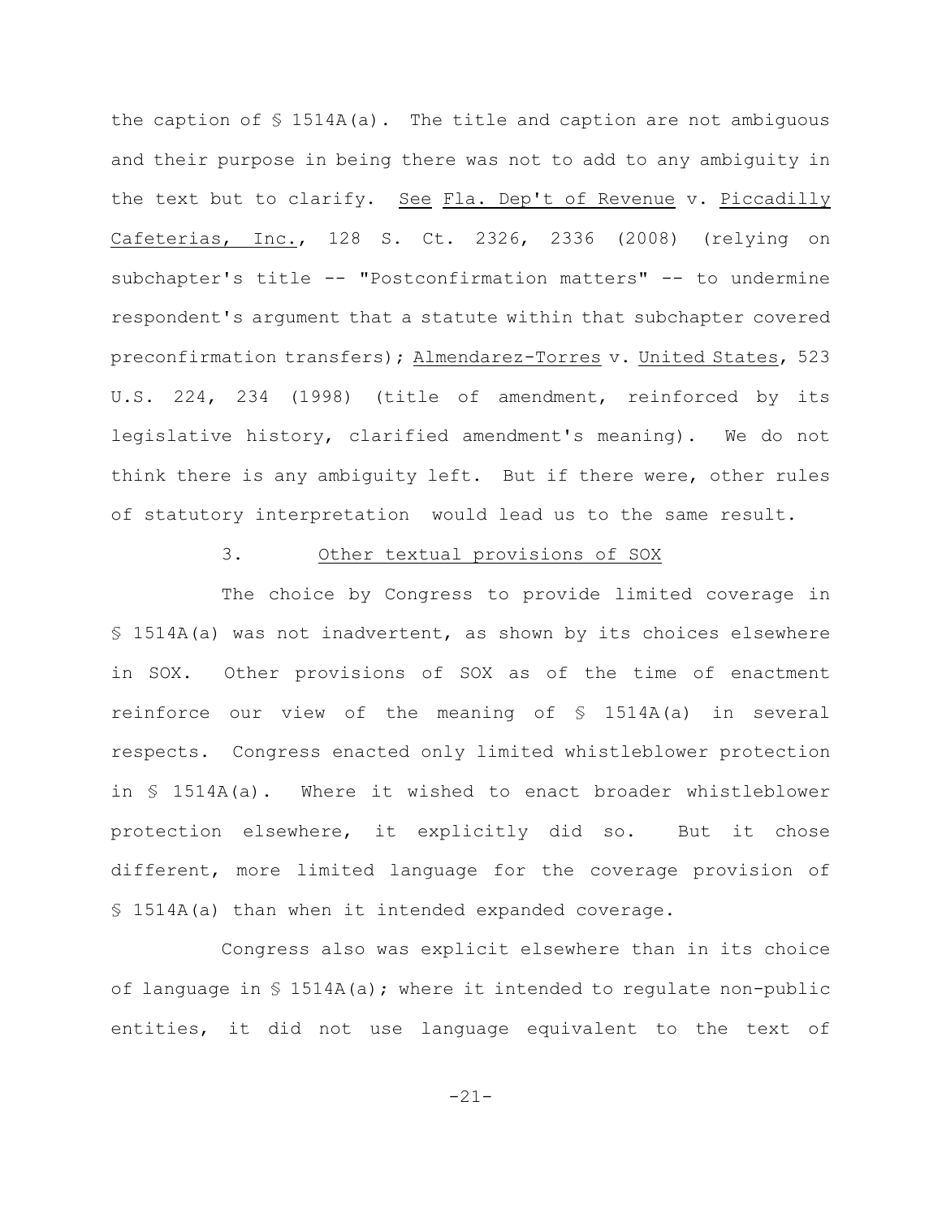the caption of § 1514A(a). The title and caption are not ambiguous and their purpose in being there was not to add to any ambiguity in the text but to clarify. See Fla. Dep't of Revenue v. Piccadilly Cafeterias, Inc., 128 S. Ct. 2326, 2336 (2008) (relying on subchapter's title -- "Postconfirmation matters" -- to undermine respondent's argument that a statute within that subchapter covered preconfirmation transfers); Almendarez-Torres v. United States, 523 U.S. 224, 234 (1998) (title of amendment, reinforced by its legislative history, clarified amendment's meaning). We do not think there is any ambiguity left. But if there were, other rules of statutory interpretation would lead us to the same result.

### 3. Other textual provisions of SOX

The choice by Congress to provide limited coverage in § 1514A(a) was not inadvertent, as shown by its choices elsewhere in SOX. Other provisions of SOX as of the time of enactment reinforce our view of the meaning of § 1514A(a) in several respects. Congress enacted only limited whistleblower protection in § 1514A(a). Where it wished to enact broader whistleblower protection elsewhere, it explicitly did so. But it chose different, more limited language for the coverage provision of § 1514A(a) than when it intended expanded coverage.

Congress also was explicit elsewhere than in its choice of language in § 1514A(a); where it intended to regulate non-public entities, it did not use language equivalent to the text of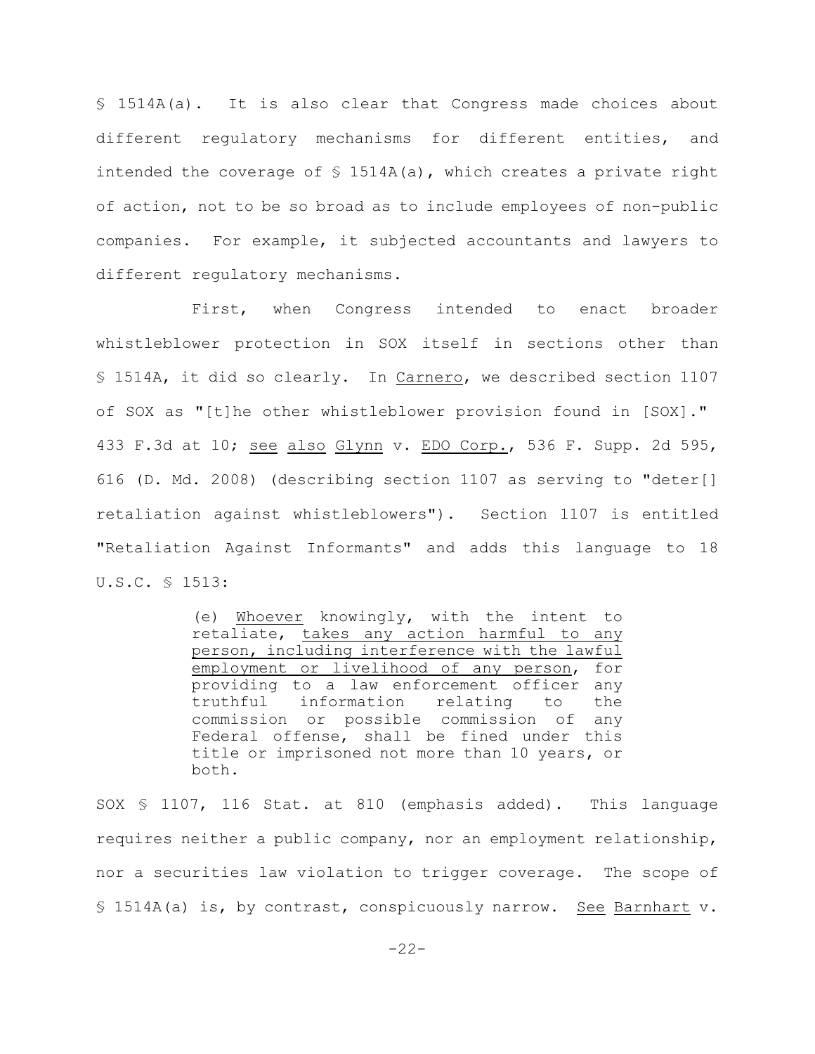§ 1514A(a). It is also clear that Congress made choices about different regulatory mechanisms for different entities, and intended the coverage of § 1514A(a), which creates a private right of action, not to be so broad as to include employees of non-public companies. For example, it subjected accountants and lawyers to different regulatory mechanisms.

First, when Congress intended to enact broader whistleblower protection in SOX itself in sections other than § 1514A, it did so clearly. In Carnero, we described section 1107 of SOX as "[t]he other whistleblower provision found in [SOX]." 433 F.3d at 10; see also Glynn v. EDO Corp., 536 F. Supp. 2d 595, 616 (D. Md. 2008) (describing section 1107 as serving to "deter[] retaliation against whistleblowers"). Section 1107 is entitled "Retaliation Against Informants" and adds this language to 18 U.S.C. § 1513:

> (e) Whoever knowingly, with the intent to retaliate, takes any action harmful to any person, including interference with the lawful employment or livelihood of any person, for providing to a law enforcement officer any truthful information relating to the commission or possible commission of any Federal offense, shall be fined under this title or imprisoned not more than 10 years, or both.

SOX § 1107, 116 Stat. at 810 (emphasis added). This language requires neither a public company, nor an employment relationship, nor a securities law violation to trigger coverage. The scope of § 1514A(a) is, by contrast, conspicuously narrow. See Barnhart v.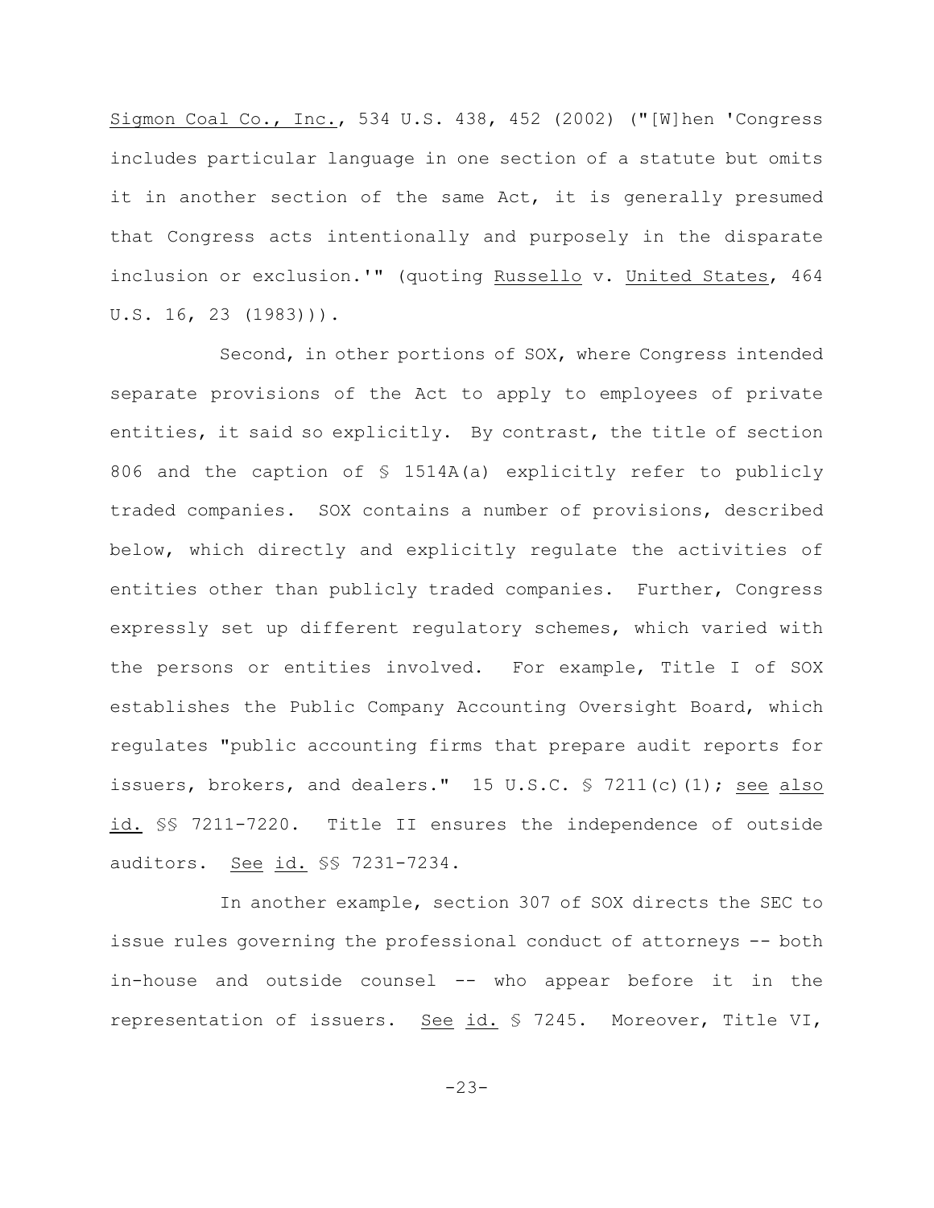Sigmon Coal Co., Inc., 534 U.S. 438, 452 (2002) ("[W]hen 'Congress includes particular language in one section of a statute but omits it in another section of the same Act, it is generally presumed that Congress acts intentionally and purposely in the disparate inclusion or exclusion.'" (quoting Russello v. United States, 464 U.S. 16, 23 (1983))).

Second, in other portions of SOX, where Congress intended separate provisions of the Act to apply to employees of private entities, it said so explicitly. By contrast, the title of section 806 and the caption of § 1514A(a) explicitly refer to publicly traded companies. SOX contains a number of provisions, described below, which directly and explicitly regulate the activities of entities other than publicly traded companies. Further, Congress expressly set up different regulatory schemes, which varied with the persons or entities involved. For example, Title I of SOX establishes the Public Company Accounting Oversight Board, which regulates "public accounting firms that prepare audit reports for issuers, brokers, and dealers." 15 U.S.C. § 7211(c)(1); see also id. §§ 7211-7220. Title II ensures the independence of outside auditors. See id. §§ 7231-7234.

In another example, section 307 of SOX directs the SEC to issue rules governing the professional conduct of attorneys -- both in-house and outside counsel -- who appear before it in the representation of issuers. See id. § 7245. Moreover, Title VI,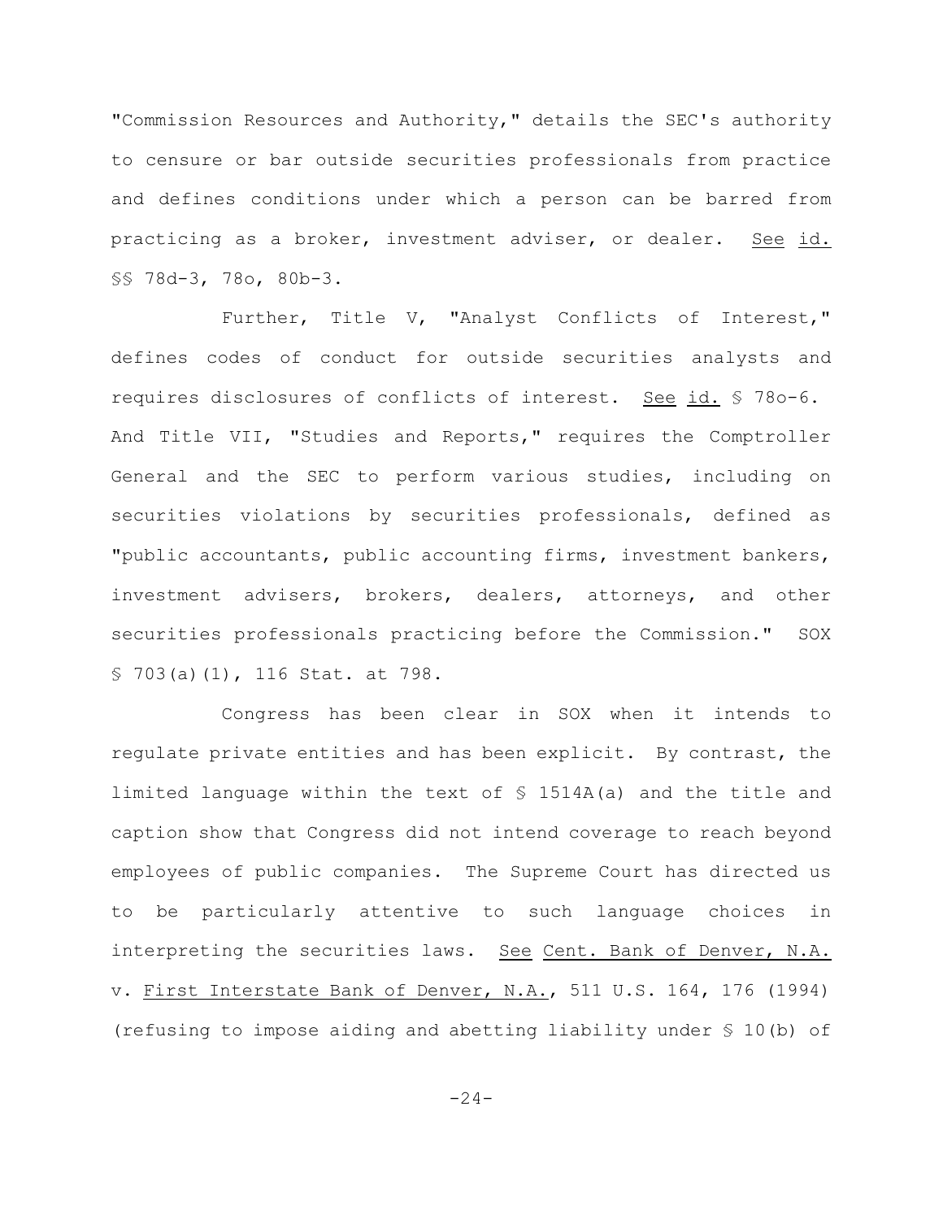"Commission Resources and Authority," details the SEC's authority to censure or bar outside securities professionals from practice and defines conditions under which a person can be barred from practicing as a broker, investment adviser, or dealer. See id. §§ 78d-3, 78o, 80b-3.

Further, Title V, "Analyst Conflicts of Interest," defines codes of conduct for outside securities analysts and requires disclosures of conflicts of interest. See id. § 78o-6. And Title VII, "Studies and Reports," requires the Comptroller General and the SEC to perform various studies, including on securities violations by securities professionals, defined as "public accountants, public accounting firms, investment bankers, investment advisers, brokers, dealers, attorneys, and other securities professionals practicing before the Commission." SOX § 703(a)(1), 116 Stat. at 798.

Congress has been clear in SOX when it intends to regulate private entities and has been explicit. By contrast, the limited language within the text of § 1514A(a) and the title and caption show that Congress did not intend coverage to reach beyond employees of public companies. The Supreme Court has directed us to be particularly attentive to such language choices in interpreting the securities laws. See Cent. Bank of Denver, N.A. v. First Interstate Bank of Denver, N.A., 511 U.S. 164, 176 (1994) (refusing to impose aiding and abetting liability under § 10(b) of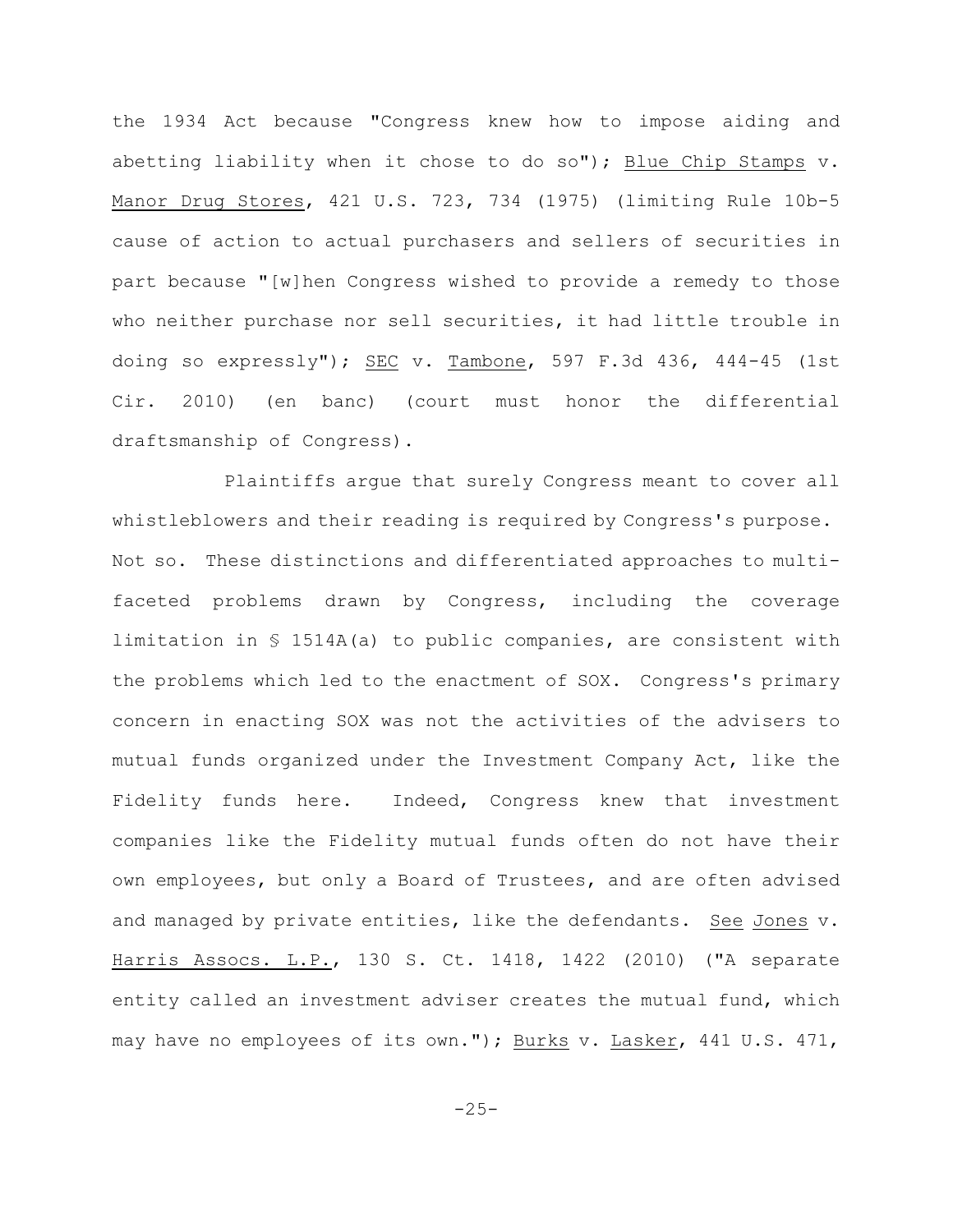the 1934 Act because "Congress knew how to impose aiding and abetting liability when it chose to do so"); Blue Chip Stamps v. Manor Drug Stores, 421 U.S. 723, 734 (1975) (limiting Rule 10b-5 cause of action to actual purchasers and sellers of securities in part because "[w]hen Congress wished to provide a remedy to those who neither purchase nor sell securities, it had little trouble in doing so expressly"); SEC v. Tambone, 597 F.3d 436, 444-45 (1st Cir. 2010) (en banc) (court must honor the differential draftsmanship of Congress).

Plaintiffs argue that surely Congress meant to cover all whistleblowers and their reading is required by Congress's purpose. Not so. These distinctions and differentiated approaches to multi-faceted problems drawn by Congress, including the coverage limitation in § 1514A(a) to public companies, are consistent with the problems which led to the enactment of SOX. Congress's primary concern in enacting SOX was not the activities of the advisers to mutual funds organized under the Investment Company Act, like the Fidelity funds here. Indeed, Congress knew that investment companies like the Fidelity mutual funds often do not have their own employees, but only a Board of Trustees, and are often advised and managed by private entities, like the defendants. See Jones v. Harris Assocs. L.P., 130 S. Ct. 1418, 1422 (2010) ("A separate entity called an investment adviser creates the mutual fund, which may have no employees of its own."); Burks v. Lasker, 441 U.S. 471,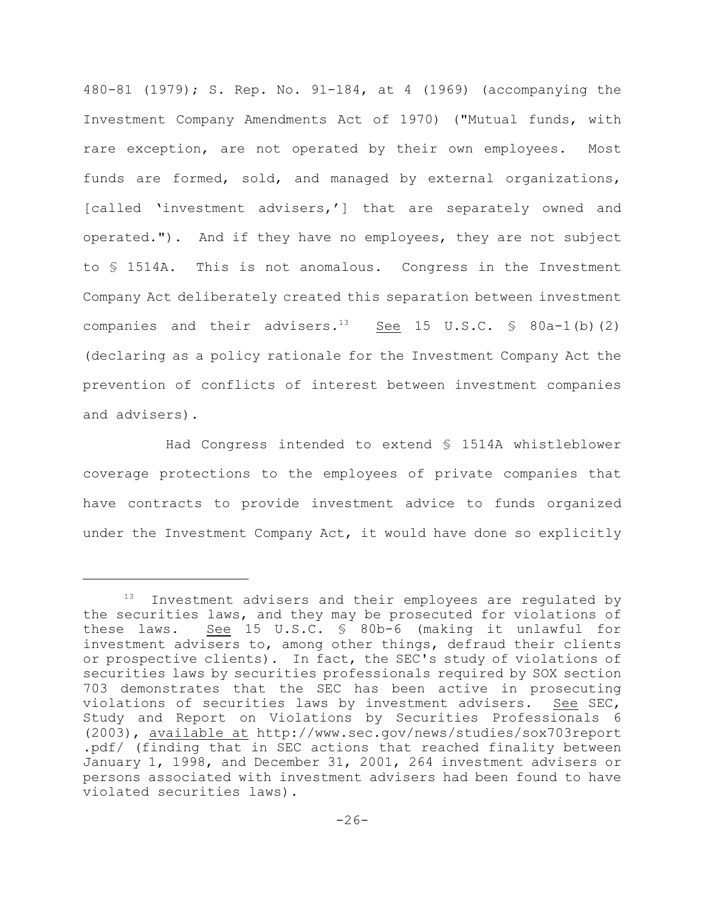480-81 (1979); S. Rep. No. 91-184, at 4 (1969) (accompanying the Investment Company Amendments Act of 1970) ("Mutual funds, with rare exception, are not operated by their own employees. Most funds are formed, sold, and managed by external organizations, [called 'investment advisers,'] that are separately owned and operated."). And if they have no employees, they are not subject to § 1514A. This is not anomalous. Congress in the Investment Company Act deliberately created this separation between investment companies and their advisers.[13] See 15 U.S.C. § 80a-1(b)(2) (declaring as a policy rationale for the Investment Company Act the prevention of conflicts of interest between investment companies and advisers).

Had Congress intended to extend § 1514A whistleblower coverage protections to the employees of private companies that have contracts to provide investment advice to funds organized under the Investment Company Act, it would have done so explicitly

---

[13] Investment advisers and their employees are regulated by the securities laws, and they may be prosecuted for violations of these laws. See 15 U.S.C. § 80b-6 (making it unlawful for investment advisers to, among other things, defraud their clients or prospective clients). In fact, the SEC's study of violations of securities laws by securities professionals required by SOX section 703 demonstrates that the SEC has been active in prosecuting violations of securities laws by investment advisers. See SEC, Study and Report on Violations by Securities Professionals 6 (2003), available at http://www.sec.gov/news/studies/sox703report.pdf/ (finding that in SEC actions that reached finality between January 1, 1998, and December 31, 2001, 264 investment advisers or persons associated with investment advisers had been found to have violated securities laws).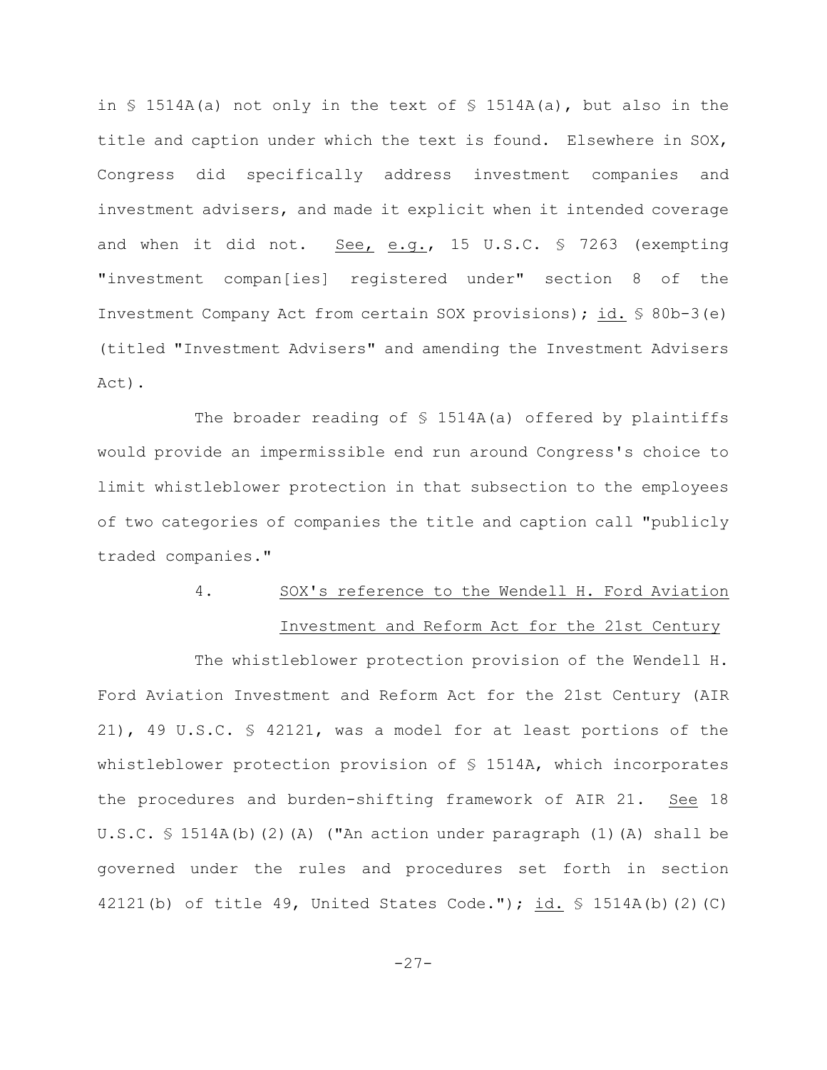in § 1514A(a) not only in the text of § 1514A(a), but also in the title and caption under which the text is found. Elsewhere in SOX, Congress did specifically address investment companies and investment advisers, and made it explicit when it intended coverage and when it did not. See, e.g., 15 U.S.C. § 7263 (exempting "investment compan[ies] registered under" section 8 of the Investment Company Act from certain SOX provisions); id. § 80b-3(e) (titled "Investment Advisers" and amending the Investment Advisers Act).

The broader reading of § 1514A(a) offered by plaintiffs would provide an impermissible end run around Congress's choice to limit whistleblower protection in that subsection to the employees of two categories of companies the title and caption call "publicly traded companies."

4. SOX's reference to the Wendell H. Ford Aviation Investment and Reform Act for the 21st Century

The whistleblower protection provision of the Wendell H. Ford Aviation Investment and Reform Act for the 21st Century (AIR 21), 49 U.S.C. § 42121, was a model for at least portions of the whistleblower protection provision of § 1514A, which incorporates the procedures and burden-shifting framework of AIR 21. See 18 U.S.C. § 1514A(b)(2)(A) ("An action under paragraph (1)(A) shall be governed under the rules and procedures set forth in section 42121(b) of title 49, United States Code."); id. § 1514A(b)(2)(C)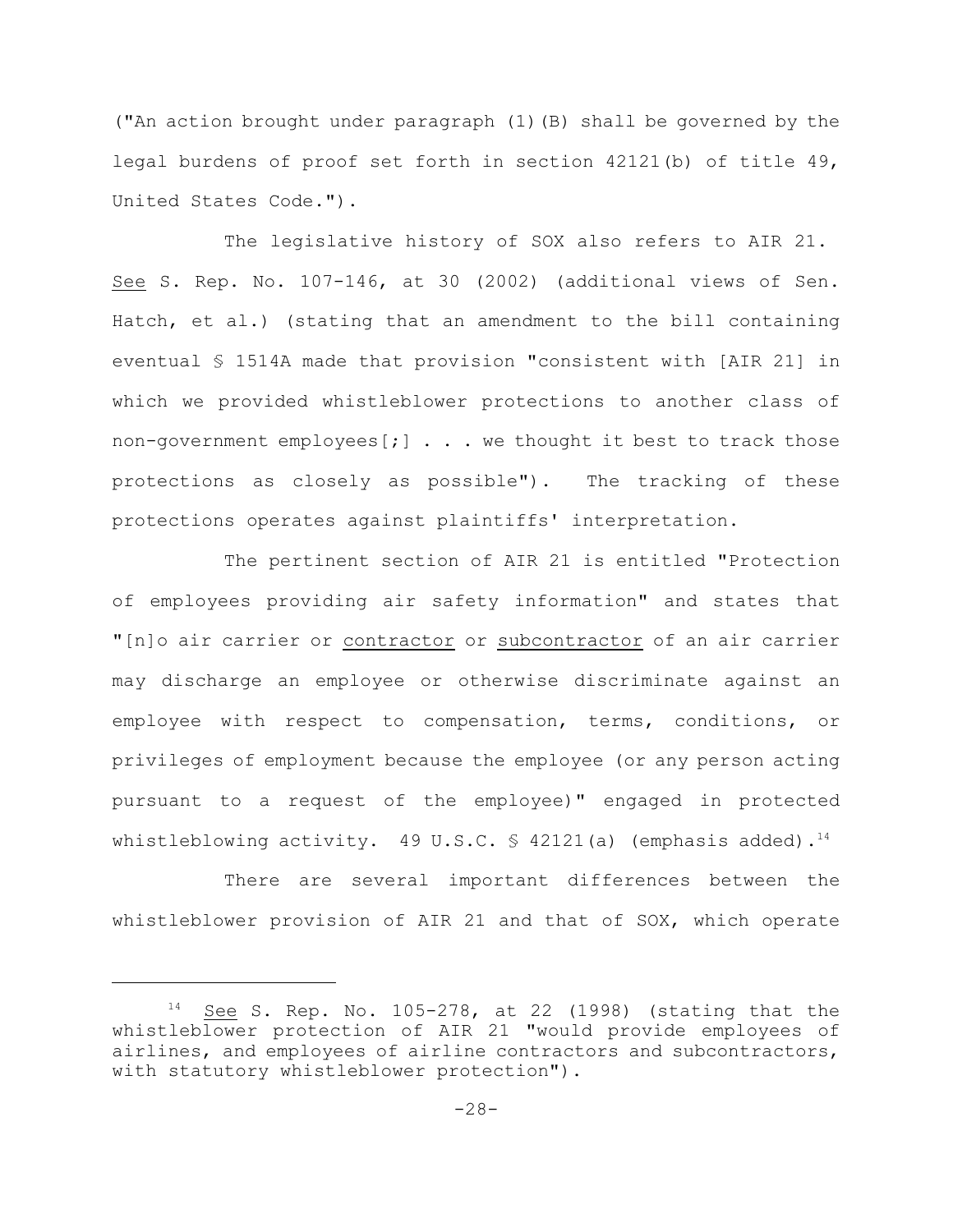("An action brought under paragraph (1)(B) shall be governed by the legal burdens of proof set forth in section 42121(b) of title 49, United States Code.").

The legislative history of SOX also refers to AIR 21. _See_ S. Rep. No. 107-146, at 30 (2002) (additional views of Sen. Hatch, et al.) (stating that an amendment to the bill containing eventual § 1514A made that provision "consistent with [AIR 21] in which we provided whistleblower protections to another class of non-government employees[;] . . . we thought it best to track those protections as closely as possible"). The tracking of these protections operates against plaintiffs' interpretation.

The pertinent section of AIR 21 is entitled "Protection of employees providing air safety information" and states that "[n]o air carrier or _contractor_ or _subcontractor_ of an air carrier may discharge an employee or otherwise discriminate against an employee with respect to compensation, terms, conditions, or privileges of employment because the employee (or any person acting pursuant to a request of the employee)" engaged in protected whistleblowing activity. 49 U.S.C. § 42121(a) (emphasis added).[14]

There are several important differences between the whistleblower provision of AIR 21 and that of SOX, which operate

---

[14] _See_ S. Rep. No. 105-278, at 22 (1998) (stating that the whistleblower protection of AIR 21 "would provide employees of airlines, and employees of airline contractors and subcontractors, with statutory whistleblower protection").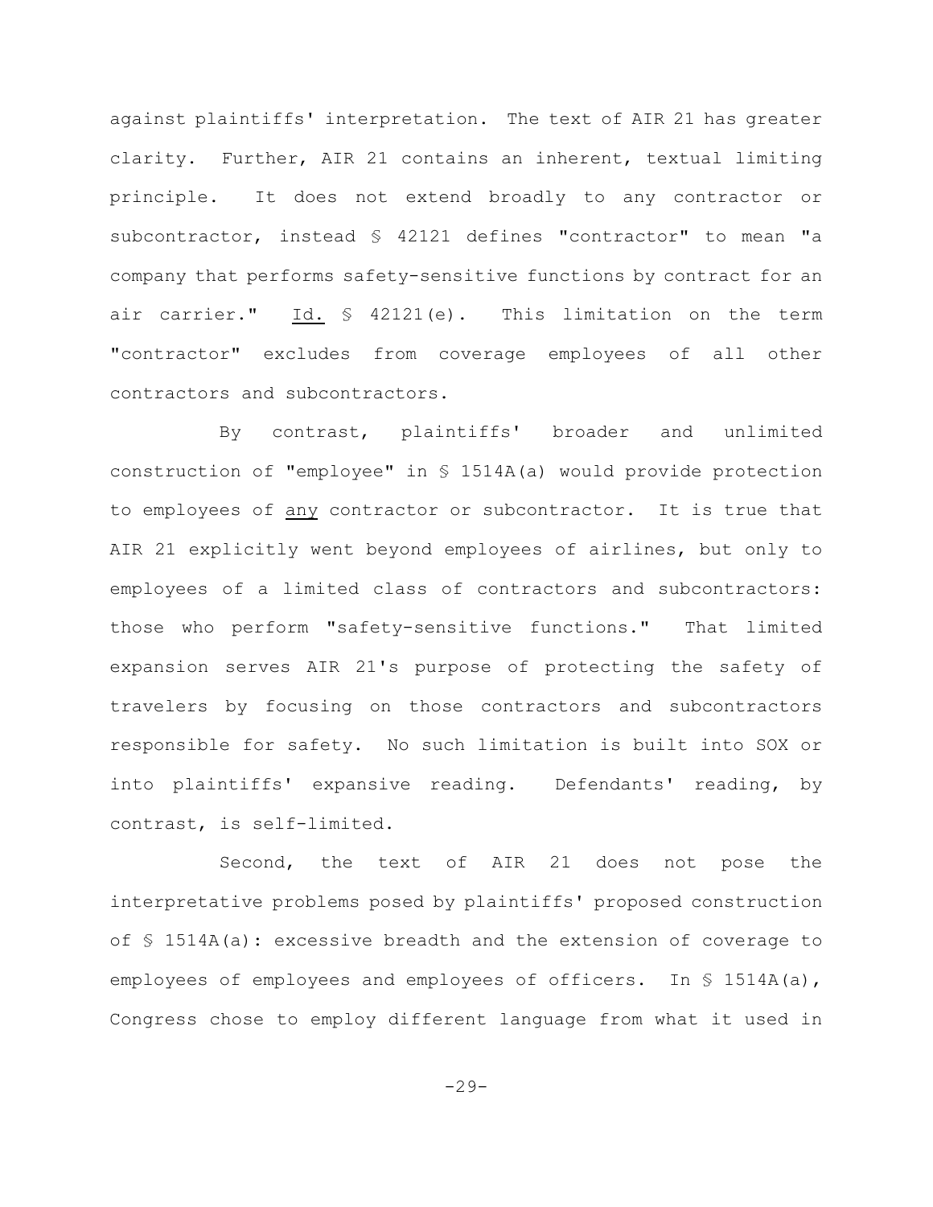against plaintiffs' interpretation. The text of AIR 21 has greater clarity. Further, AIR 21 contains an inherent, textual limiting principle. It does not extend broadly to any contractor or subcontractor, instead § 42121 defines "contractor" to mean "a company that performs safety-sensitive functions by contract for an air carrier." Id. § 42121(e). This limitation on the term "contractor" excludes from coverage employees of all other contractors and subcontractors.

By contrast, plaintiffs' broader and unlimited construction of "employee" in § 1514A(a) would provide protection to employees of any contractor or subcontractor. It is true that AIR 21 explicitly went beyond employees of airlines, but only to employees of a limited class of contractors and subcontractors: those who perform "safety-sensitive functions." That limited expansion serves AIR 21's purpose of protecting the safety of travelers by focusing on those contractors and subcontractors responsible for safety. No such limitation is built into SOX or into plaintiffs' expansive reading. Defendants' reading, by contrast, is self-limited.

Second, the text of AIR 21 does not pose the interpretative problems posed by plaintiffs' proposed construction of § 1514A(a): excessive breadth and the extension of coverage to employees of employees and employees of officers. In § 1514A(a), Congress chose to employ different language from what it used in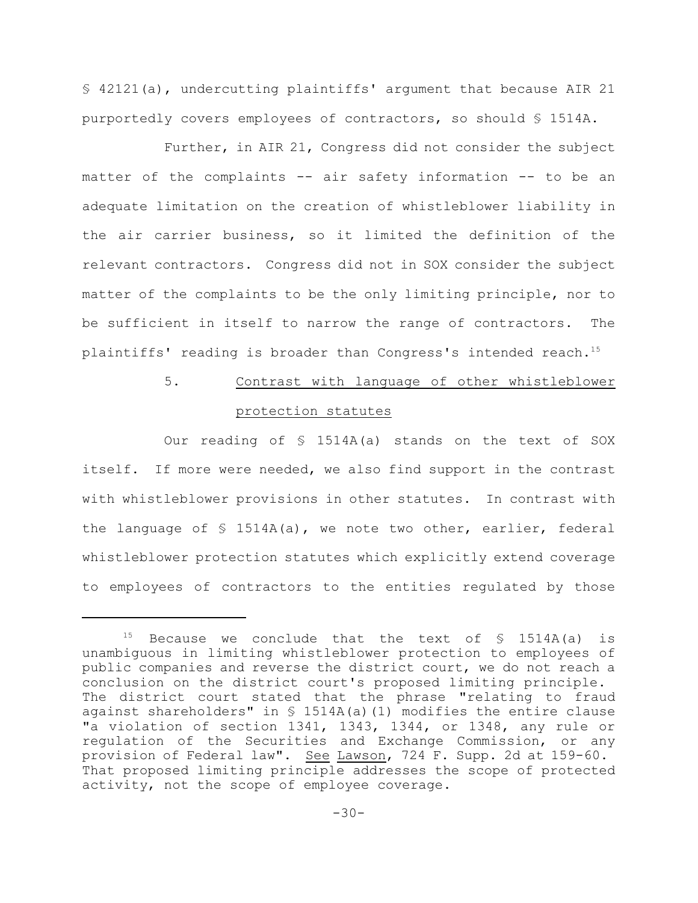§ 42121(a), undercutting plaintiffs' argument that because AIR 21 purportedly covers employees of contractors, so should § 1514A.

Further, in AIR 21, Congress did not consider the subject matter of the complaints -- air safety information -- to be an adequate limitation on the creation of whistleblower liability in the air carrier business, so it limited the definition of the relevant contractors. Congress did not in SOX consider the subject matter of the complaints to be the only limiting principle, nor to be sufficient in itself to narrow the range of contractors. The plaintiffs' reading is broader than Congress's intended reach.[15]

### 5. <u>Contrast with language of other whistleblower protection statutes</u>

Our reading of § 1514A(a) stands on the text of SOX itself. If more were needed, we also find support in the contrast with whistleblower provisions in other statutes. In contrast with the language of § 1514A(a), we note two other, earlier, federal whistleblower protection statutes which explicitly extend coverage to employees of contractors to the entities regulated by those

---

[15] Because we conclude that the text of § 1514A(a) is unambiguous in limiting whistleblower protection to employees of public companies and reverse the district court, we do not reach a conclusion on the district court's proposed limiting principle. The district court stated that the phrase "relating to fraud against shareholders" in § 1514A(a)(1) modifies the entire clause "a violation of section 1341, 1343, 1344, or 1348, any rule or regulation of the Securities and Exchange Commission, or any provision of Federal law". <u>See</u> <u>Lawson</u>, 724 F. Supp. 2d at 159-60. That proposed limiting principle addresses the scope of protected activity, not the scope of employee coverage.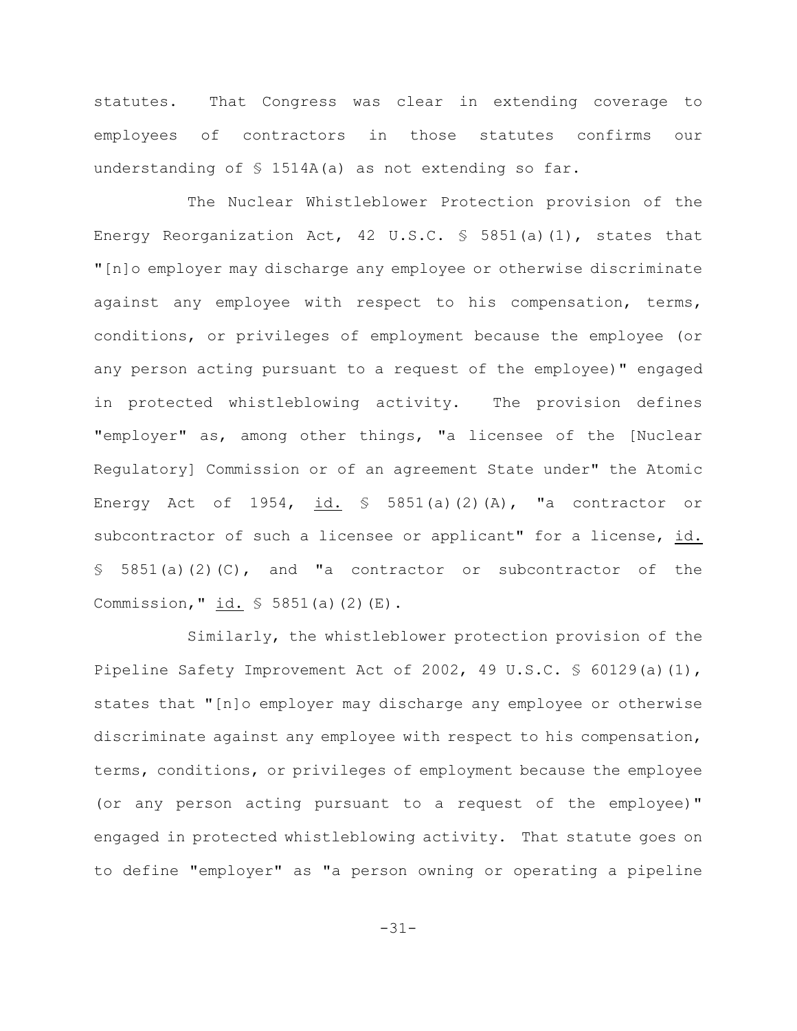statutes. That Congress was clear in extending coverage to employees of contractors in those statutes confirms our understanding of § 1514A(a) as not extending so far.

The Nuclear Whistleblower Protection provision of the Energy Reorganization Act, 42 U.S.C. § 5851(a)(1), states that "[n]o employer may discharge any employee or otherwise discriminate against any employee with respect to his compensation, terms, conditions, or privileges of employment because the employee (or any person acting pursuant to a request of the employee)" engaged in protected whistleblowing activity. The provision defines "employer" as, among other things, "a licensee of the [Nuclear Regulatory] Commission or of an agreement State under" the Atomic Energy Act of 1954, id. § 5851(a)(2)(A), "a contractor or subcontractor of such a licensee or applicant" for a license, id. § 5851(a)(2)(C), and "a contractor or subcontractor of the Commission," id. § 5851(a)(2)(E).

Similarly, the whistleblower protection provision of the Pipeline Safety Improvement Act of 2002, 49 U.S.C. § 60129(a)(1), states that "[n]o employer may discharge any employee or otherwise discriminate against any employee with respect to his compensation, terms, conditions, or privileges of employment because the employee (or any person acting pursuant to a request of the employee)" engaged in protected whistleblowing activity. That statute goes on to define "employer" as "a person owning or operating a pipeline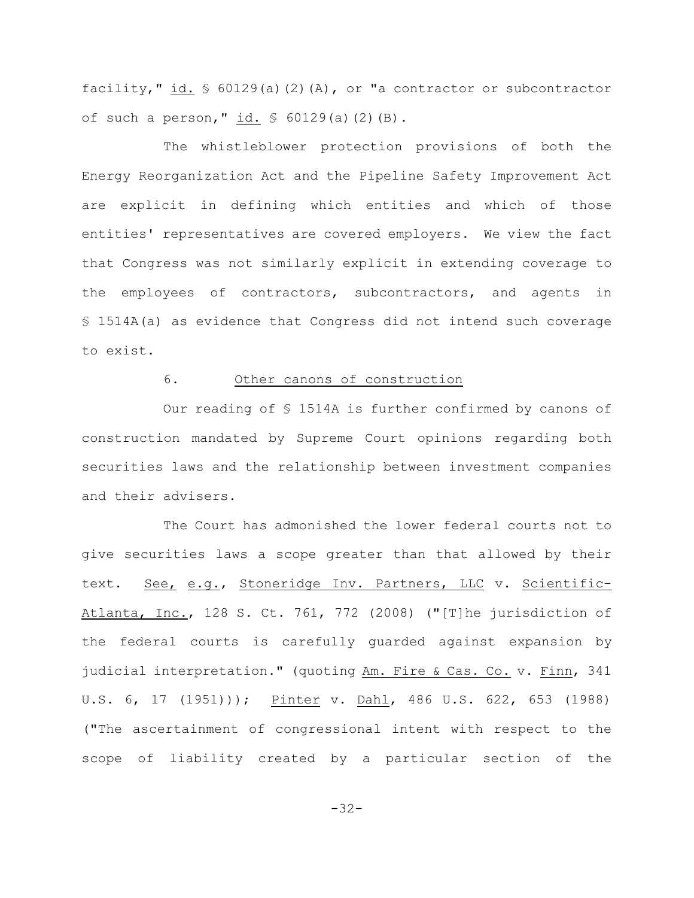facility," _id._ § 60129(a)(2)(A), or "a contractor or subcontractor of such a person," _id._ § 60129(a)(2)(B).

The whistleblower protection provisions of both the Energy Reorganization Act and the Pipeline Safety Improvement Act are explicit in defining which entities and which of those entities' representatives are covered employers. We view the fact that Congress was not similarly explicit in extending coverage to the employees of contractors, subcontractors, and agents in § 1514A(a) as evidence that Congress did not intend such coverage to exist.

6. Other canons of construction

Our reading of § 1514A is further confirmed by canons of construction mandated by Supreme Court opinions regarding both securities laws and the relationship between investment companies and their advisers.

The Court has admonished the lower federal courts not to give securities laws a scope greater than that allowed by their text. _See, e.g._, _Stoneridge Inv. Partners, LLC_ v. _Scientific-Atlanta, Inc._, 128 S. Ct. 761, 772 (2008) ("[T]he jurisdiction of the federal courts is carefully guarded against expansion by judicial interpretation." (quoting _Am. Fire & Cas. Co._ v. _Finn_, 341 U.S. 6, 17 (1951))); _Pinter_ v. _Dahl_, 486 U.S. 622, 653 (1988) ("The ascertainment of congressional intent with respect to the scope of liability created by a particular section of the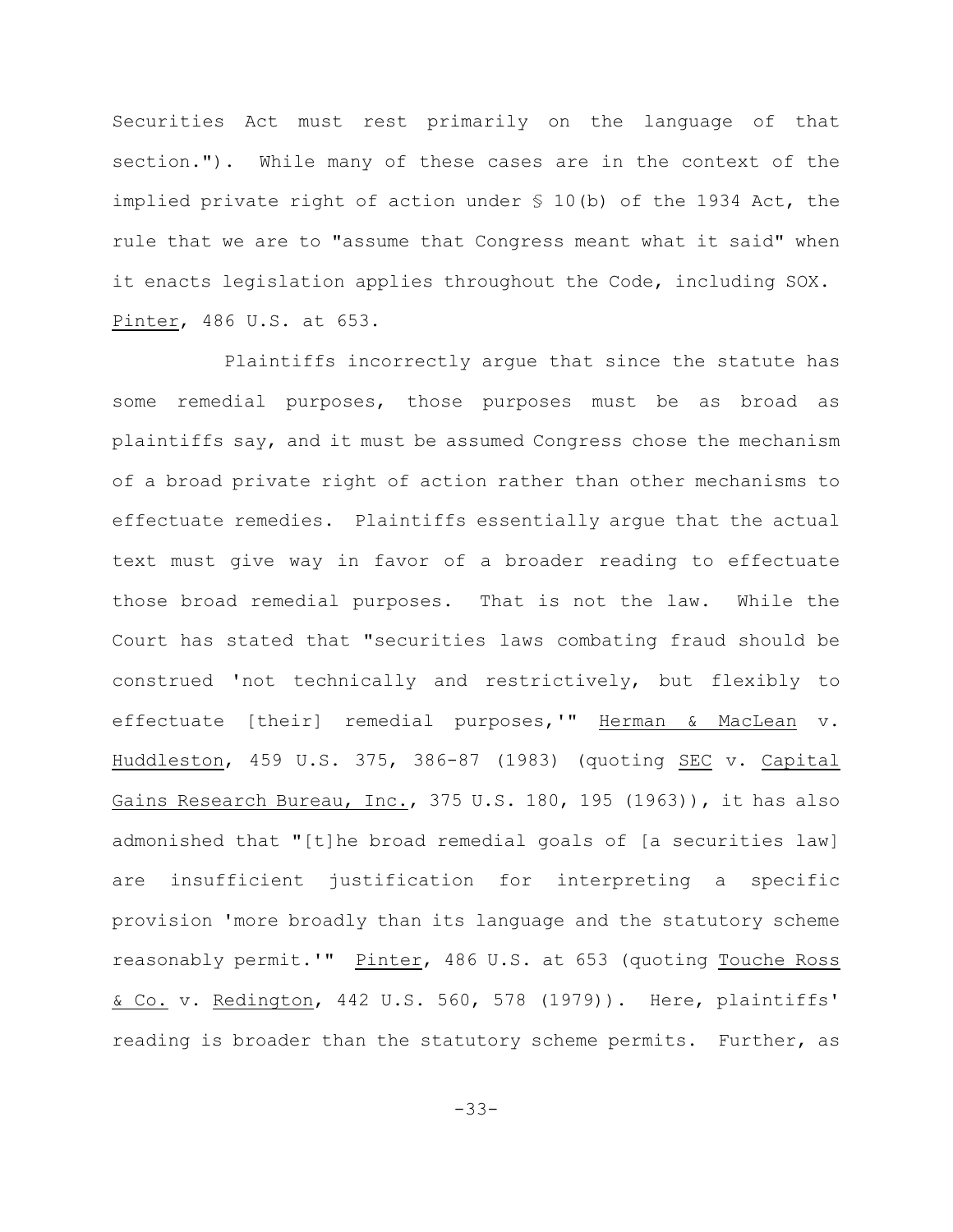Securities Act must rest primarily on the language of that section."). While many of these cases are in the context of the implied private right of action under § 10(b) of the 1934 Act, the rule that we are to "assume that Congress meant what it said" when it enacts legislation applies throughout the Code, including SOX. Pinter, 486 U.S. at 653.

Plaintiffs incorrectly argue that since the statute has some remedial purposes, those purposes must be as broad as plaintiffs say, and it must be assumed Congress chose the mechanism of a broad private right of action rather than other mechanisms to effectuate remedies. Plaintiffs essentially argue that the actual text must give way in favor of a broader reading to effectuate those broad remedial purposes. That is not the law. While the Court has stated that "securities laws combating fraud should be construed 'not technically and restrictively, but flexibly to effectuate [their] remedial purposes,'" Herman & MacLean v. Huddleston, 459 U.S. 375, 386-87 (1983) (quoting SEC v. Capital Gains Research Bureau, Inc., 375 U.S. 180, 195 (1963)), it has also admonished that "[t]he broad remedial goals of [a securities law] are insufficient justification for interpreting a specific provision 'more broadly than its language and the statutory scheme reasonably permit.'" Pinter, 486 U.S. at 653 (quoting Touche Ross & Co. v. Redington, 442 U.S. 560, 578 (1979)). Here, plaintiffs' reading is broader than the statutory scheme permits. Further, as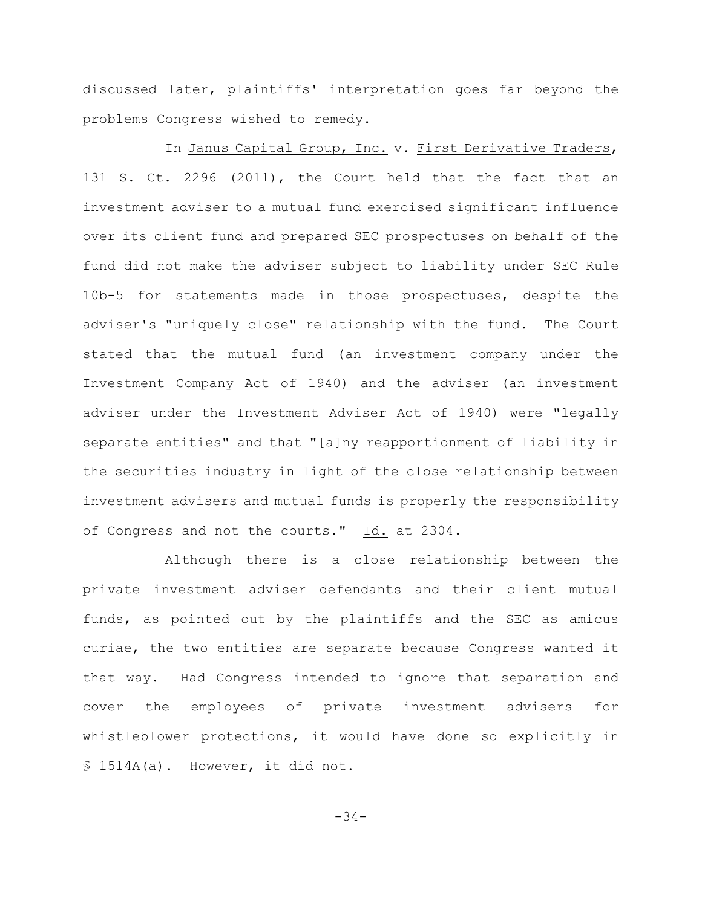discussed later, plaintiffs' interpretation goes far beyond the problems Congress wished to remedy.

In Janus Capital Group, Inc. v. First Derivative Traders, 131 S. Ct. 2296 (2011), the Court held that the fact that an investment adviser to a mutual fund exercised significant influence over its client fund and prepared SEC prospectuses on behalf of the fund did not make the adviser subject to liability under SEC Rule 10b-5 for statements made in those prospectuses, despite the adviser's "uniquely close" relationship with the fund. The Court stated that the mutual fund (an investment company under the Investment Company Act of 1940) and the adviser (an investment adviser under the Investment Adviser Act of 1940) were "legally separate entities" and that "[a]ny reapportionment of liability in the securities industry in light of the close relationship between investment advisers and mutual funds is properly the responsibility of Congress and not the courts." Id. at 2304.

Although there is a close relationship between the private investment adviser defendants and their client mutual funds, as pointed out by the plaintiffs and the SEC as amicus curiae, the two entities are separate because Congress wanted it that way. Had Congress intended to ignore that separation and cover the employees of private investment advisers for whistleblower protections, it would have done so explicitly in § 1514A(a). However, it did not.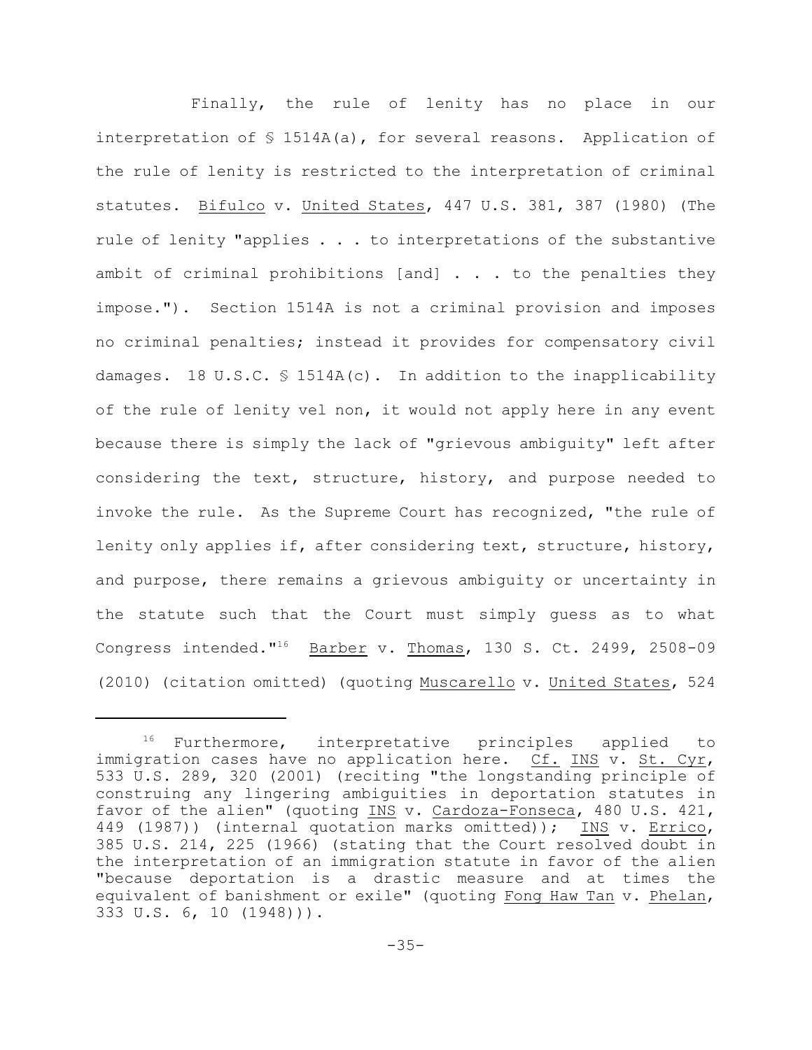Finally, the rule of lenity has no place in our interpretation of § 1514A(a), for several reasons. Application of the rule of lenity is restricted to the interpretation of criminal statutes. Bifulco v. United States, 447 U.S. 381, 387 (1980) (The rule of lenity "applies . . . to interpretations of the substantive ambit of criminal prohibitions [and] . . . to the penalties they impose."). Section 1514A is not a criminal provision and imposes no criminal penalties; instead it provides for compensatory civil damages. 18 U.S.C. § 1514A(c). In addition to the inapplicability of the rule of lenity vel non, it would not apply here in any event because there is simply the lack of "grievous ambiguity" left after considering the text, structure, history, and purpose needed to invoke the rule. As the Supreme Court has recognized, "the rule of lenity only applies if, after considering text, structure, history, and purpose, there remains a grievous ambiguity or uncertainty in the statute such that the Court must simply guess as to what Congress intended."[16] Barber v. Thomas, 130 S. Ct. 2499, 2508-09 (2010) (citation omitted) (quoting Muscarello v. United States, 524

---

[16] Furthermore, interpretative principles applied to immigration cases have no application here. Cf. INS v. St. Cyr, 533 U.S. 289, 320 (2001) (reciting "the longstanding principle of construing any lingering ambiguities in deportation statutes in favor of the alien" (quoting INS v. Cardoza-Fonseca, 480 U.S. 421, 449 (1987)) (internal quotation marks omitted)); INS v. Errico, 385 U.S. 214, 225 (1966) (stating that the Court resolved doubt in the interpretation of an immigration statute in favor of the alien "because deportation is a drastic measure and at times the equivalent of banishment or exile" (quoting Fong Haw Tan v. Phelan, 333 U.S. 6, 10 (1948))).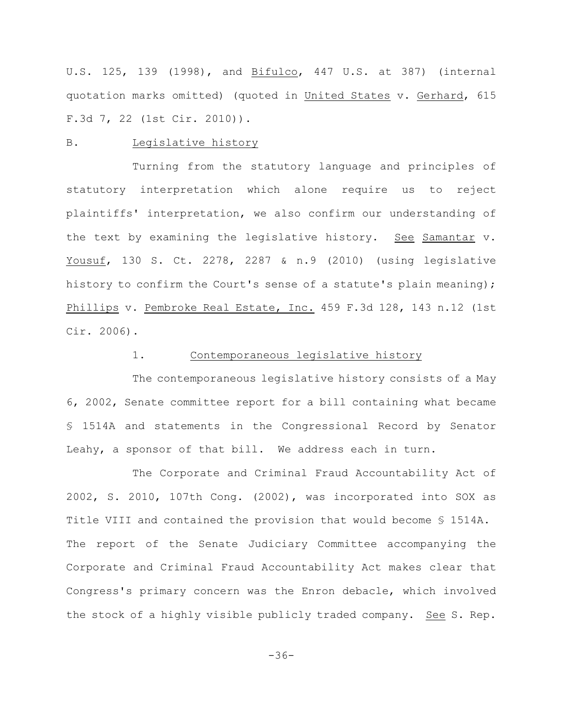U.S. 125, 139 (1998), and Bifulco, 447 U.S. at 387) (internal quotation marks omitted) (quoted in United States v. Gerhard, 615 F.3d 7, 22 (1st Cir. 2010)).

## B. Legislative history

Turning from the statutory language and principles of statutory interpretation which alone require us to reject plaintiffs' interpretation, we also confirm our understanding of the text by examining the legislative history. See Samantar v. Yousuf, 130 S. Ct. 2278, 2287 & n.9 (2010) (using legislative history to confirm the Court's sense of a statute's plain meaning); Phillips v. Pembroke Real Estate, Inc. 459 F.3d 128, 143 n.12 (1st Cir. 2006).

### 1. Contemporaneous legislative history

The contemporaneous legislative history consists of a May 6, 2002, Senate committee report for a bill containing what became § 1514A and statements in the Congressional Record by Senator Leahy, a sponsor of that bill. We address each in turn.

The Corporate and Criminal Fraud Accountability Act of 2002, S. 2010, 107th Cong. (2002), was incorporated into SOX as Title VIII and contained the provision that would become § 1514A. The report of the Senate Judiciary Committee accompanying the Corporate and Criminal Fraud Accountability Act makes clear that Congress's primary concern was the Enron debacle, which involved the stock of a highly visible publicly traded company. See S. Rep.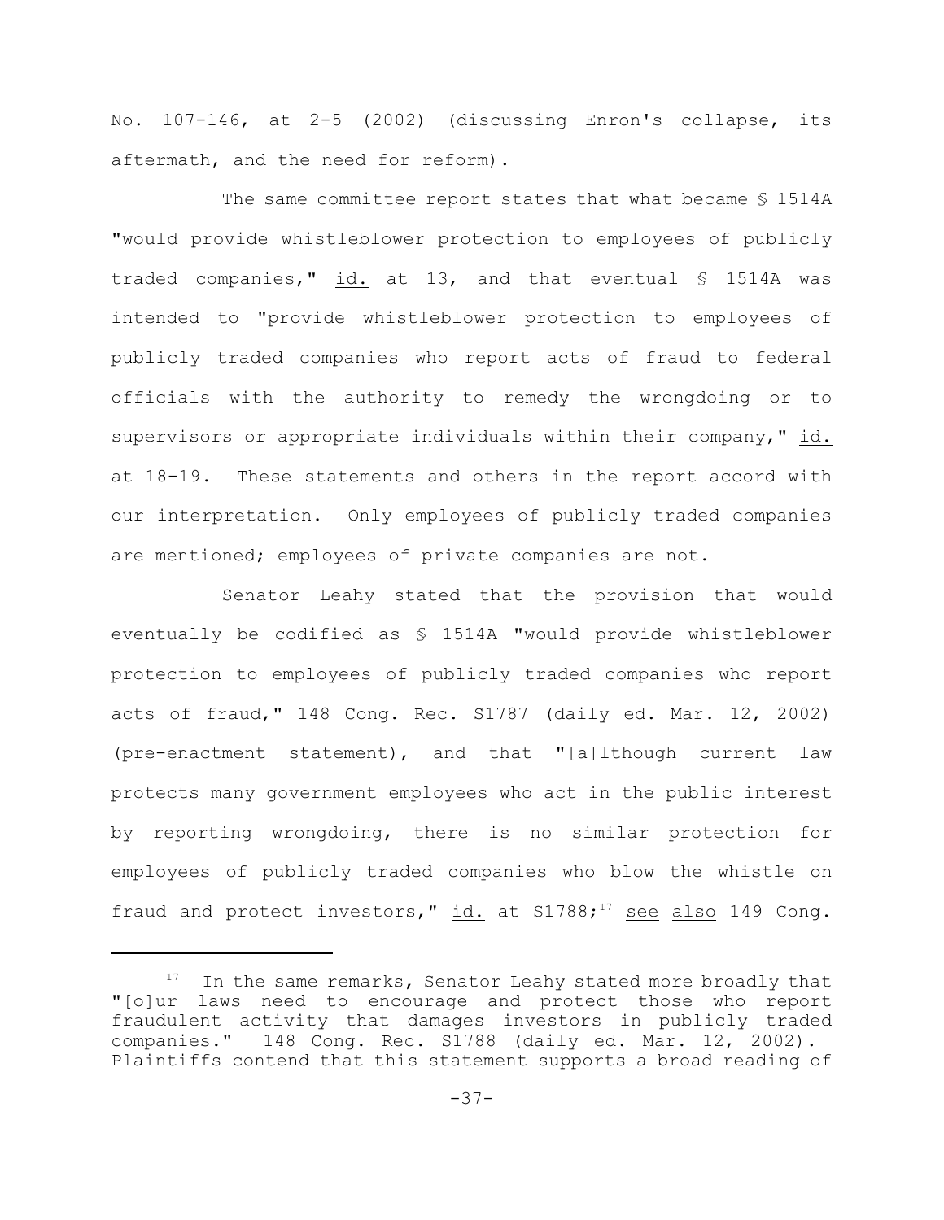No. 107-146, at 2-5 (2002) (discussing Enron's collapse, its aftermath, and the need for reform).

The same committee report states that what became § 1514A "would provide whistleblower protection to employees of publicly traded companies," id. at 13, and that eventual § 1514A was intended to "provide whistleblower protection to employees of publicly traded companies who report acts of fraud to federal officials with the authority to remedy the wrongdoing or to supervisors or appropriate individuals within their company," id. at 18-19. These statements and others in the report accord with our interpretation. Only employees of publicly traded companies are mentioned; employees of private companies are not.

Senator Leahy stated that the provision that would eventually be codified as § 1514A "would provide whistleblower protection to employees of publicly traded companies who report acts of fraud," 148 Cong. Rec. S1787 (daily ed. Mar. 12, 2002) (pre-enactment statement), and that "[a]lthough current law protects many government employees who act in the public interest by reporting wrongdoing, there is no similar protection for employees of publicly traded companies who blow the whistle on fraud and protect investors," id. at S1788;[17] see also 149 Cong.

---

[17] In the same remarks, Senator Leahy stated more broadly that "[o]ur laws need to encourage and protect those who report fraudulent activity that damages investors in publicly traded companies." 148 Cong. Rec. S1788 (daily ed. Mar. 12, 2002). Plaintiffs contend that this statement supports a broad reading of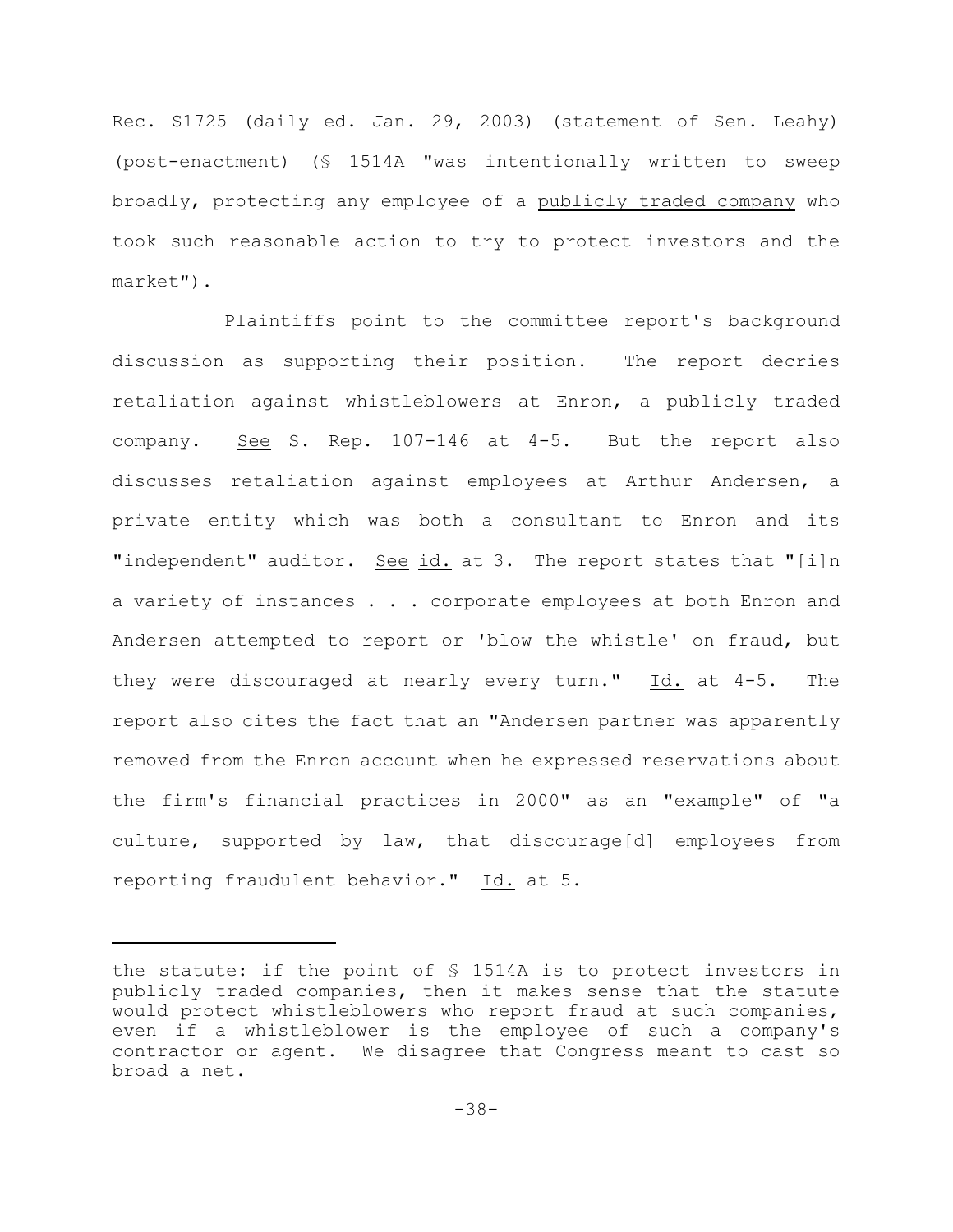Rec. S1725 (daily ed. Jan. 29, 2003) (statement of Sen. Leahy) (post-enactment) (§ 1514A "was intentionally written to sweep broadly, protecting any employee of a publicly traded company who took such reasonable action to try to protect investors and the market").

Plaintiffs point to the committee report's background discussion as supporting their position. The report decries retaliation against whistleblowers at Enron, a publicly traded company. See S. Rep. 107-146 at 4-5. But the report also discusses retaliation against employees at Arthur Andersen, a private entity which was both a consultant to Enron and its "independent" auditor. See id. at 3. The report states that "[i]n a variety of instances . . . corporate employees at both Enron and Andersen attempted to report or 'blow the whistle' on fraud, but they were discouraged at nearly every turn." Id. at 4-5. The report also cites the fact that an "Andersen partner was apparently removed from the Enron account when he expressed reservations about the firm's financial practices in 2000" as an "example" of "a culture, supported by law, that discourage[d] employees from reporting fraudulent behavior." Id. at 5.

---

the statute: if the point of § 1514A is to protect investors in publicly traded companies, then it makes sense that the statute would protect whistleblowers who report fraud at such companies, even if a whistleblower is the employee of such a company's contractor or agent. We disagree that Congress meant to cast so broad a net.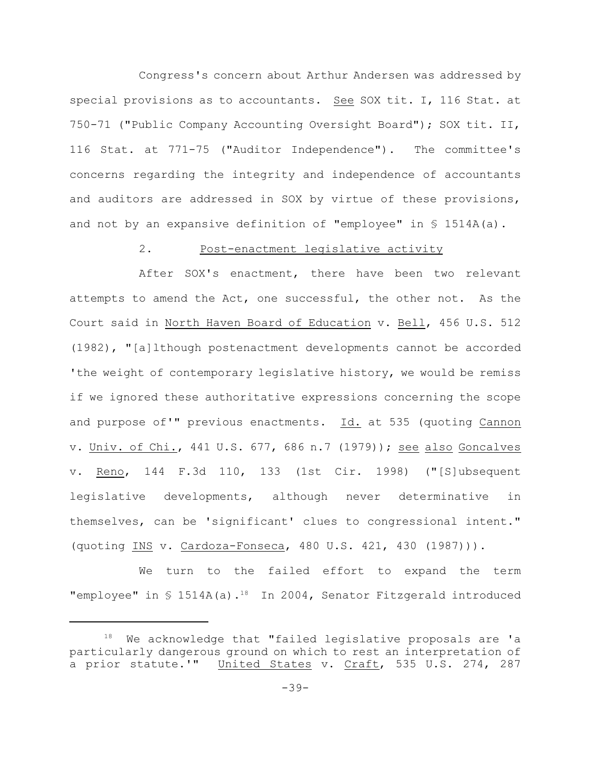Congress's concern about Arthur Andersen was addressed by special provisions as to accountants. See SOX tit. I, 116 Stat. at 750-71 ("Public Company Accounting Oversight Board"); SOX tit. II, 116 Stat. at 771-75 ("Auditor Independence"). The committee's concerns regarding the integrity and independence of accountants and auditors are addressed in SOX by virtue of these provisions, and not by an expansive definition of "employee" in § 1514A(a).

2. Post-enactment legislative activity

After SOX's enactment, there have been two relevant attempts to amend the Act, one successful, the other not. As the Court said in North Haven Board of Education v. Bell, 456 U.S. 512 (1982), "[a]lthough postenactment developments cannot be accorded 'the weight of contemporary legislative history, we would be remiss if we ignored these authoritative expressions concerning the scope and purpose of'" previous enactments. Id. at 535 (quoting Cannon v. Univ. of Chi., 441 U.S. 677, 686 n.7 (1979)); see also Goncalves v. Reno, 144 F.3d 110, 133 (1st Cir. 1998) ("[S]ubsequent legislative developments, although never determinative in themselves, can be 'significant' clues to congressional intent." (quoting INS v. Cardoza-Fonseca, 480 U.S. 421, 430 (1987))).

We turn to the failed effort to expand the term "employee" in § 1514A(a).[18] In 2004, Senator Fitzgerald introduced

[18] We acknowledge that "failed legislative proposals are 'a particularly dangerous ground on which to rest an interpretation of a prior statute.'" United States v. Craft, 535 U.S. 274, 287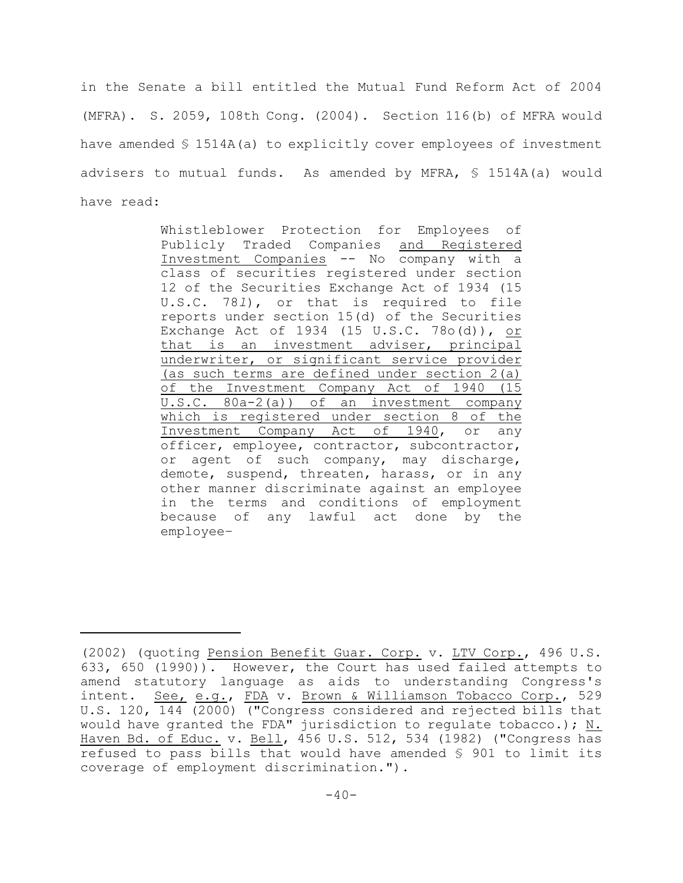in the Senate a bill entitled the Mutual Fund Reform Act of 2004 (MFRA). S. 2059, 108th Cong. (2004). Section 116(b) of MFRA would have amended § 1514A(a) to explicitly cover employees of investment advisers to mutual funds. As amended by MFRA, § 1514A(a) would have read:

> Whistleblower Protection for Employees of Publicly Traded Companies <u>and Registered Investment Companies</u> -- No company with a class of securities registered under section 12 of the Securities Exchange Act of 1934 (15 U.S.C. 78*l*), or that is required to file reports under section 15(d) of the Securities Exchange Act of 1934 (15 U.S.C. 78o(d)), <u>or that is an investment adviser, principal underwriter, or significant service provider (as such terms are defined under section 2(a) of the Investment Company Act of 1940 (15 U.S.C. 80a-2(a)) of an investment company which is registered under section 8 of the Investment Company Act of 1940</u>, or any officer, employee, contractor, subcontractor, or agent of such company, may discharge, demote, suspend, threaten, harass, or in any other manner discriminate against an employee in the terms and conditions of employment because of any lawful act done by the employee–

---

(2002) (quoting <u>Pension Benefit Guar. Corp.</u> v. <u>LTV Corp.</u>, 496 U.S. 633, 650 (1990)). However, the Court has used failed attempts to amend statutory language as aids to understanding Congress's intent. <u>See</u>, <u>e.g.</u>, <u>FDA</u> v. <u>Brown & Williamson Tobacco Corp.</u>, 529 U.S. 120, 144 (2000) ("Congress considered and rejected bills that would have granted the FDA" jurisdiction to regulate tobacco.); <u>N. Haven Bd. of Educ.</u> v. <u>Bell</u>, 456 U.S. 512, 534 (1982) ("Congress has refused to pass bills that would have amended § 901 to limit its coverage of employment discrimination.").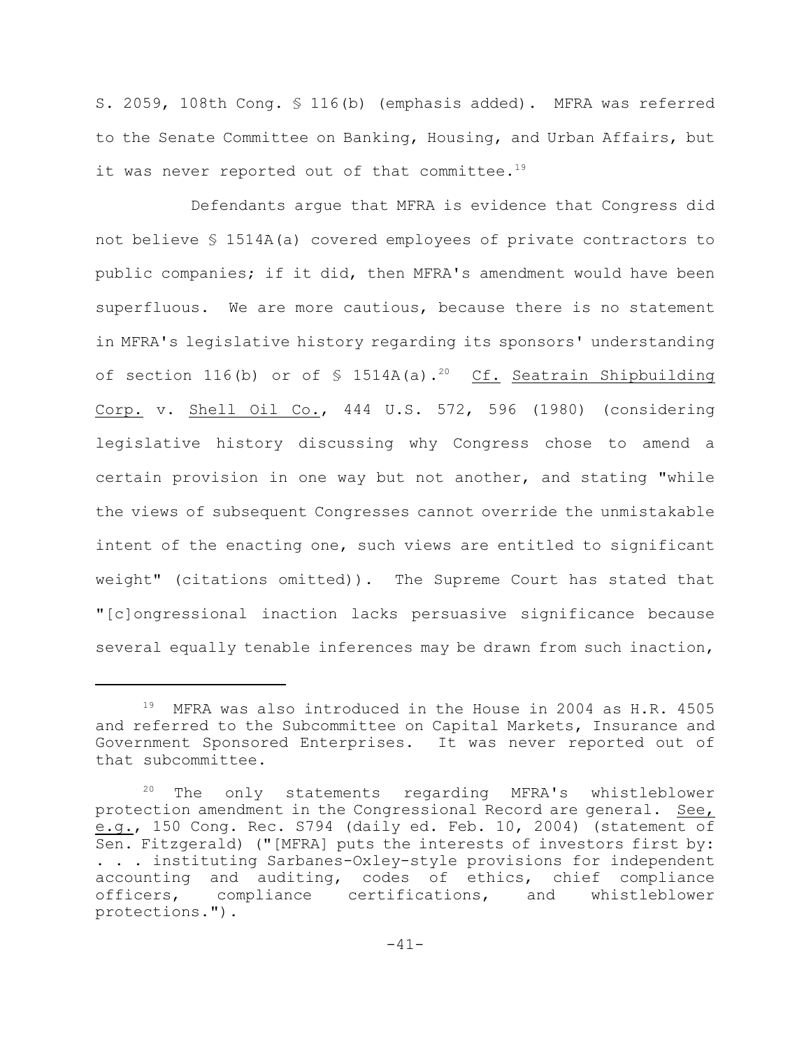S. 2059, 108th Cong. § 116(b) (emphasis added). MFRA was referred to the Senate Committee on Banking, Housing, and Urban Affairs, but it was never reported out of that committee.[19]

Defendants argue that MFRA is evidence that Congress did not believe § 1514A(a) covered employees of private contractors to public companies; if it did, then MFRA's amendment would have been superfluous. We are more cautious, because there is no statement in MFRA's legislative history regarding its sponsors' understanding of section 116(b) or of § 1514A(a).[20] Cf. Seatrain Shipbuilding Corp. v. Shell Oil Co., 444 U.S. 572, 596 (1980) (considering legislative history discussing why Congress chose to amend a certain provision in one way but not another, and stating "while the views of subsequent Congresses cannot override the unmistakable intent of the enacting one, such views are entitled to significant weight" (citations omitted)). The Supreme Court has stated that "[c]ongressional inaction lacks persuasive significance because several equally tenable inferences may be drawn from such inaction,

---

[19] MFRA was also introduced in the House in 2004 as H.R. 4505 and referred to the Subcommittee on Capital Markets, Insurance and Government Sponsored Enterprises. It was never reported out of that subcommittee.

[20] The only statements regarding MFRA's whistleblower protection amendment in the Congressional Record are general. See, e.g., 150 Cong. Rec. S794 (daily ed. Feb. 10, 2004) (statement of Sen. Fitzgerald) ("[MFRA] puts the interests of investors first by: . . . instituting Sarbanes-Oxley-style provisions for independent accounting and auditing, codes of ethics, chief compliance officers, compliance certifications, and whistleblower protections.").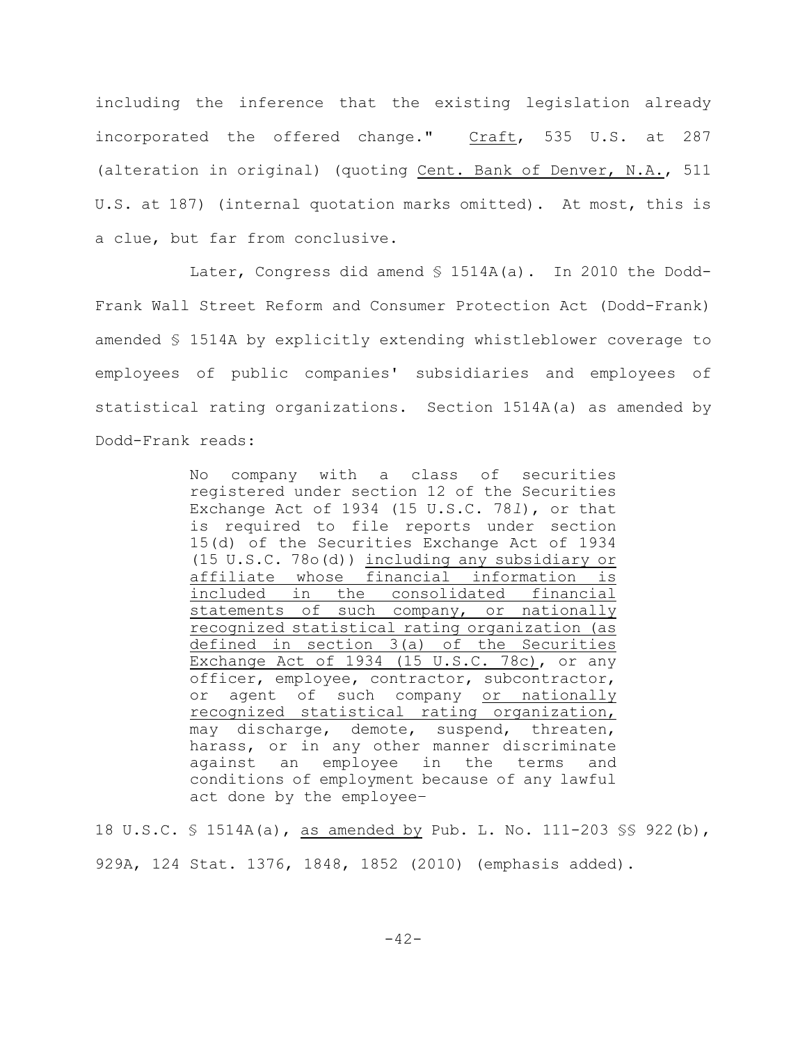including the inference that the existing legislation already incorporated the offered change." Craft, 535 U.S. at 287 (alteration in original) (quoting Cent. Bank of Denver, N.A., 511 U.S. at 187) (internal quotation marks omitted). At most, this is a clue, but far from conclusive.

Later, Congress did amend § 1514A(a). In 2010 the Dodd-Frank Wall Street Reform and Consumer Protection Act (Dodd-Frank) amended § 1514A by explicitly extending whistleblower coverage to employees of public companies' subsidiaries and employees of statistical rating organizations. Section 1514A(a) as amended by Dodd-Frank reads:

> No company with a class of securities registered under section 12 of the Securities Exchange Act of 1934 (15 U.S.C. 78*l*), or that is required to file reports under section 15(d) of the Securities Exchange Act of 1934 (15 U.S.C. 78o(d)) <u>including any subsidiary or affiliate whose financial information is included in the consolidated financial statements of such company, or nationally recognized statistical rating organization (as defined in section 3(a) of the Securities Exchange Act of 1934 (15 U.S.C. 78c)</u>, or any officer, employee, contractor, subcontractor, or agent of such company <u>or nationally recognized statistical rating organization,</u> may discharge, demote, suspend, threaten, harass, or in any other manner discriminate against an employee in the terms and conditions of employment because of any lawful act done by the employee–

18 U.S.C. § 1514A(a), as amended by Pub. L. No. 111-203 §§ 922(b), 929A, 124 Stat. 1376, 1848, 1852 (2010) (emphasis added).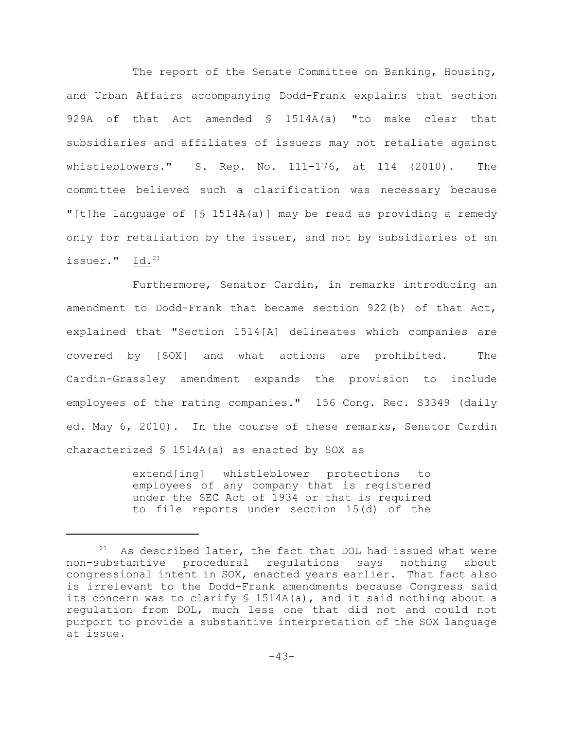The report of the Senate Committee on Banking, Housing, and Urban Affairs accompanying Dodd-Frank explains that section 929A of that Act amended § 1514A(a) "to make clear that subsidiaries and affiliates of issuers may not retaliate against whistleblowers." S. Rep. No. 111-176, at 114 (2010). The committee believed such a clarification was necessary because "[t]he language of [§ 1514A(a)] may be read as providing a remedy only for retaliation by the issuer, and not by subsidiaries of an issuer." Id.[21]

Furthermore, Senator Cardin, in remarks introducing an amendment to Dodd-Frank that became section 922(b) of that Act, explained that "Section 1514[A] delineates which companies are covered by [SOX] and what actions are prohibited. The Cardin-Grassley amendment expands the provision to include employees of the rating companies." 156 Cong. Rec. S3349 (daily ed. May 6, 2010). In the course of these remarks, Senator Cardin characterized § 1514A(a) as enacted by SOX as

> extend[ing] whistleblower protections to employees of any company that is registered under the SEC Act of 1934 or that is required to file reports under section 15(d) of the

---

[21] As described later, the fact that DOL had issued what were non-substantive procedural regulations says nothing about congressional intent in SOX, enacted years earlier. That fact also is irrelevant to the Dodd-Frank amendments because Congress said its concern was to clarify § 1514A(a), and it said nothing about a regulation from DOL, much less one that did not and could not purport to provide a substantive interpretation of the SOX language at issue.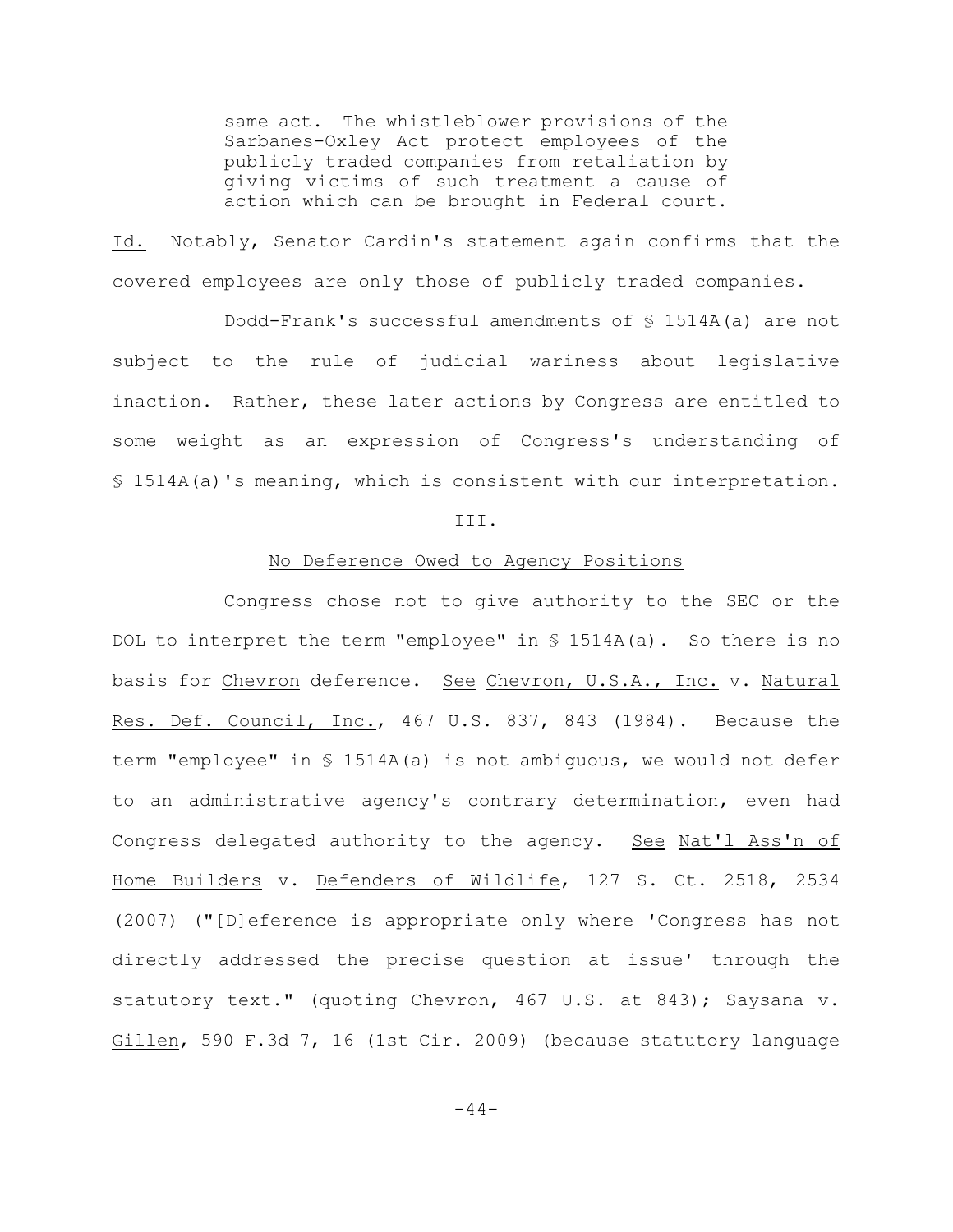> same act. The whistleblower provisions of the Sarbanes-Oxley Act protect employees of the publicly traded companies from retaliation by giving victims of such treatment a cause of action which can be brought in Federal court.

Id. Notably, Senator Cardin's statement again confirms that the covered employees are only those of publicly traded companies.

Dodd-Frank's successful amendments of § 1514A(a) are not subject to the rule of judicial wariness about legislative inaction. Rather, these later actions by Congress are entitled to some weight as an expression of Congress's understanding of § 1514A(a)'s meaning, which is consistent with our interpretation.

## III.

## No Deference Owed to Agency Positions

Congress chose not to give authority to the SEC or the DOL to interpret the term "employee" in § 1514A(a). So there is no basis for Chevron deference. See Chevron, U.S.A., Inc. v. Natural Res. Def. Council, Inc., 467 U.S. 837, 843 (1984). Because the term "employee" in § 1514A(a) is not ambiguous, we would not defer to an administrative agency's contrary determination, even had Congress delegated authority to the agency. See Nat'l Ass'n of Home Builders v. Defenders of Wildlife, 127 S. Ct. 2518, 2534 (2007) ("[D]eference is appropriate only where 'Congress has not directly addressed the precise question at issue' through the statutory text." (quoting Chevron, 467 U.S. at 843); Saysana v. Gillen, 590 F.3d 7, 16 (1st Cir. 2009) (because statutory language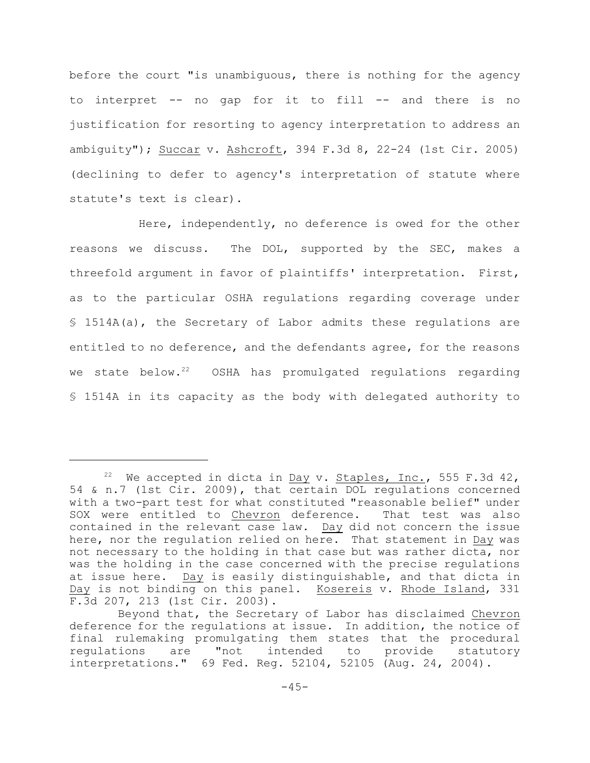before the court "is unambiguous, there is nothing for the agency to interpret -- no gap for it to fill -- and there is no justification for resorting to agency interpretation to address an ambiguity"); Succar v. Ashcroft, 394 F.3d 8, 22-24 (1st Cir. 2005) (declining to defer to agency's interpretation of statute where statute's text is clear).

Here, independently, no deference is owed for the other reasons we discuss. The DOL, supported by the SEC, makes a threefold argument in favor of plaintiffs' interpretation. First, as to the particular OSHA regulations regarding coverage under § 1514A(a), the Secretary of Labor admits these regulations are entitled to no deference, and the defendants agree, for the reasons we state below.[22] OSHA has promulgated regulations regarding § 1514A in its capacity as the body with delegated authority to

---

[22] We accepted in dicta in Day v. Staples, Inc., 555 F.3d 42, 54 & n.7 (1st Cir. 2009), that certain DOL regulations concerned with a two-part test for what constituted "reasonable belief" under SOX were entitled to Chevron deference. That test was also contained in the relevant case law. Day did not concern the issue here, nor the regulation relied on here. That statement in Day was not necessary to the holding in that case but was rather dicta, nor was the holding in the case concerned with the precise regulations at issue here. Day is easily distinguishable, and that dicta in Day is not binding on this panel. Kosereis v. Rhode Island, 331 F.3d 207, 213 (1st Cir. 2003).

Beyond that, the Secretary of Labor has disclaimed Chevron deference for the regulations at issue. In addition, the notice of final rulemaking promulgating them states that the procedural regulations are "not intended to provide statutory interpretations." 69 Fed. Reg. 52104, 52105 (Aug. 24, 2004).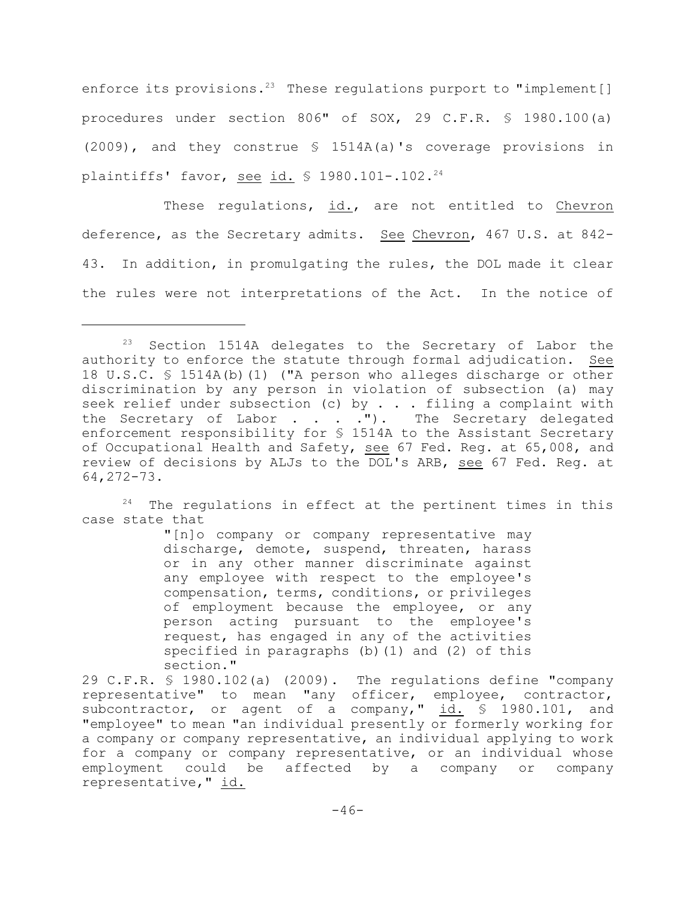enforce its provisions.[23] These regulations purport to "implement[] procedures under section 806" of SOX, 29 C.F.R. § 1980.100(a) (2009), and they construe § 1514A(a)'s coverage provisions in plaintiffs' favor, see id. § 1980.101-.102.[24]

These regulations, id., are not entitled to Chevron deference, as the Secretary admits. See Chevron, 467 U.S. at 842-43. In addition, in promulgating the rules, the DOL made it clear the rules were not interpretations of the Act. In the notice of

---

[23] Section 1514A delegates to the Secretary of Labor the authority to enforce the statute through formal adjudication. See 18 U.S.C. § 1514A(b)(1) ("A person who alleges discharge or other discrimination by any person in violation of subsection (a) may seek relief under subsection (c) by . . . filing a complaint with the Secretary of Labor . . . ."). The Secretary delegated enforcement responsibility for § 1514A to the Assistant Secretary of Occupational Health and Safety, see 67 Fed. Reg. at 65,008, and review of decisions by ALJs to the DOL's ARB, see 67 Fed. Reg. at 64,272-73.

[24] The regulations in effect at the pertinent times in this case state that

> "[n]o company or company representative may discharge, demote, suspend, threaten, harass or in any other manner discriminate against any employee with respect to the employee's compensation, terms, conditions, or privileges of employment because the employee, or any person acting pursuant to the employee's request, has engaged in any of the activities specified in paragraphs (b)(1) and (2) of this section."

29 C.F.R. § 1980.102(a) (2009). The regulations define "company representative" to mean "any officer, employee, contractor, subcontractor, or agent of a company," id. § 1980.101, and "employee" to mean "an individual presently or formerly working for a company or company representative, an individual applying to work for a company or company representative, or an individual whose employment could be affected by a company or company representative," id.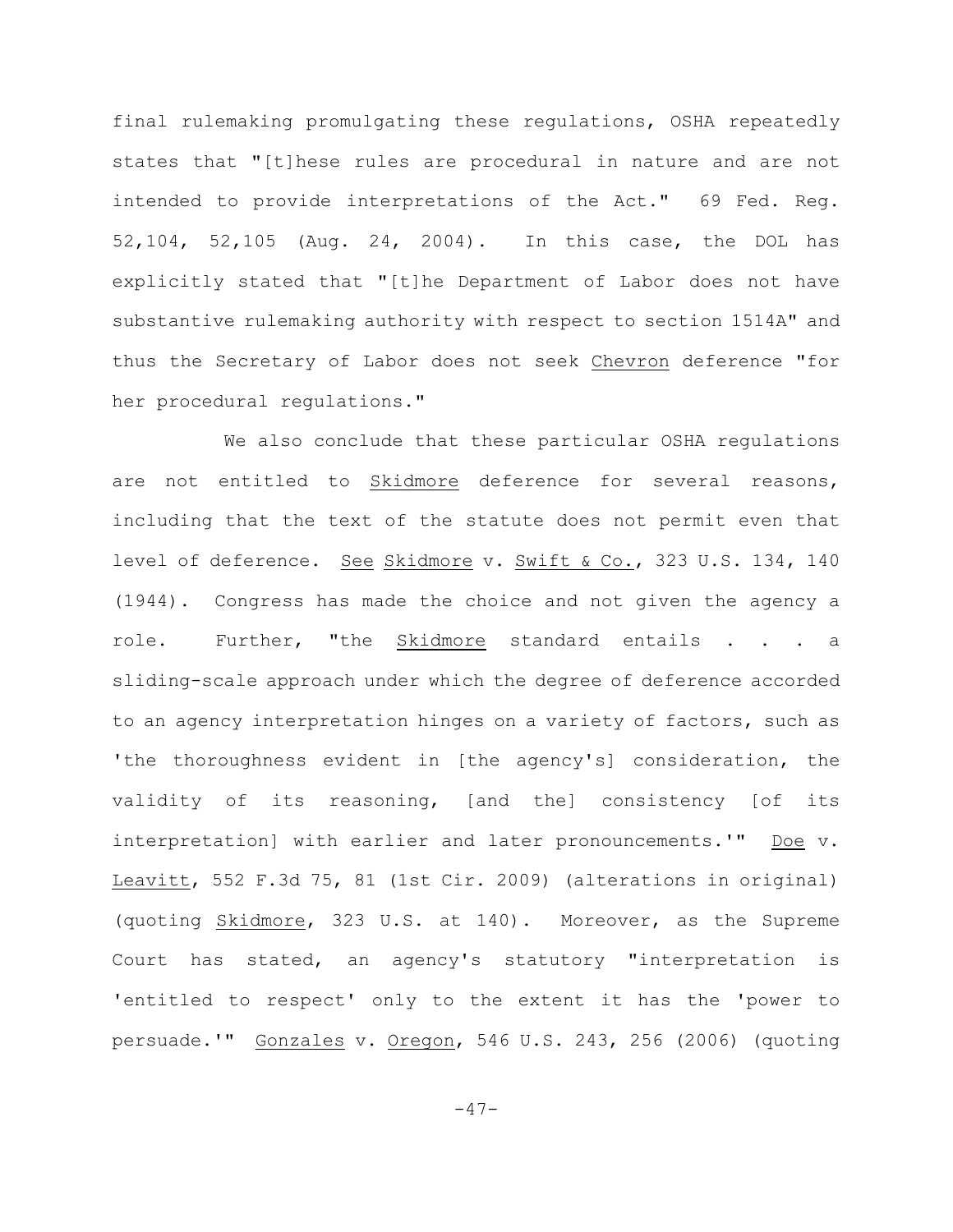final rulemaking promulgating these regulations, OSHA repeatedly states that "[t]hese rules are procedural in nature and are not intended to provide interpretations of the Act." 69 Fed. Reg. 52,104, 52,105 (Aug. 24, 2004). In this case, the DOL has explicitly stated that "[t]he Department of Labor does not have substantive rulemaking authority with respect to section 1514A" and thus the Secretary of Labor does not seek Chevron deference "for her procedural regulations."

We also conclude that these particular OSHA regulations are not entitled to Skidmore deference for several reasons, including that the text of the statute does not permit even that level of deference. See Skidmore v. Swift & Co., 323 U.S. 134, 140 (1944). Congress has made the choice and not given the agency a role. Further, "the Skidmore standard entails . . . a sliding-scale approach under which the degree of deference accorded to an agency interpretation hinges on a variety of factors, such as 'the thoroughness evident in [the agency's] consideration, the validity of its reasoning, [and the] consistency [of its interpretation] with earlier and later pronouncements.'" Doe v. Leavitt, 552 F.3d 75, 81 (1st Cir. 2009) (alterations in original) (quoting Skidmore, 323 U.S. at 140). Moreover, as the Supreme Court has stated, an agency's statutory "interpretation is 'entitled to respect' only to the extent it has the 'power to persuade.'" Gonzales v. Oregon, 546 U.S. 243, 256 (2006) (quoting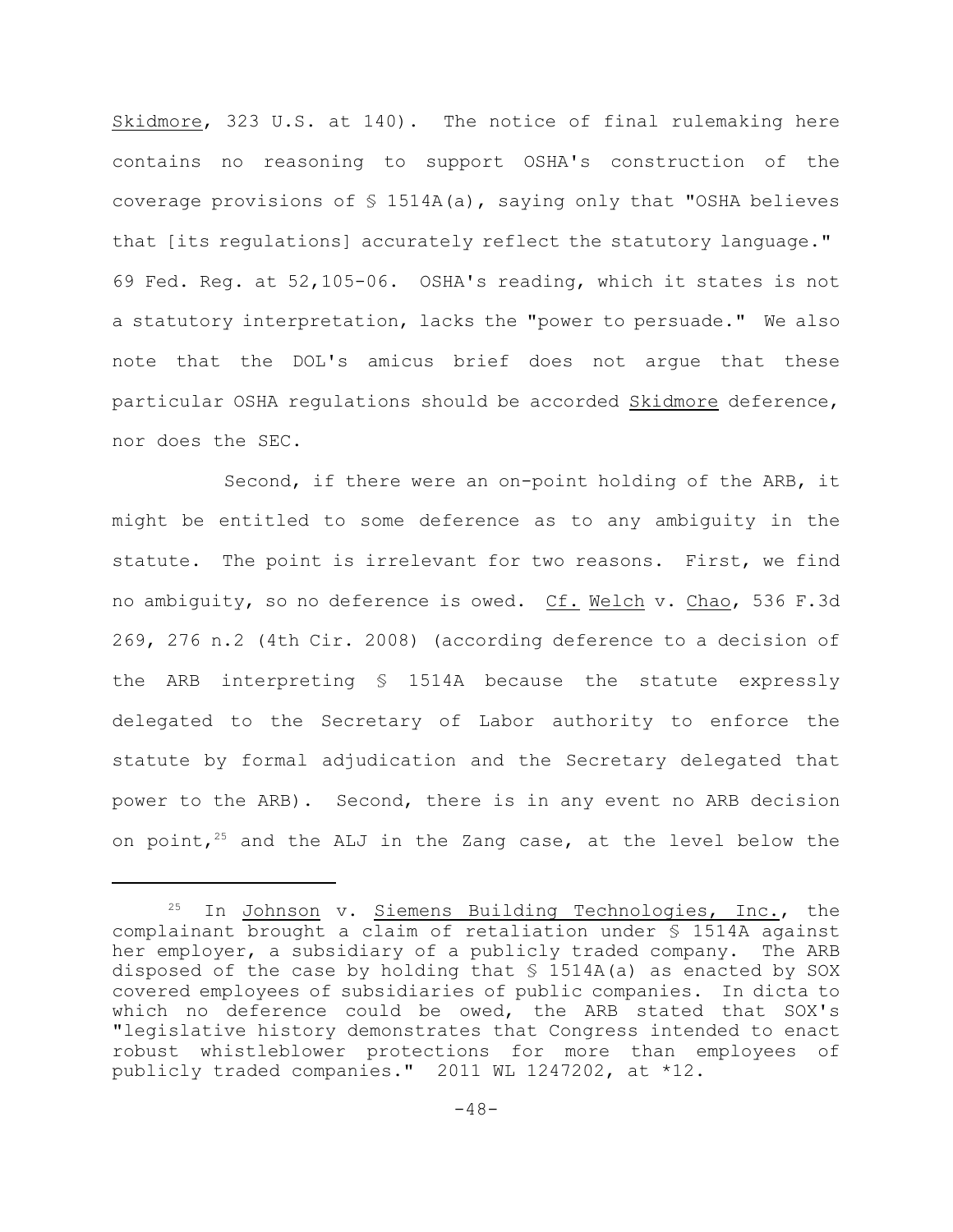Skidmore, 323 U.S. at 140). The notice of final rulemaking here contains no reasoning to support OSHA's construction of the coverage provisions of § 1514A(a), saying only that "OSHA believes that [its regulations] accurately reflect the statutory language." 69 Fed. Reg. at 52,105-06. OSHA's reading, which it states is not a statutory interpretation, lacks the "power to persuade." We also note that the DOL's amicus brief does not argue that these particular OSHA regulations should be accorded Skidmore deference, nor does the SEC.

Second, if there were an on-point holding of the ARB, it might be entitled to some deference as to any ambiguity in the statute. The point is irrelevant for two reasons. First, we find no ambiguity, so no deference is owed. Cf. Welch v. Chao, 536 F.3d 269, 276 n.2 (4th Cir. 2008) (according deference to a decision of the ARB interpreting § 1514A because the statute expressly delegated to the Secretary of Labor authority to enforce the statute by formal adjudication and the Secretary delegated that power to the ARB). Second, there is in any event no ARB decision on point,[25] and the ALJ in the Zang case, at the level below the

---

[25] In Johnson v. Siemens Building Technologies, Inc., the complainant brought a claim of retaliation under § 1514A against her employer, a subsidiary of a publicly traded company. The ARB disposed of the case by holding that § 1514A(a) as enacted by SOX covered employees of subsidiaries of public companies. In dicta to which no deference could be owed, the ARB stated that SOX's "legislative history demonstrates that Congress intended to enact robust whistleblower protections for more than employees of publicly traded companies." 2011 WL 1247202, at *12.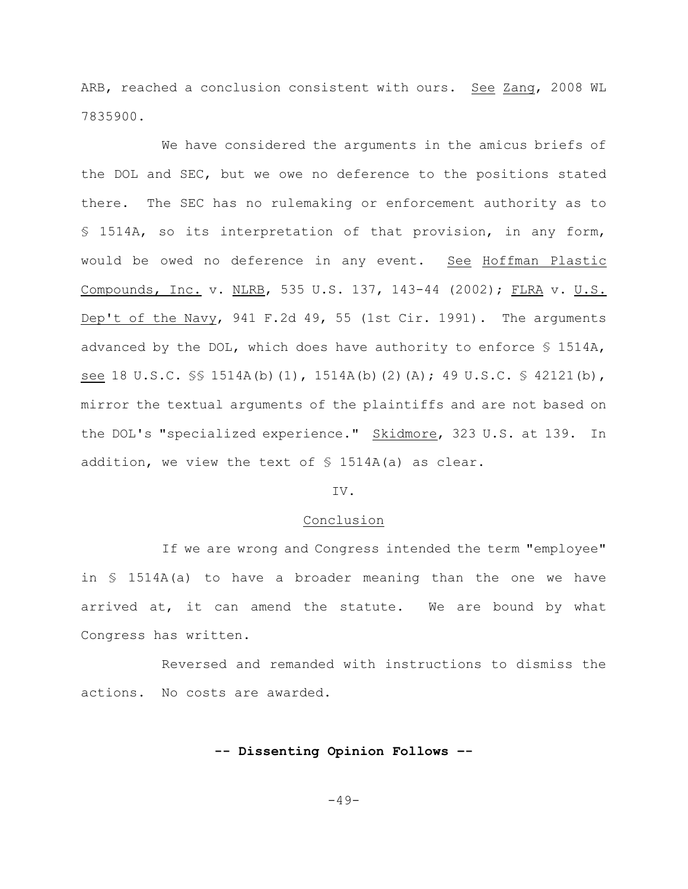ARB, reached a conclusion consistent with ours. See Zang, 2008 WL 7835900.

We have considered the arguments in the amicus briefs of the DOL and SEC, but we owe no deference to the positions stated there. The SEC has no rulemaking or enforcement authority as to § 1514A, so its interpretation of that provision, in any form, would be owed no deference in any event. See Hoffman Plastic Compounds, Inc. v. NLRB, 535 U.S. 137, 143-44 (2002); FLRA v. U.S. Dep't of the Navy, 941 F.2d 49, 55 (1st Cir. 1991). The arguments advanced by the DOL, which does have authority to enforce § 1514A, see 18 U.S.C. §§ 1514A(b)(1), 1514A(b)(2)(A); 49 U.S.C. § 42121(b), mirror the textual arguments of the plaintiffs and are not based on the DOL's "specialized experience." Skidmore, 323 U.S. at 139. In addition, we view the text of § 1514A(a) as clear.

## IV.

## Conclusion

If we are wrong and Congress intended the term "employee" in § 1514A(a) to have a broader meaning than the one we have arrived at, it can amend the statute. We are bound by what Congress has written.

Reversed and remanded with instructions to dismiss the actions. No costs are awarded.

**-- Dissenting Opinion Follows --**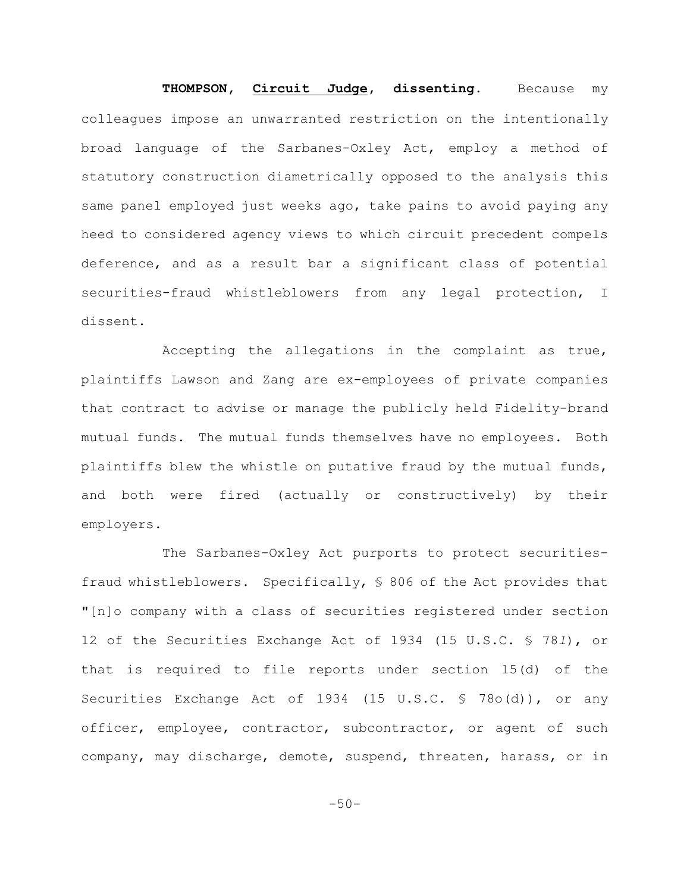**THOMPSON**, **<u>Circuit Judge</u>**, **dissenting**. Because my colleagues impose an unwarranted restriction on the intentionally broad language of the Sarbanes-Oxley Act, employ a method of statutory construction diametrically opposed to the analysis this same panel employed just weeks ago, take pains to avoid paying any heed to considered agency views to which circuit precedent compels deference, and as a result bar a significant class of potential securities-fraud whistleblowers from any legal protection, I dissent.

Accepting the allegations in the complaint as true, plaintiffs Lawson and Zang are ex-employees of private companies that contract to advise or manage the publicly held Fidelity-brand mutual funds. The mutual funds themselves have no employees. Both plaintiffs blew the whistle on putative fraud by the mutual funds, and both were fired (actually or constructively) by their employers.

The Sarbanes-Oxley Act purports to protect securities-fraud whistleblowers. Specifically, § 806 of the Act provides that "[n]o company with a class of securities registered under section 12 of the Securities Exchange Act of 1934 (15 U.S.C. § 78*l*), or that is required to file reports under section 15(d) of the Securities Exchange Act of 1934 (15 U.S.C. § 78o(d)), or any officer, employee, contractor, subcontractor, or agent of such company, may discharge, demote, suspend, threaten, harass, or in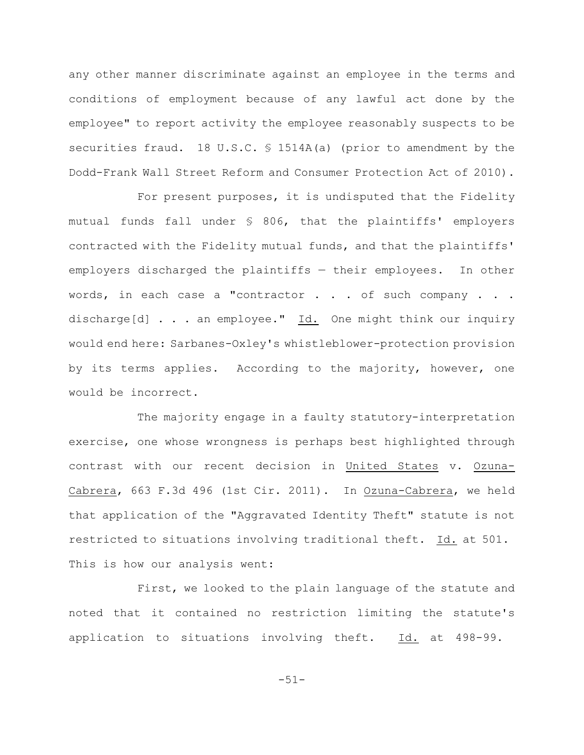any other manner discriminate against an employee in the terms and conditions of employment because of any lawful act done by the employee" to report activity the employee reasonably suspects to be securities fraud. 18 U.S.C. § 1514A(a) (prior to amendment by the Dodd-Frank Wall Street Reform and Consumer Protection Act of 2010).

For present purposes, it is undisputed that the Fidelity mutual funds fall under § 806, that the plaintiffs' employers contracted with the Fidelity mutual funds, and that the plaintiffs' employers discharged the plaintiffs — their employees. In other words, in each case a "contractor . . . of such company . . . discharge[d] . . . an employee." Id. One might think our inquiry would end here: Sarbanes-Oxley's whistleblower-protection provision by its terms applies. According to the majority, however, one would be incorrect.

The majority engage in a faulty statutory-interpretation exercise, one whose wrongness is perhaps best highlighted through contrast with our recent decision in United States v. Ozuna-Cabrera, 663 F.3d 496 (1st Cir. 2011). In Ozuna-Cabrera, we held that application of the "Aggravated Identity Theft" statute is not restricted to situations involving traditional theft. Id. at 501. This is how our analysis went:

First, we looked to the plain language of the statute and noted that it contained no restriction limiting the statute's application to situations involving theft. Id. at 498-99.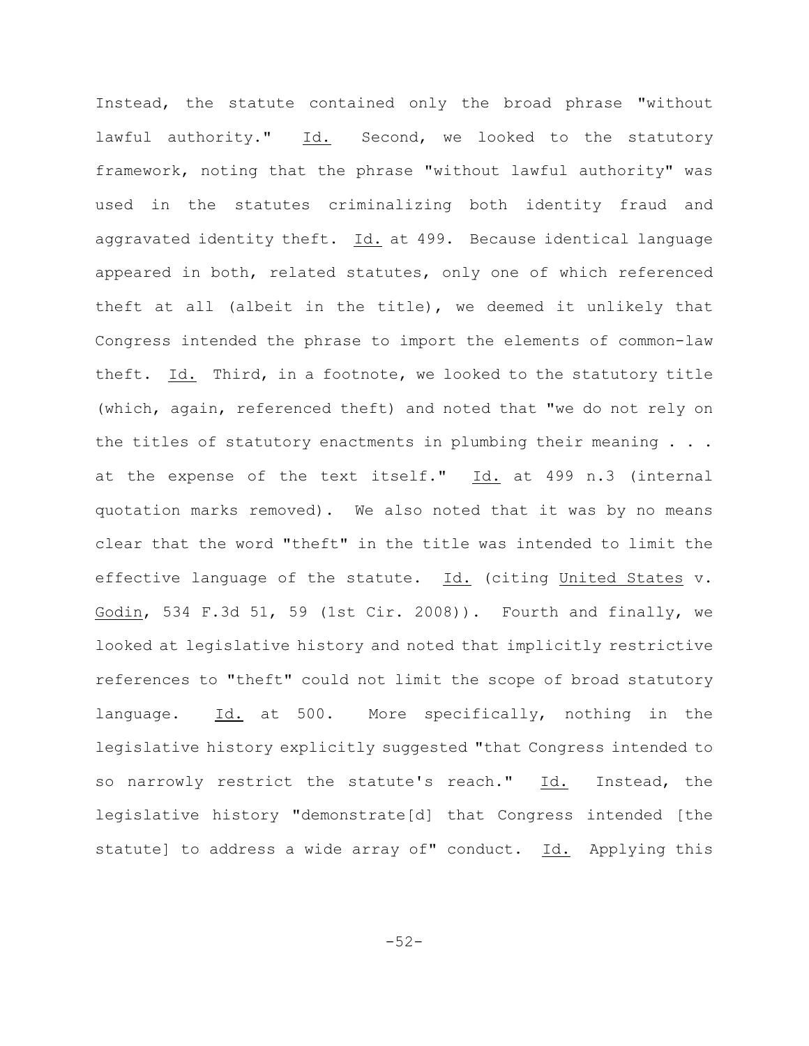Instead, the statute contained only the broad phrase "without lawful authority." Id. Second, we looked to the statutory framework, noting that the phrase "without lawful authority" was used in the statutes criminalizing both identity fraud and aggravated identity theft. Id. at 499. Because identical language appeared in both, related statutes, only one of which referenced theft at all (albeit in the title), we deemed it unlikely that Congress intended the phrase to import the elements of common-law theft. Id. Third, in a footnote, we looked to the statutory title (which, again, referenced theft) and noted that "we do not rely on the titles of statutory enactments in plumbing their meaning . . . at the expense of the text itself." Id. at 499 n.3 (internal quotation marks removed). We also noted that it was by no means clear that the word "theft" in the title was intended to limit the effective language of the statute. Id. (citing United States v. Godin, 534 F.3d 51, 59 (1st Cir. 2008)). Fourth and finally, we looked at legislative history and noted that implicitly restrictive references to "theft" could not limit the scope of broad statutory language. Id. at 500. More specifically, nothing in the legislative history explicitly suggested "that Congress intended to so narrowly restrict the statute's reach." Id. Instead, the legislative history "demonstrate[d] that Congress intended [the statute] to address a wide array of" conduct. Id. Applying this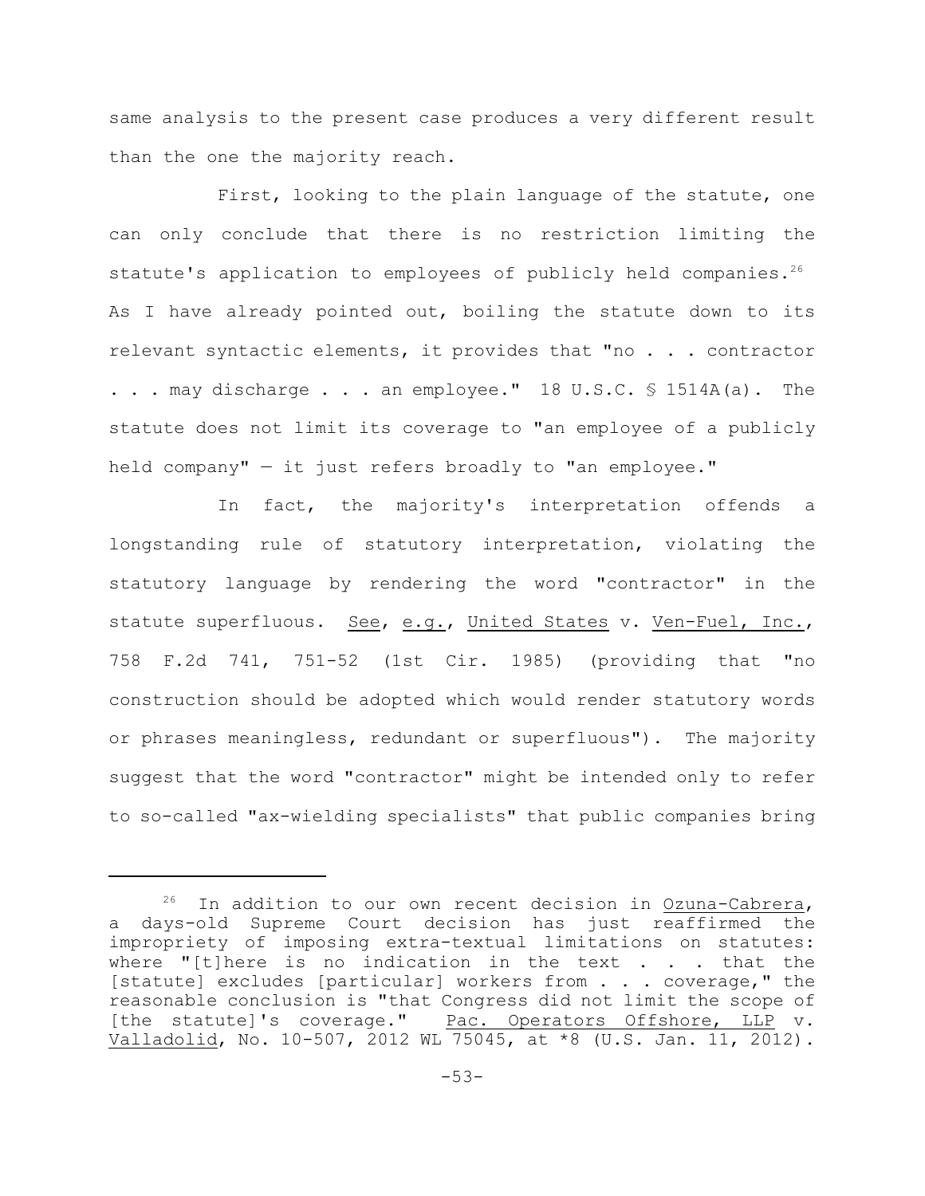same analysis to the present case produces a very different result than the one the majority reach.

First, looking to the plain language of the statute, one can only conclude that there is no restriction limiting the statute's application to employees of publicly held companies.[26] As I have already pointed out, boiling the statute down to its relevant syntactic elements, it provides that "no . . . contractor . . . may discharge . . . an employee." 18 U.S.C. § 1514A(a). The statute does not limit its coverage to "an employee of a publicly held company" — it just refers broadly to "an employee."

In fact, the majority's interpretation offends a longstanding rule of statutory interpretation, violating the statutory language by rendering the word "contractor" in the statute superfluous. See, e.g., United States v. Ven-Fuel, Inc., 758 F.2d 741, 751-52 (1st Cir. 1985) (providing that "no construction should be adopted which would render statutory words or phrases meaningless, redundant or superfluous"). The majority suggest that the word "contractor" might be intended only to refer to so-called "ax-wielding specialists" that public companies bring

---

[26] In addition to our own recent decision in Ozuna-Cabrera, a days-old Supreme Court decision has just reaffirmed the impropriety of imposing extra-textual limitations on statutes: where "[t]here is no indication in the text . . . that the [statute] excludes [particular] workers from . . . coverage," the reasonable conclusion is "that Congress did not limit the scope of [the statute]'s coverage." Pac. Operators Offshore, LLP v. Valladolid, No. 10-507, 2012 WL 75045, at *8 (U.S. Jan. 11, 2012).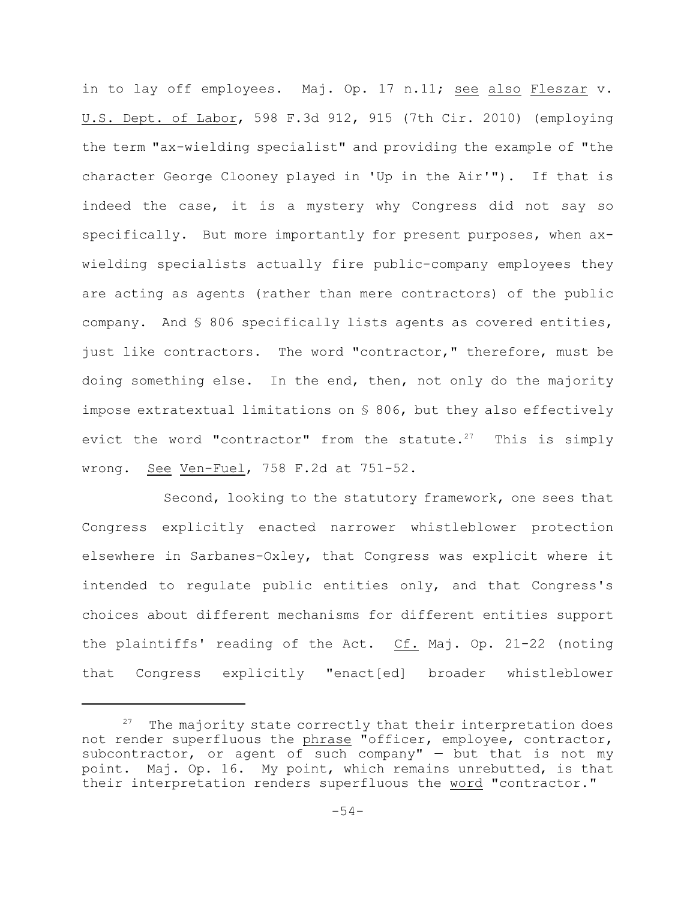in to lay off employees. Maj. Op. 17 n.11; see also Fleszar v. U.S. Dept. of Labor, 598 F.3d 912, 915 (7th Cir. 2010) (employing the term "ax-wielding specialist" and providing the example of "the character George Clooney played in 'Up in the Air'"). If that is indeed the case, it is a mystery why Congress did not say so specifically. But more importantly for present purposes, when ax-wielding specialists actually fire public-company employees they are acting as agents (rather than mere contractors) of the public company. And § 806 specifically lists agents as covered entities, just like contractors. The word "contractor," therefore, must be doing something else. In the end, then, not only do the majority impose extratextual limitations on § 806, but they also effectively evict the word "contractor" from the statute.[27] This is simply wrong. See Ven-Fuel, 758 F.2d at 751-52.

Second, looking to the statutory framework, one sees that Congress explicitly enacted narrower whistleblower protection elsewhere in Sarbanes-Oxley, that Congress was explicit where it intended to regulate public entities only, and that Congress's choices about different mechanisms for different entities support the plaintiffs' reading of the Act. Cf. Maj. Op. 21-22 (noting that Congress explicitly "enact[ed] broader whistleblower

---

[27] The majority state correctly that their interpretation does not render superfluous the phrase "officer, employee, contractor, subcontractor, or agent of such company" — but that is not my point. Maj. Op. 16. My point, which remains unrebutted, is that their interpretation renders superfluous the word "contractor."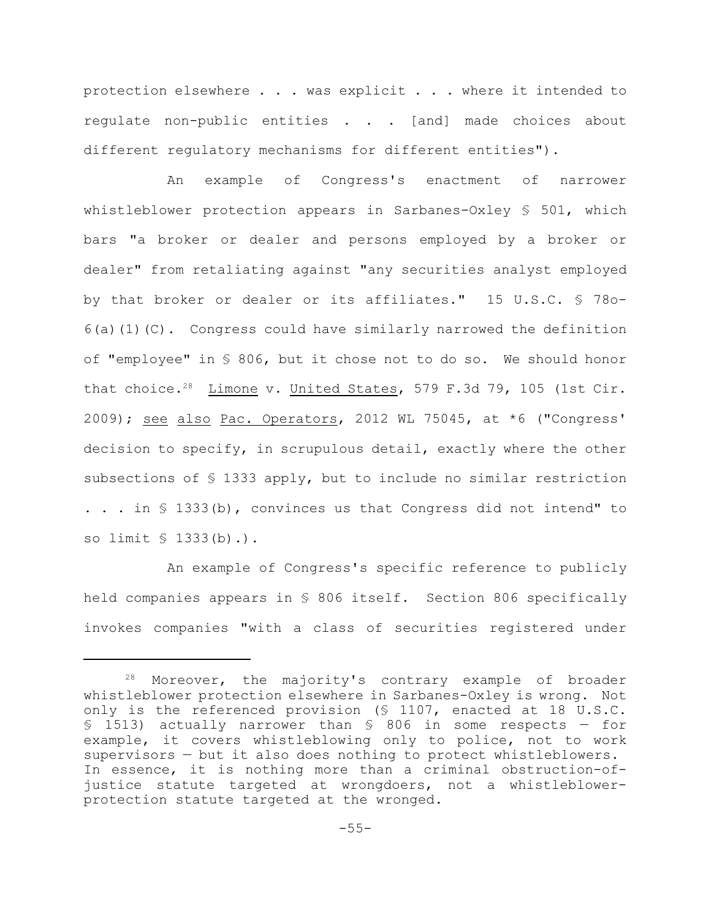protection elsewhere . . . was explicit . . . where it intended to regulate non-public entities . . . [and] made choices about different regulatory mechanisms for different entities").

An example of Congress's enactment of narrower whistleblower protection appears in Sarbanes-Oxley § 501, which bars "a broker or dealer and persons employed by a broker or dealer" from retaliating against "any securities analyst employed by that broker or dealer or its affiliates." 15 U.S.C. § 78o-6(a)(1)(C). Congress could have similarly narrowed the definition of "employee" in § 806, but it chose not to do so. We should honor that choice.[28] Limone v. United States, 579 F.3d 79, 105 (1st Cir. 2009); see also Pac. Operators, 2012 WL 75045, at *6 ("Congress' decision to specify, in scrupulous detail, exactly where the other subsections of § 1333 apply, but to include no similar restriction . . . in § 1333(b), convinces us that Congress did not intend" to so limit § 1333(b).).

An example of Congress's specific reference to publicly held companies appears in § 806 itself. Section 806 specifically invokes companies "with a class of securities registered under

---

[28] Moreover, the majority's contrary example of broader whistleblower protection elsewhere in Sarbanes-Oxley is wrong. Not only is the referenced provision (§ 1107, enacted at 18 U.S.C. § 1513) actually narrower than § 806 in some respects — for example, it covers whistleblowing only to police, not to work supervisors — but it also does nothing to protect whistleblowers. In essence, it is nothing more than a criminal obstruction-of-justice statute targeted at wrongdoers, not a whistleblower-protection statute targeted at the wronged.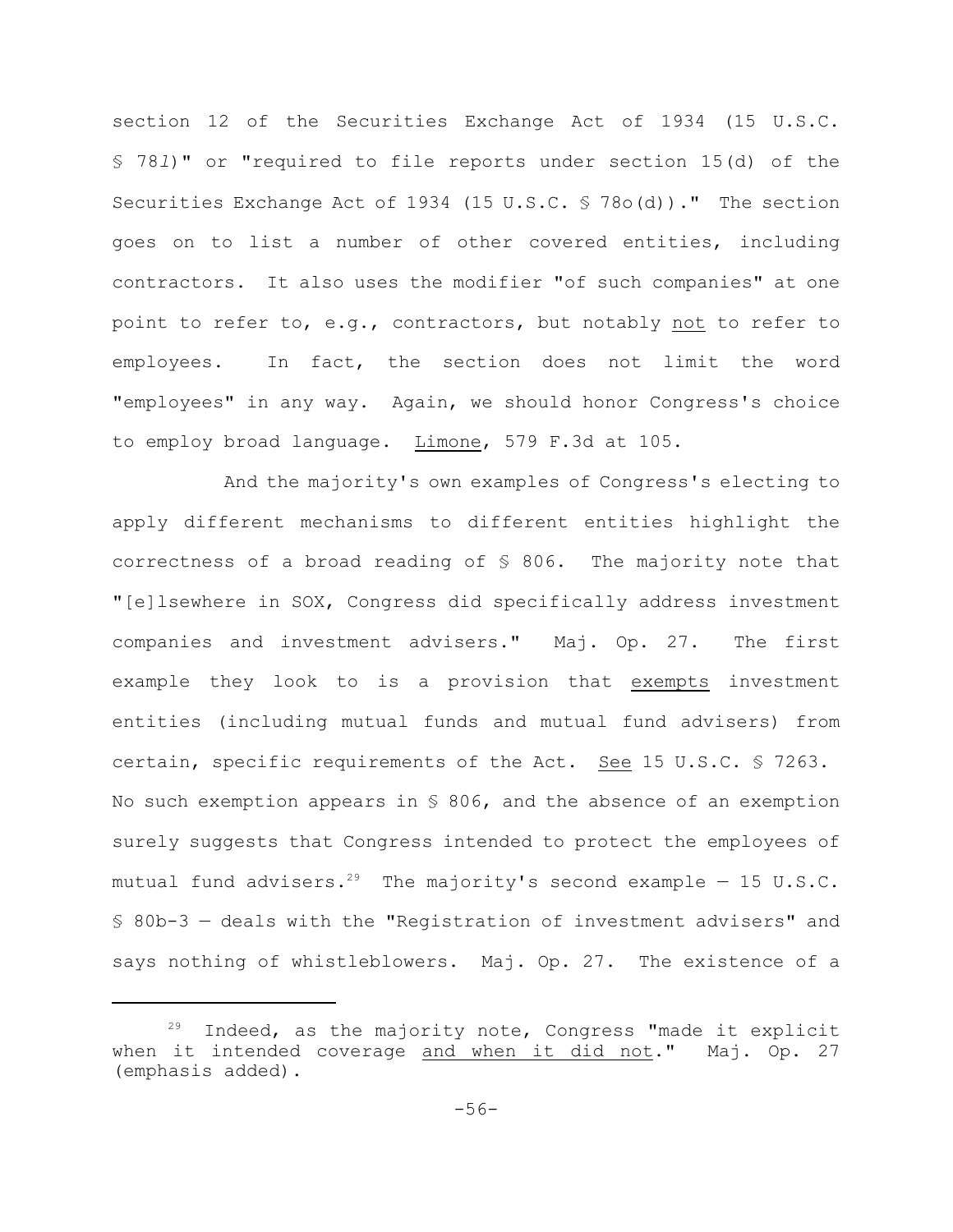section 12 of the Securities Exchange Act of 1934 (15 U.S.C. § 78*l*)" or "required to file reports under section 15(d) of the Securities Exchange Act of 1934 (15 U.S.C. § 78o(d))." The section goes on to list a number of other covered entities, including contractors. It also uses the modifier "of such companies" at one point to refer to, e.g., contractors, but notably <u>not</u> to refer to employees. In fact, the section does not limit the word "employees" in any way. Again, we should honor Congress's choice to employ broad language. <u>Limone</u>, 579 F.3d at 105.

And the majority's own examples of Congress's electing to apply different mechanisms to different entities highlight the correctness of a broad reading of § 806. The majority note that "[e]lsewhere in SOX, Congress did specifically address investment companies and investment advisers." Maj. Op. 27. The first example they look to is a provision that <u>exempts</u> investment entities (including mutual funds and mutual fund advisers) from certain, specific requirements of the Act. <u>See</u> 15 U.S.C. § 7263. No such exemption appears in § 806, and the absence of an exemption surely suggests that Congress intended to protect the employees of mutual fund advisers.[29] The majority's second example — 15 U.S.C. § 80b-3 — deals with the "Registration of investment advisers" and says nothing of whistleblowers. Maj. Op. 27. The existence of a

[29] Indeed, as the majority note, Congress "made it explicit when it intended coverage <u>and when it did not</u>." Maj. Op. 27 (emphasis added).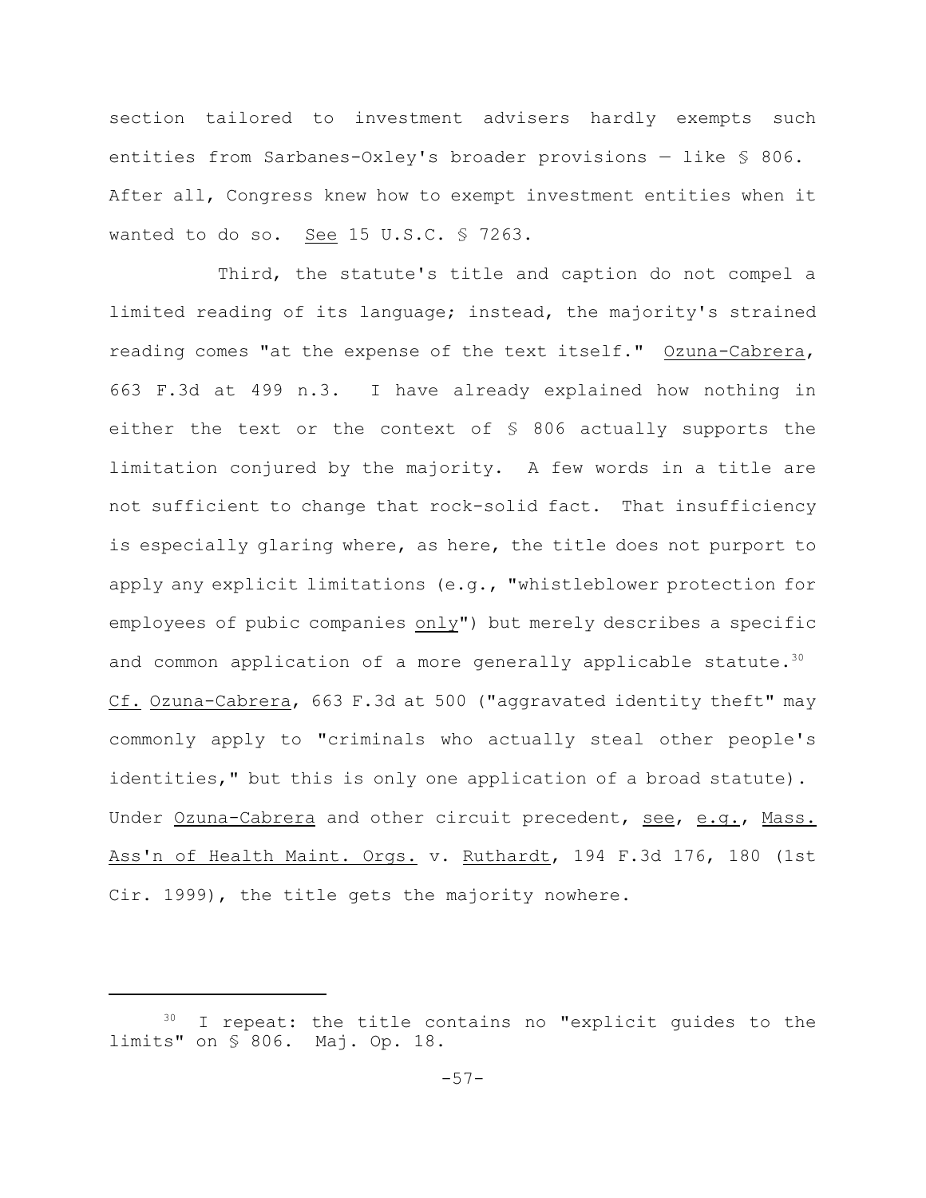section tailored to investment advisers hardly exempts such entities from Sarbanes-Oxley's broader provisions — like § 806. After all, Congress knew how to exempt investment entities when it wanted to do so. See 15 U.S.C. § 7263.

Third, the statute's title and caption do not compel a limited reading of its language; instead, the majority's strained reading comes "at the expense of the text itself." Ozuna-Cabrera, 663 F.3d at 499 n.3. I have already explained how nothing in either the text or the context of § 806 actually supports the limitation conjured by the majority. A few words in a title are not sufficient to change that rock-solid fact. That insufficiency is especially glaring where, as here, the title does not purport to apply any explicit limitations (e.g., "whistleblower protection for employees of pubic companies only") but merely describes a specific and common application of a more generally applicable statute.[30] Cf. Ozuna-Cabrera, 663 F.3d at 500 ("aggravated identity theft" may commonly apply to "criminals who actually steal other people's identities," but this is only one application of a broad statute). Under Ozuna-Cabrera and other circuit precedent, see, e.g., Mass. Ass'n of Health Maint. Orgs. v. Ruthardt, 194 F.3d 176, 180 (1st Cir. 1999), the title gets the majority nowhere.

---

[30] I repeat: the title contains no "explicit guides to the limits" on § 806. Maj. Op. 18.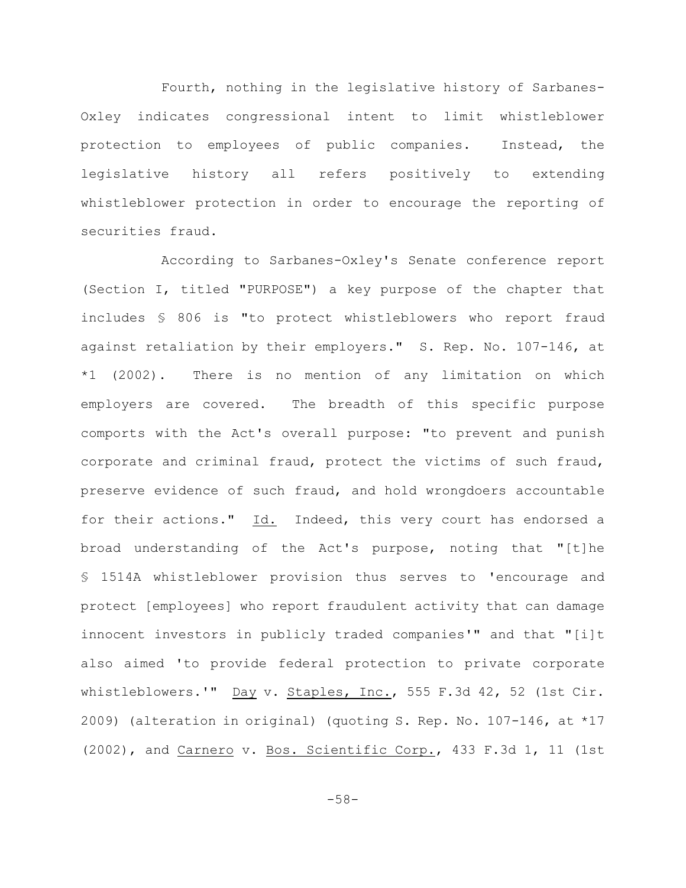Fourth, nothing in the legislative history of Sarbanes-Oxley indicates congressional intent to limit whistleblower protection to employees of public companies. Instead, the legislative history all refers positively to extending whistleblower protection in order to encourage the reporting of securities fraud.

According to Sarbanes-Oxley's Senate conference report (Section I, titled "PURPOSE") a key purpose of the chapter that includes § 806 is "to protect whistleblowers who report fraud against retaliation by their employers." S. Rep. No. 107-146, at *1 (2002). There is no mention of any limitation on which employers are covered. The breadth of this specific purpose comports with the Act's overall purpose: "to prevent and punish corporate and criminal fraud, protect the victims of such fraud, preserve evidence of such fraud, and hold wrongdoers accountable for their actions." Id. Indeed, this very court has endorsed a broad understanding of the Act's purpose, noting that "[t]he § 1514A whistleblower provision thus serves to 'encourage and protect [employees] who report fraudulent activity that can damage innocent investors in publicly traded companies'" and that "[i]t also aimed 'to provide federal protection to private corporate whistleblowers.'" Day v. Staples, Inc., 555 F.3d 42, 52 (1st Cir. 2009) (alteration in original) (quoting S. Rep. No. 107-146, at *17 (2002), and Carnero v. Bos. Scientific Corp., 433 F.3d 1, 11 (1st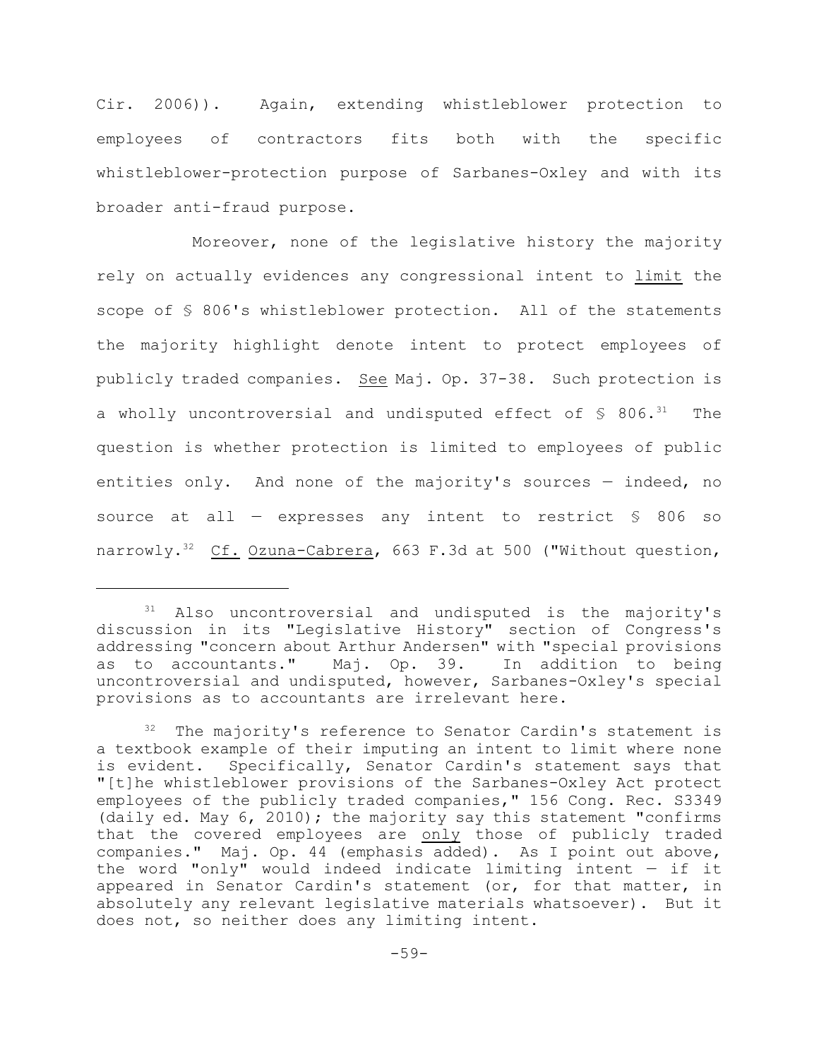Cir. 2006)). Again, extending whistleblower protection to employees of contractors fits both with the specific whistleblower-protection purpose of Sarbanes-Oxley and with its broader anti-fraud purpose.

Moreover, none of the legislative history the majority rely on actually evidences any congressional intent to limit the scope of § 806's whistleblower protection. All of the statements the majority highlight denote intent to protect employees of publicly traded companies. See Maj. Op. 37-38. Such protection is a wholly uncontroversial and undisputed effect of § 806.[31] The question is whether protection is limited to employees of public entities only. And none of the majority's sources — indeed, no source at all — expresses any intent to restrict § 806 so narrowly.[32] Cf. Ozuna-Cabrera, 663 F.3d at 500 ("Without question,

---

[31] Also uncontroversial and undisputed is the majority's discussion in its "Legislative History" section of Congress's addressing "concern about Arthur Andersen" with "special provisions as to accountants." Maj. Op. 39. In addition to being uncontroversial and undisputed, however, Sarbanes-Oxley's special provisions as to accountants are irrelevant here.

[32] The majority's reference to Senator Cardin's statement is a textbook example of their imputing an intent to limit where none is evident. Specifically, Senator Cardin's statement says that "[t]he whistleblower provisions of the Sarbanes-Oxley Act protect employees of the publicly traded companies," 156 Cong. Rec. S3349 (daily ed. May 6, 2010); the majority say this statement "confirms that the covered employees are only those of publicly traded companies." Maj. Op. 44 (emphasis added). As I point out above, the word "only" would indeed indicate limiting intent — if it appeared in Senator Cardin's statement (or, for that matter, in absolutely any relevant legislative materials whatsoever). But it does not, so neither does any limiting intent.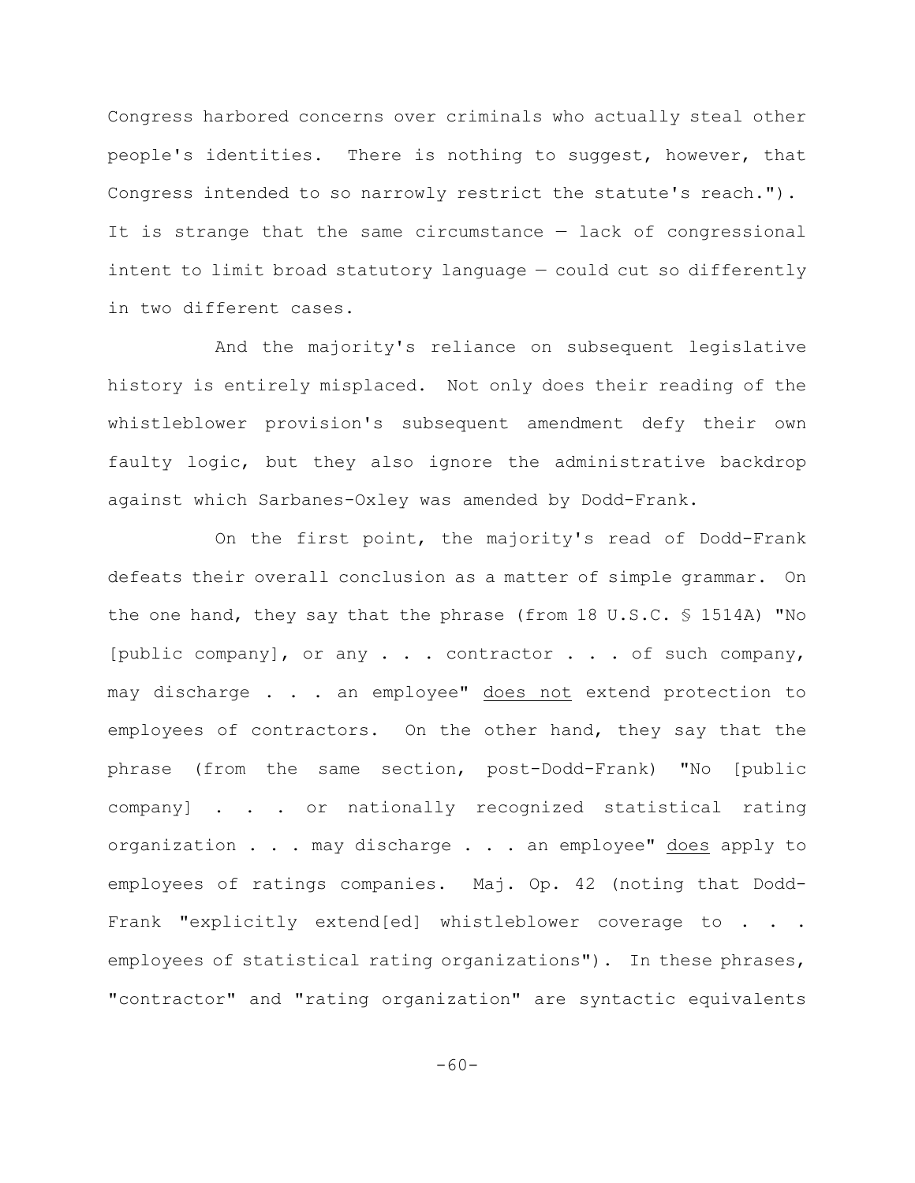Congress harbored concerns over criminals who actually steal other people's identities. There is nothing to suggest, however, that Congress intended to so narrowly restrict the statute's reach."). It is strange that the same circumstance — lack of congressional intent to limit broad statutory language — could cut so differently in two different cases.

And the majority's reliance on subsequent legislative history is entirely misplaced. Not only does their reading of the whistleblower provision's subsequent amendment defy their own faulty logic, but they also ignore the administrative backdrop against which Sarbanes-Oxley was amended by Dodd-Frank.

On the first point, the majority's read of Dodd-Frank defeats their overall conclusion as a matter of simple grammar. On the one hand, they say that the phrase (from 18 U.S.C. § 1514A) "No [public company], or any . . . contractor . . . of such company, may discharge . . . an employee" <u>does not</u> extend protection to employees of contractors. On the other hand, they say that the phrase (from the same section, post-Dodd-Frank) "No [public company] . . . or nationally recognized statistical rating organization . . . may discharge . . . an employee" <u>does</u> apply to employees of ratings companies. Maj. Op. 42 (noting that Dodd-Frank "explicitly extend[ed] whistleblower coverage to . . . employees of statistical rating organizations"). In these phrases, "contractor" and "rating organization" are syntactic equivalents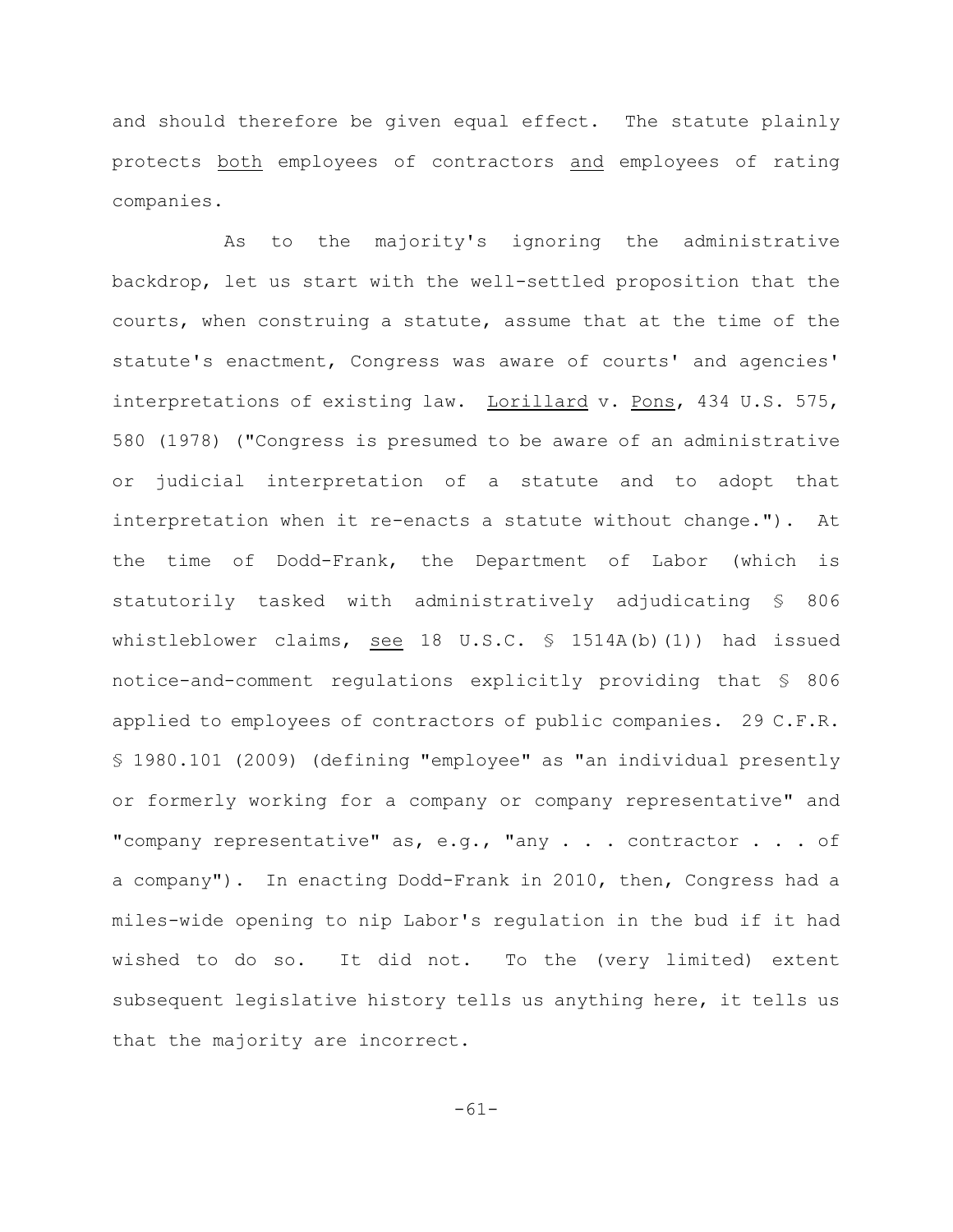and should therefore be given equal effect. The statute plainly protects both employees of contractors and employees of rating companies.

As to the majority's ignoring the administrative backdrop, let us start with the well-settled proposition that the courts, when construing a statute, assume that at the time of the statute's enactment, Congress was aware of courts' and agencies' interpretations of existing law. Lorillard v. Pons, 434 U.S. 575, 580 (1978) ("Congress is presumed to be aware of an administrative or judicial interpretation of a statute and to adopt that interpretation when it re-enacts a statute without change."). At the time of Dodd-Frank, the Department of Labor (which is statutorily tasked with administratively adjudicating § 806 whistleblower claims, see 18 U.S.C. § 1514A(b)(1)) had issued notice-and-comment regulations explicitly providing that § 806 applied to employees of contractors of public companies. 29 C.F.R. § 1980.101 (2009) (defining "employee" as "an individual presently or formerly working for a company or company representative" and "company representative" as, e.g., "any . . . contractor . . . of a company"). In enacting Dodd-Frank in 2010, then, Congress had a miles-wide opening to nip Labor's regulation in the bud if it had wished to do so. It did not. To the (very limited) extent subsequent legislative history tells us anything here, it tells us that the majority are incorrect.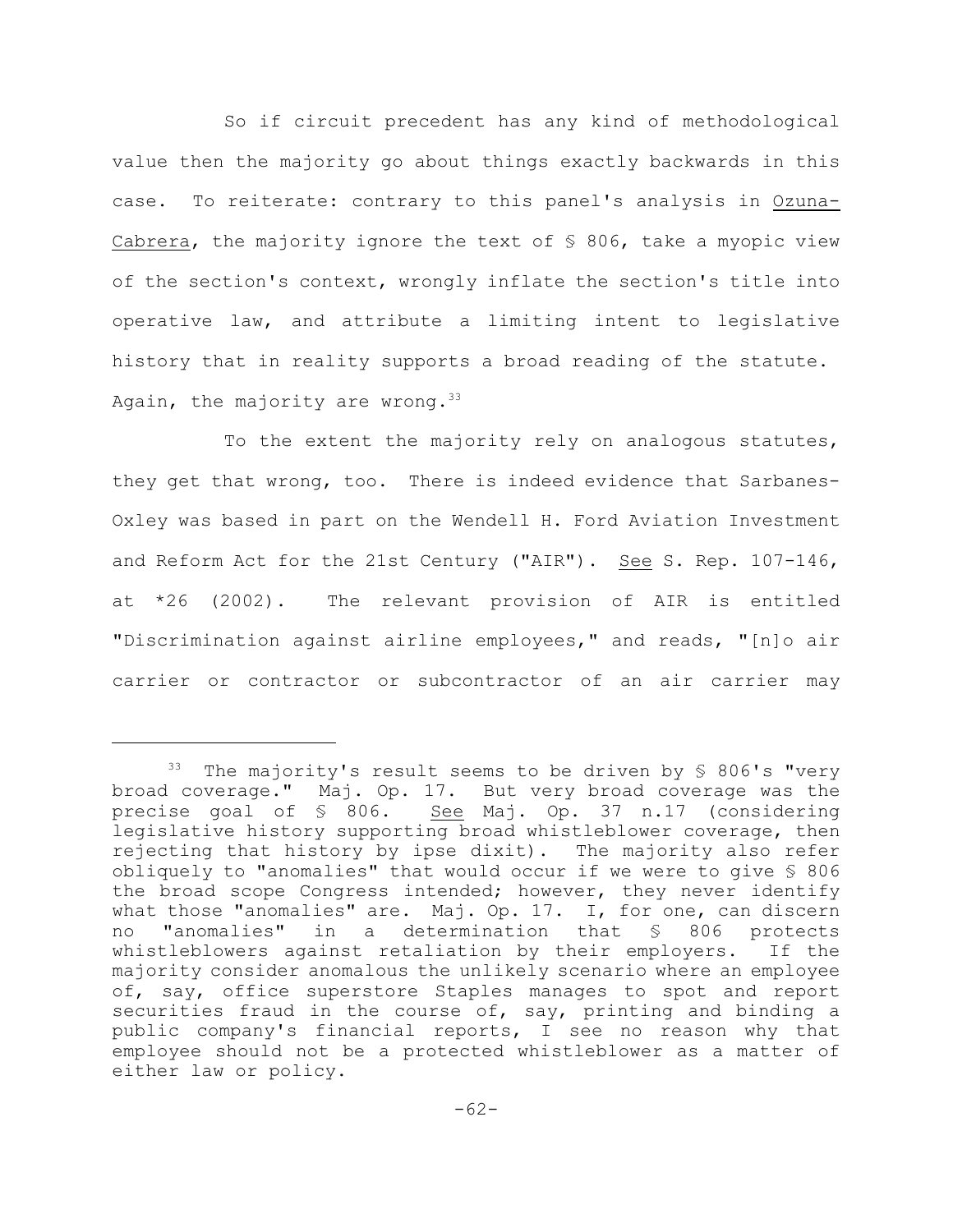So if circuit precedent has any kind of methodological value then the majority go about things exactly backwards in this case. To reiterate: contrary to this panel's analysis in Ozuna-Cabrera, the majority ignore the text of § 806, take a myopic view of the section's context, wrongly inflate the section's title into operative law, and attribute a limiting intent to legislative history that in reality supports a broad reading of the statute. Again, the majority are wrong.[33]

To the extent the majority rely on analogous statutes, they get that wrong, too. There is indeed evidence that Sarbanes-Oxley was based in part on the Wendell H. Ford Aviation Investment and Reform Act for the 21st Century ("AIR"). See S. Rep. 107-146, at *26 (2002). The relevant provision of AIR is entitled "Discrimination against airline employees," and reads, "[n]o air carrier or contractor or subcontractor of an air carrier may

---

[33] The majority's result seems to be driven by § 806's "very broad coverage." Maj. Op. 17. But very broad coverage was the precise goal of § 806. See Maj. Op. 37 n.17 (considering legislative history supporting broad whistleblower coverage, then rejecting that history by ipse dixit). The majority also refer obliquely to "anomalies" that would occur if we were to give § 806 the broad scope Congress intended; however, they never identify what those "anomalies" are. Maj. Op. 17. I, for one, can discern no "anomalies" in a determination that § 806 protects whistleblowers against retaliation by their employers. If the majority consider anomalous the unlikely scenario where an employee of, say, office superstore Staples manages to spot and report securities fraud in the course of, say, printing and binding a public company's financial reports, I see no reason why that employee should not be a protected whistleblower as a matter of either law or policy.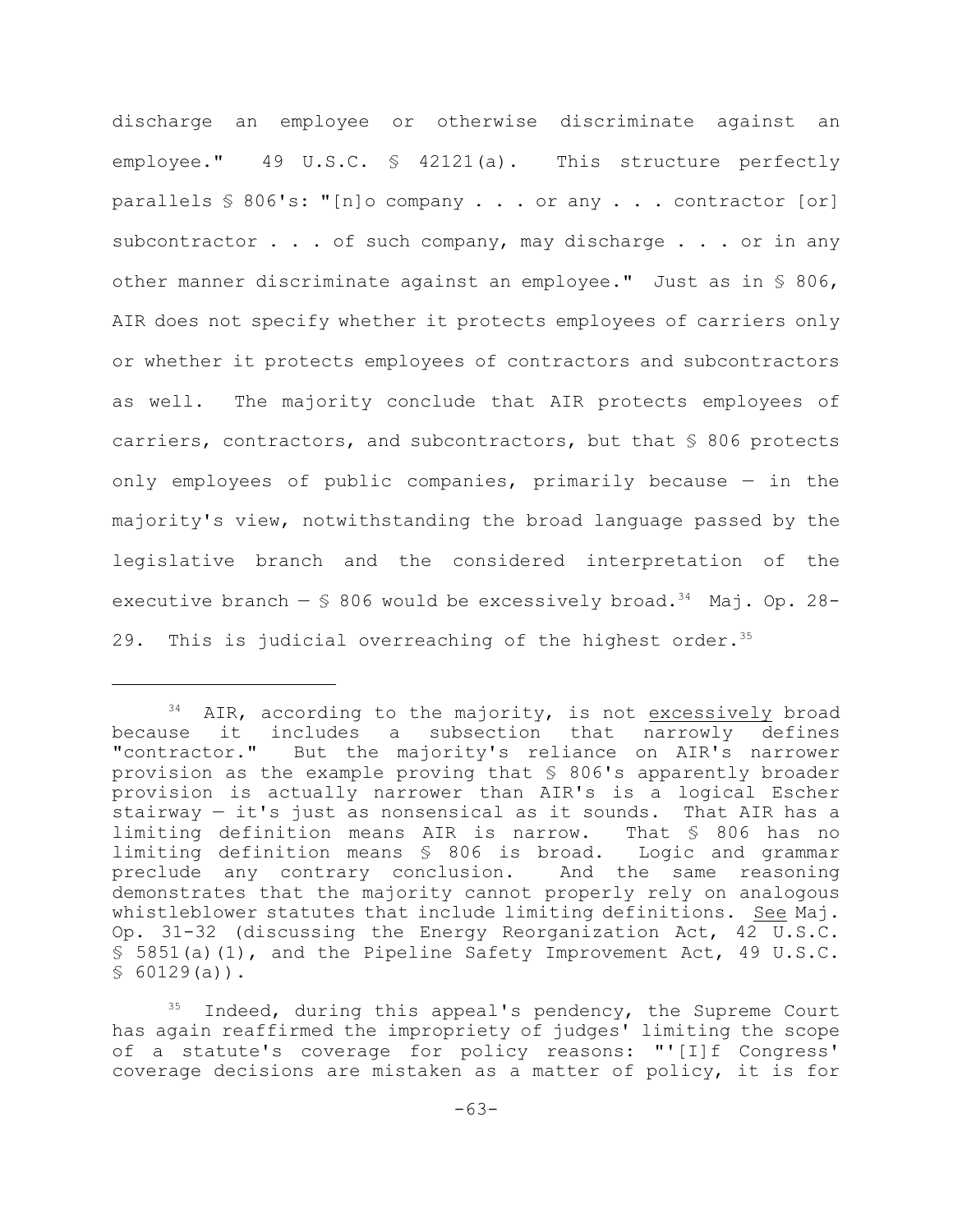discharge an employee or otherwise discriminate against an employee." 49 U.S.C. § 42121(a). This structure perfectly parallels § 806's: "[n]o company . . . or any . . . contractor [or] subcontractor . . . of such company, may discharge . . . or in any other manner discriminate against an employee." Just as in § 806, AIR does not specify whether it protects employees of carriers only or whether it protects employees of contractors and subcontractors as well. The majority conclude that AIR protects employees of carriers, contractors, and subcontractors, but that § 806 protects only employees of public companies, primarily because — in the majority's view, notwithstanding the broad language passed by the legislative branch and the considered interpretation of the executive branch — § 806 would be excessively broad.[34] Maj. Op. 28-29. This is judicial overreaching of the highest order.[35]

---

[34] AIR, according to the majority, is not <u>excessively</u> broad because it includes a subsection that narrowly defines "contractor." But the majority's reliance on AIR's narrower provision as the example proving that § 806's apparently broader provision is actually narrower than AIR's is a logical Escher stairway — it's just as nonsensical as it sounds. That AIR has a limiting definition means AIR is narrow. That § 806 has no limiting definition means § 806 is broad. Logic and grammar preclude any contrary conclusion. And the same reasoning demonstrates that the majority cannot properly rely on analogous whistleblower statutes that include limiting definitions. <u>See</u> Maj. Op. 31-32 (discussing the Energy Reorganization Act, 42 U.S.C. § 5851(a)(1), and the Pipeline Safety Improvement Act, 49 U.S.C. § 60129(a)).

[35] Indeed, during this appeal's pendency, the Supreme Court has again reaffirmed the impropriety of judges' limiting the scope of a statute's coverage for policy reasons: "'[I]f Congress' coverage decisions are mistaken as a matter of policy, it is for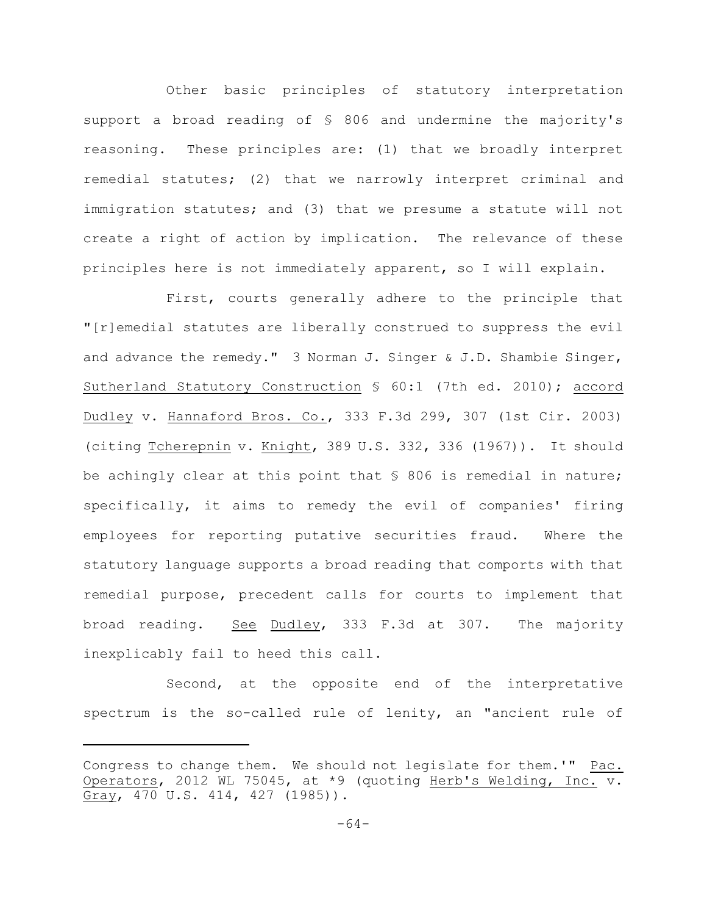Other basic principles of statutory interpretation support a broad reading of § 806 and undermine the majority's reasoning. These principles are: (1) that we broadly interpret remedial statutes; (2) that we narrowly interpret criminal and immigration statutes; and (3) that we presume a statute will not create a right of action by implication. The relevance of these principles here is not immediately apparent, so I will explain.

First, courts generally adhere to the principle that "[r]emedial statutes are liberally construed to suppress the evil and advance the remedy." 3 Norman J. Singer & J.D. Shambie Singer, Sutherland Statutory Construction § 60:1 (7th ed. 2010); accord Dudley v. Hannaford Bros. Co., 333 F.3d 299, 307 (1st Cir. 2003) (citing Tcherepnin v. Knight, 389 U.S. 332, 336 (1967)). It should be achingly clear at this point that § 806 is remedial in nature; specifically, it aims to remedy the evil of companies' firing employees for reporting putative securities fraud. Where the statutory language supports a broad reading that comports with that remedial purpose, precedent calls for courts to implement that broad reading. See Dudley, 333 F.3d at 307. The majority inexplicably fail to heed this call.

Second, at the opposite end of the interpretative spectrum is the so-called rule of lenity, an "ancient rule of

---

Congress to change them. We should not legislate for them.'" Pac. Operators, 2012 WL 75045, at *9 (quoting Herb's Welding, Inc. v. Gray, 470 U.S. 414, 427 (1985)).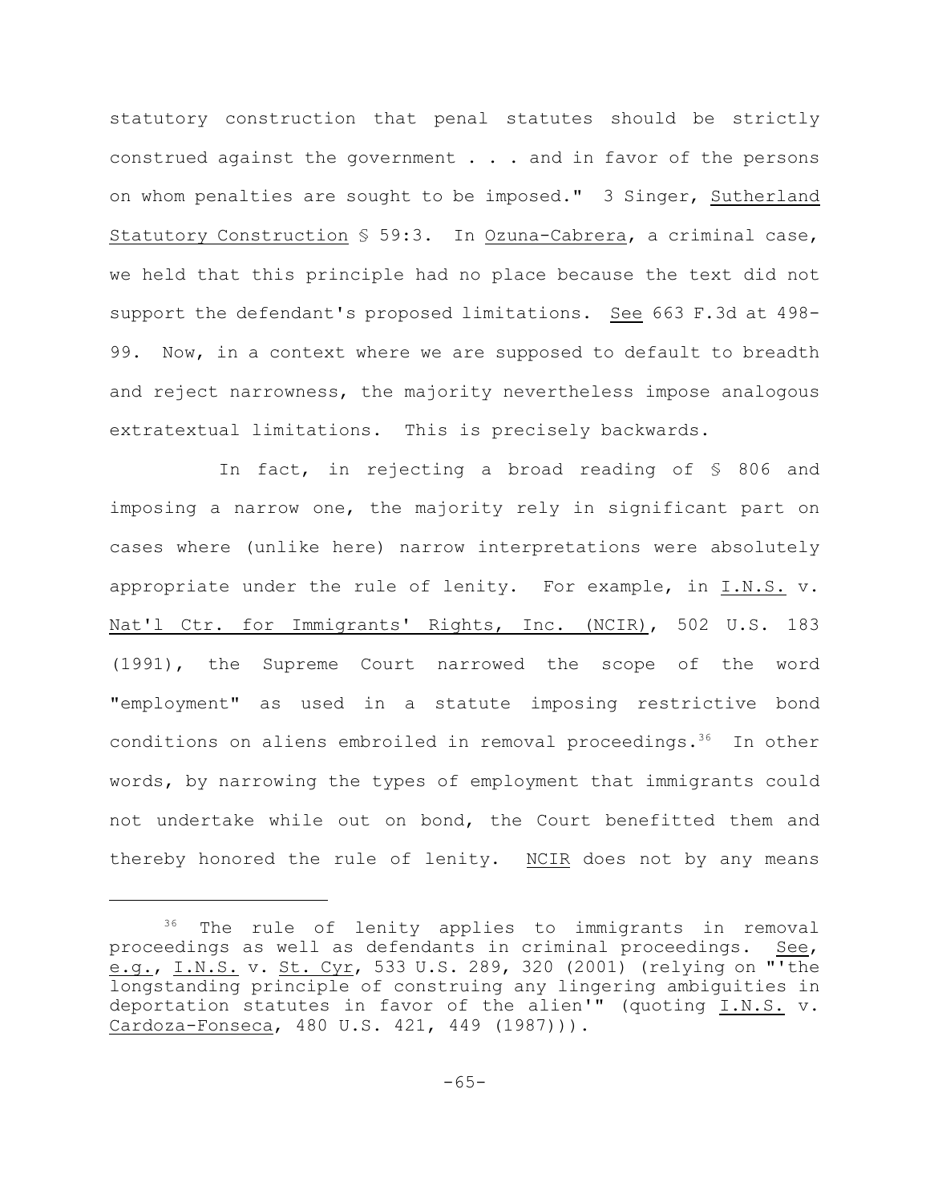statutory construction that penal statutes should be strictly construed against the government . . . and in favor of the persons on whom penalties are sought to be imposed." 3 Singer, Sutherland Statutory Construction § 59:3. In Ozuna-Cabrera, a criminal case, we held that this principle had no place because the text did not support the defendant's proposed limitations. See 663 F.3d at 498-99. Now, in a context where we are supposed to default to breadth and reject narrowness, the majority nevertheless impose analogous extratextual limitations. This is precisely backwards.

In fact, in rejecting a broad reading of § 806 and imposing a narrow one, the majority rely in significant part on cases where (unlike here) narrow interpretations were absolutely appropriate under the rule of lenity. For example, in I.N.S. v. Nat'l Ctr. for Immigrants' Rights, Inc. (NCIR), 502 U.S. 183 (1991), the Supreme Court narrowed the scope of the word "employment" as used in a statute imposing restrictive bond conditions on aliens embroiled in removal proceedings.[36] In other words, by narrowing the types of employment that immigrants could not undertake while out on bond, the Court benefitted them and thereby honored the rule of lenity. NCIR does not by any means

---

[36] The rule of lenity applies to immigrants in removal proceedings as well as defendants in criminal proceedings. See, e.g., I.N.S. v. St. Cyr, 533 U.S. 289, 320 (2001) (relying on "'the longstanding principle of construing any lingering ambiguities in deportation statutes in favor of the alien'" (quoting I.N.S. v. Cardoza-Fonseca, 480 U.S. 421, 449 (1987))).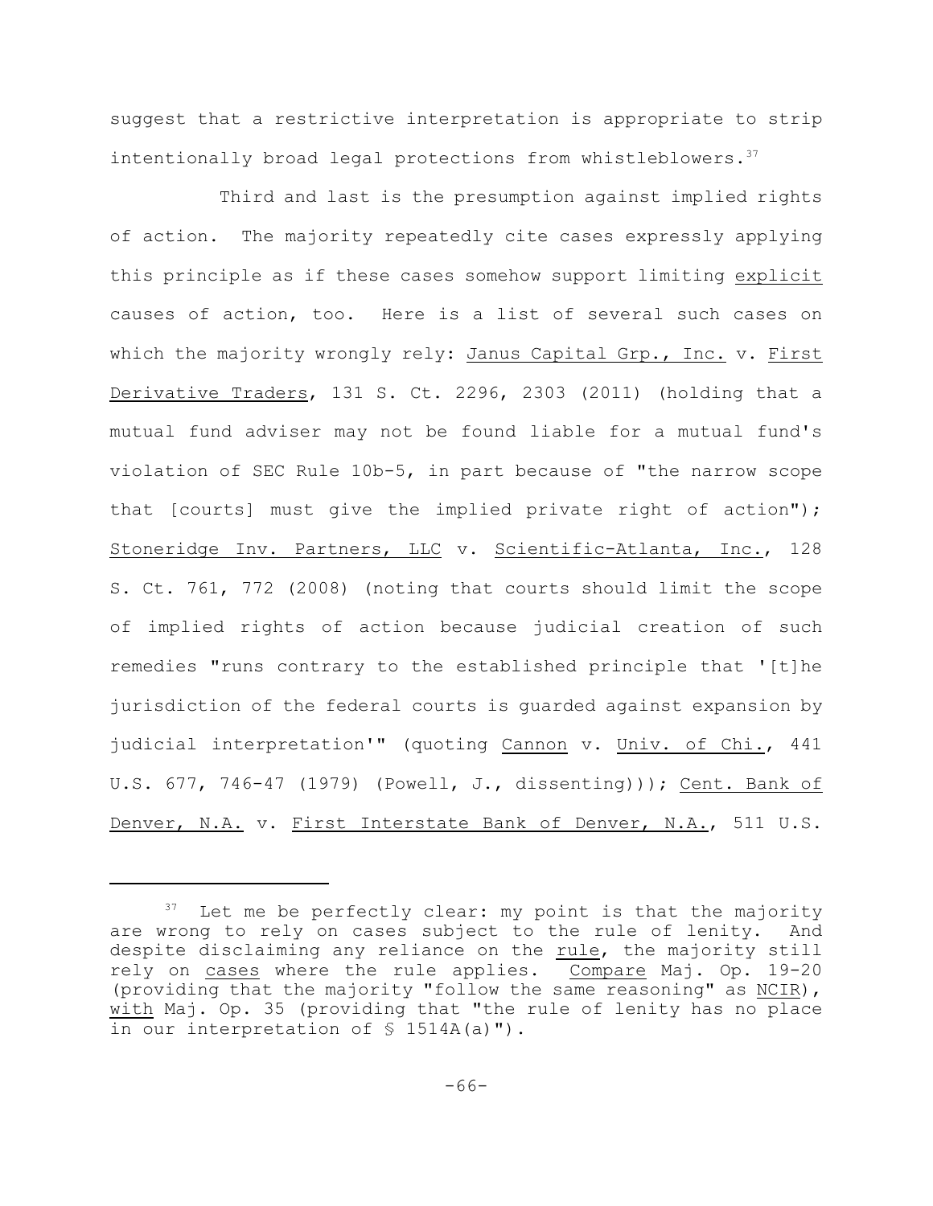suggest that a restrictive interpretation is appropriate to strip intentionally broad legal protections from whistleblowers.[37]

Third and last is the presumption against implied rights of action. The majority repeatedly cite cases expressly applying this principle as if these cases somehow support limiting explicit causes of action, too. Here is a list of several such cases on which the majority wrongly rely: Janus Capital Grp., Inc. v. First Derivative Traders, 131 S. Ct. 2296, 2303 (2011) (holding that a mutual fund adviser may not be found liable for a mutual fund's violation of SEC Rule 10b-5, in part because of "the narrow scope that [courts] must give the implied private right of action"); Stoneridge Inv. Partners, LLC v. Scientific-Atlanta, Inc., 128 S. Ct. 761, 772 (2008) (noting that courts should limit the scope of implied rights of action because judicial creation of such remedies "runs contrary to the established principle that '[t]he jurisdiction of the federal courts is guarded against expansion by judicial interpretation'" (quoting Cannon v. Univ. of Chi., 441 U.S. 677, 746-47 (1979) (Powell, J., dissenting))); Cent. Bank of Denver, N.A. v. First Interstate Bank of Denver, N.A., 511 U.S.

---

[37] Let me be perfectly clear: my point is that the majority are wrong to rely on cases subject to the rule of lenity. And despite disclaiming any reliance on the rule, the majority still rely on cases where the rule applies. Compare Maj. Op. 19-20 (providing that the majority "follow the same reasoning" as NCIR), with Maj. Op. 35 (providing that "the rule of lenity has no place in our interpretation of § 1514A(a)").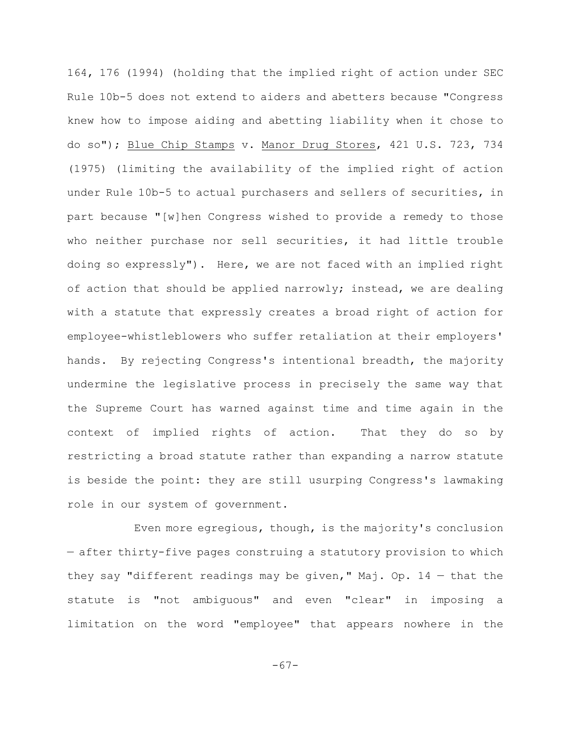164, 176 (1994) (holding that the implied right of action under SEC Rule 10b-5 does not extend to aiders and abetters because "Congress knew how to impose aiding and abetting liability when it chose to do so"); Blue Chip Stamps v. Manor Drug Stores, 421 U.S. 723, 734 (1975) (limiting the availability of the implied right of action under Rule 10b-5 to actual purchasers and sellers of securities, in part because "[w]hen Congress wished to provide a remedy to those who neither purchase nor sell securities, it had little trouble doing so expressly"). Here, we are not faced with an implied right of action that should be applied narrowly; instead, we are dealing with a statute that expressly creates a broad right of action for employee-whistleblowers who suffer retaliation at their employers' hands. By rejecting Congress's intentional breadth, the majority undermine the legislative process in precisely the same way that the Supreme Court has warned against time and time again in the context of implied rights of action. That they do so by restricting a broad statute rather than expanding a narrow statute is beside the point: they are still usurping Congress's lawmaking role in our system of government.

Even more egregious, though, is the majority's conclusion — after thirty-five pages construing a statutory provision to which they say "different readings may be given," Maj. Op. 14 — that the statute is "not ambiguous" and even "clear" in imposing a limitation on the word "employee" that appears nowhere in the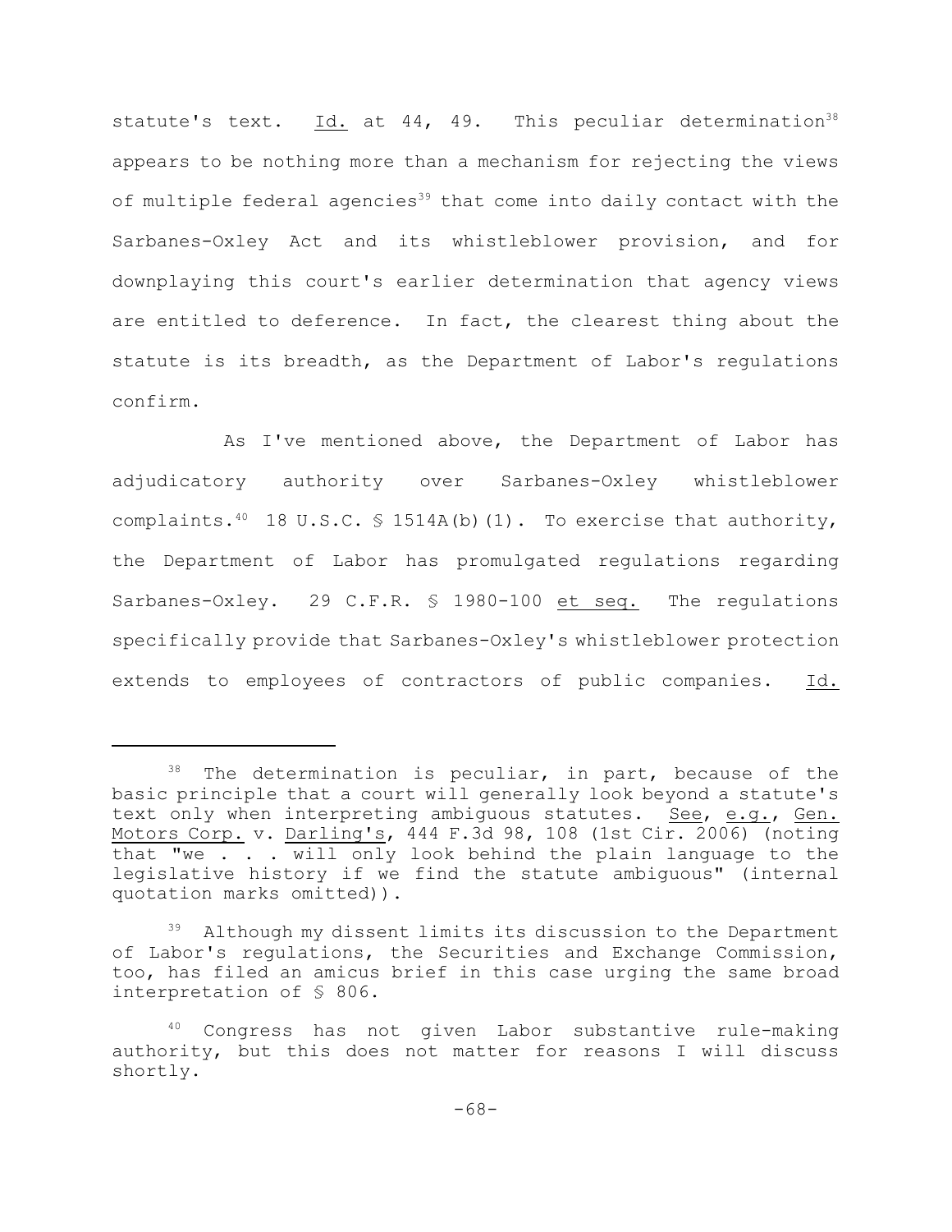statute's text. Id. at 44, 49. This peculiar determination[38] appears to be nothing more than a mechanism for rejecting the views of multiple federal agencies[39] that come into daily contact with the Sarbanes-Oxley Act and its whistleblower provision, and for downplaying this court's earlier determination that agency views are entitled to deference. In fact, the clearest thing about the statute is its breadth, as the Department of Labor's regulations confirm.

As I've mentioned above, the Department of Labor has adjudicatory authority over Sarbanes-Oxley whistleblower complaints.[40] 18 U.S.C. § 1514A(b)(1). To exercise that authority, the Department of Labor has promulgated regulations regarding Sarbanes-Oxley. 29 C.F.R. § 1980-100 et seq. The regulations specifically provide that Sarbanes-Oxley's whistleblower protection extends to employees of contractors of public companies. Id.

---

[38] The determination is peculiar, in part, because of the basic principle that a court will generally look beyond a statute's text only when interpreting ambiguous statutes. See, e.g., Gen. Motors Corp. v. Darling's, 444 F.3d 98, 108 (1st Cir. 2006) (noting that "we . . . will only look behind the plain language to the legislative history if we find the statute ambiguous" (internal quotation marks omitted)).

[39] Although my dissent limits its discussion to the Department of Labor's regulations, the Securities and Exchange Commission, too, has filed an amicus brief in this case urging the same broad interpretation of § 806.

[40] Congress has not given Labor substantive rule-making authority, but this does not matter for reasons I will discuss shortly.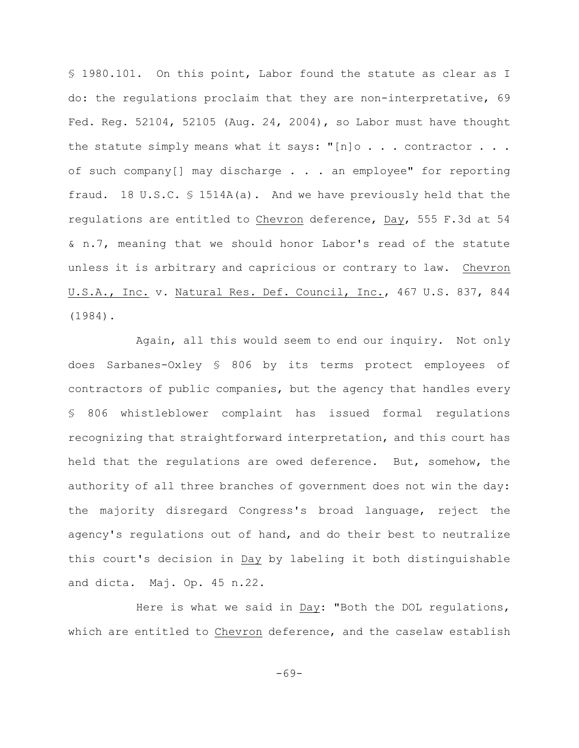§ 1980.101. On this point, Labor found the statute as clear as I do: the regulations proclaim that they are non-interpretative, 69 Fed. Reg. 52104, 52105 (Aug. 24, 2004), so Labor must have thought the statute simply means what it says: "[n]o . . . contractor . . . of such company[] may discharge . . . an employee" for reporting fraud. 18 U.S.C. § 1514A(a). And we have previously held that the regulations are entitled to Chevron deference, Day, 555 F.3d at 54 & n.7, meaning that we should honor Labor's read of the statute unless it is arbitrary and capricious or contrary to law. Chevron U.S.A., Inc. v. Natural Res. Def. Council, Inc., 467 U.S. 837, 844 (1984).

Again, all this would seem to end our inquiry. Not only does Sarbanes-Oxley § 806 by its terms protect employees of contractors of public companies, but the agency that handles every § 806 whistleblower complaint has issued formal regulations recognizing that straightforward interpretation, and this court has held that the regulations are owed deference. But, somehow, the authority of all three branches of government does not win the day: the majority disregard Congress's broad language, reject the agency's regulations out of hand, and do their best to neutralize this court's decision in Day by labeling it both distinguishable and dicta. Maj. Op. 45 n.22.

Here is what we said in Day: "Both the DOL regulations, which are entitled to Chevron deference, and the caselaw establish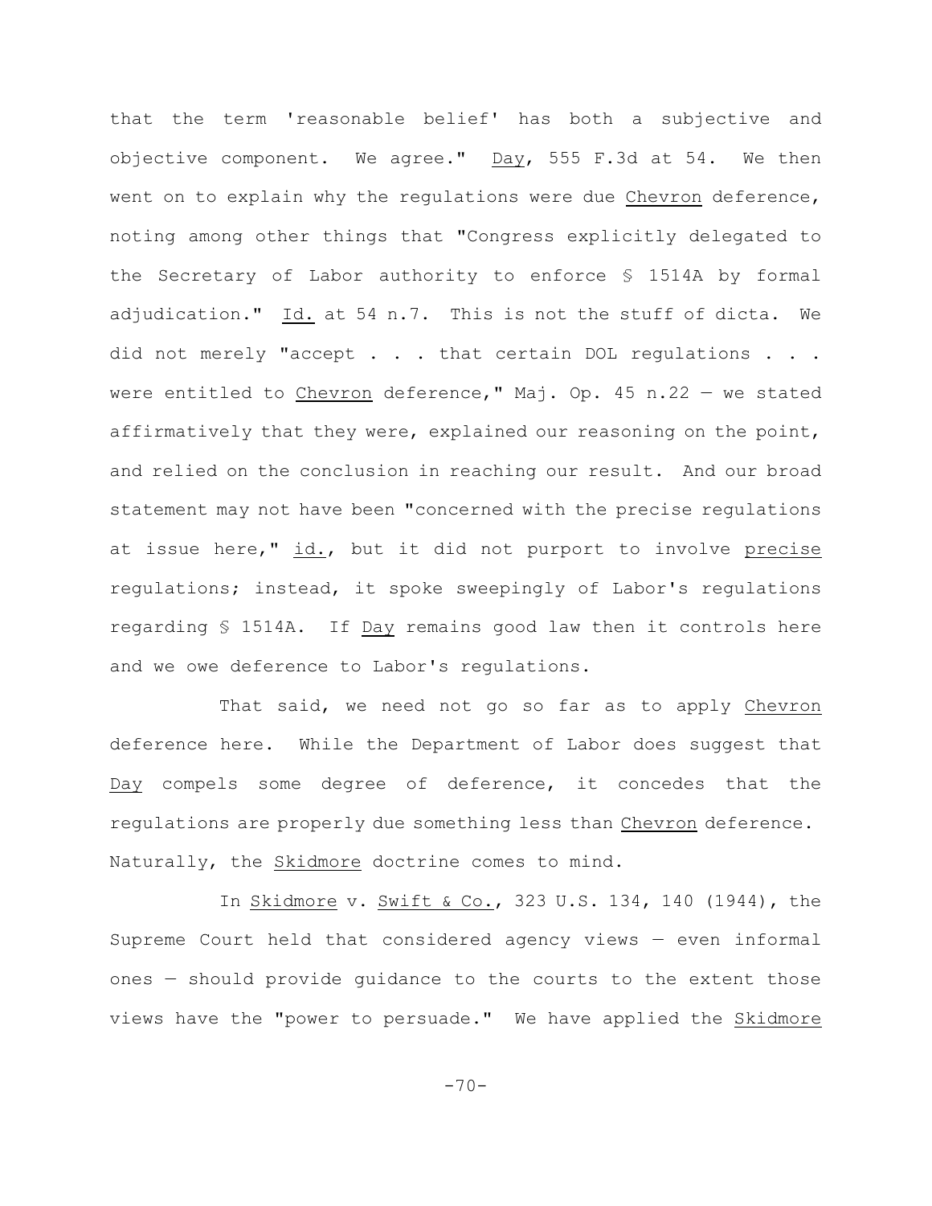that the term 'reasonable belief' has both a subjective and objective component. We agree." Day, 555 F.3d at 54. We then went on to explain why the regulations were due Chevron deference, noting among other things that "Congress explicitly delegated to the Secretary of Labor authority to enforce § 1514A by formal adjudication." Id. at 54 n.7. This is not the stuff of dicta. We did not merely "accept . . . that certain DOL regulations . . . were entitled to Chevron deference," Maj. Op. 45 n.22 — we stated affirmatively that they were, explained our reasoning on the point, and relied on the conclusion in reaching our result. And our broad statement may not have been "concerned with the precise regulations at issue here," id., but it did not purport to involve precise regulations; instead, it spoke sweepingly of Labor's regulations regarding § 1514A. If Day remains good law then it controls here and we owe deference to Labor's regulations.

That said, we need not go so far as to apply Chevron deference here. While the Department of Labor does suggest that Day compels some degree of deference, it concedes that the regulations are properly due something less than Chevron deference. Naturally, the Skidmore doctrine comes to mind.

In Skidmore v. Swift & Co., 323 U.S. 134, 140 (1944), the Supreme Court held that considered agency views — even informal ones — should provide guidance to the courts to the extent those views have the "power to persuade." We have applied the Skidmore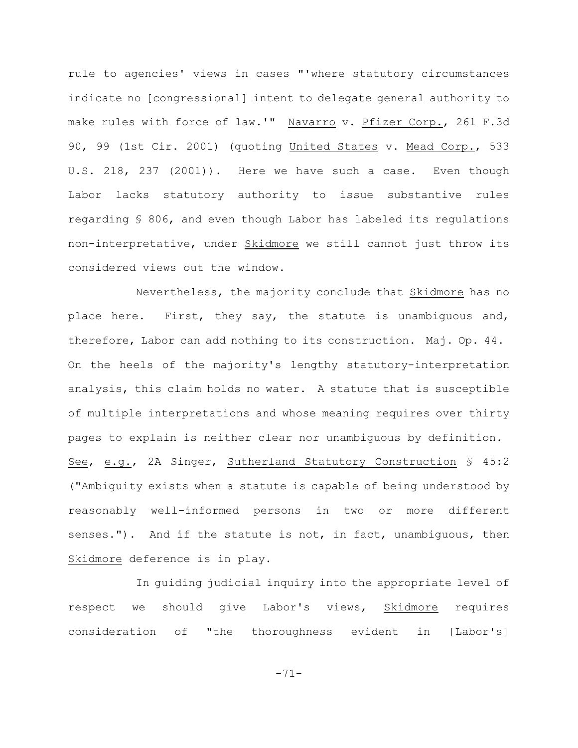rule to agencies' views in cases "'where statutory circumstances indicate no [congressional] intent to delegate general authority to make rules with force of law.'" Navarro v. Pfizer Corp., 261 F.3d 90, 99 (1st Cir. 2001) (quoting United States v. Mead Corp., 533 U.S. 218, 237 (2001)). Here we have such a case. Even though Labor lacks statutory authority to issue substantive rules regarding § 806, and even though Labor has labeled its regulations non-interpretative, under Skidmore we still cannot just throw its considered views out the window.

Nevertheless, the majority conclude that Skidmore has no place here. First, they say, the statute is unambiguous and, therefore, Labor can add nothing to its construction. Maj. Op. 44. On the heels of the majority's lengthy statutory-interpretation analysis, this claim holds no water. A statute that is susceptible of multiple interpretations and whose meaning requires over thirty pages to explain is neither clear nor unambiguous by definition. See, e.g., 2A Singer, Sutherland Statutory Construction § 45:2 ("Ambiguity exists when a statute is capable of being understood by reasonably well-informed persons in two or more different senses."). And if the statute is not, in fact, unambiguous, then Skidmore deference is in play.

In guiding judicial inquiry into the appropriate level of respect we should give Labor's views, Skidmore requires consideration of "the thoroughness evident in [Labor's]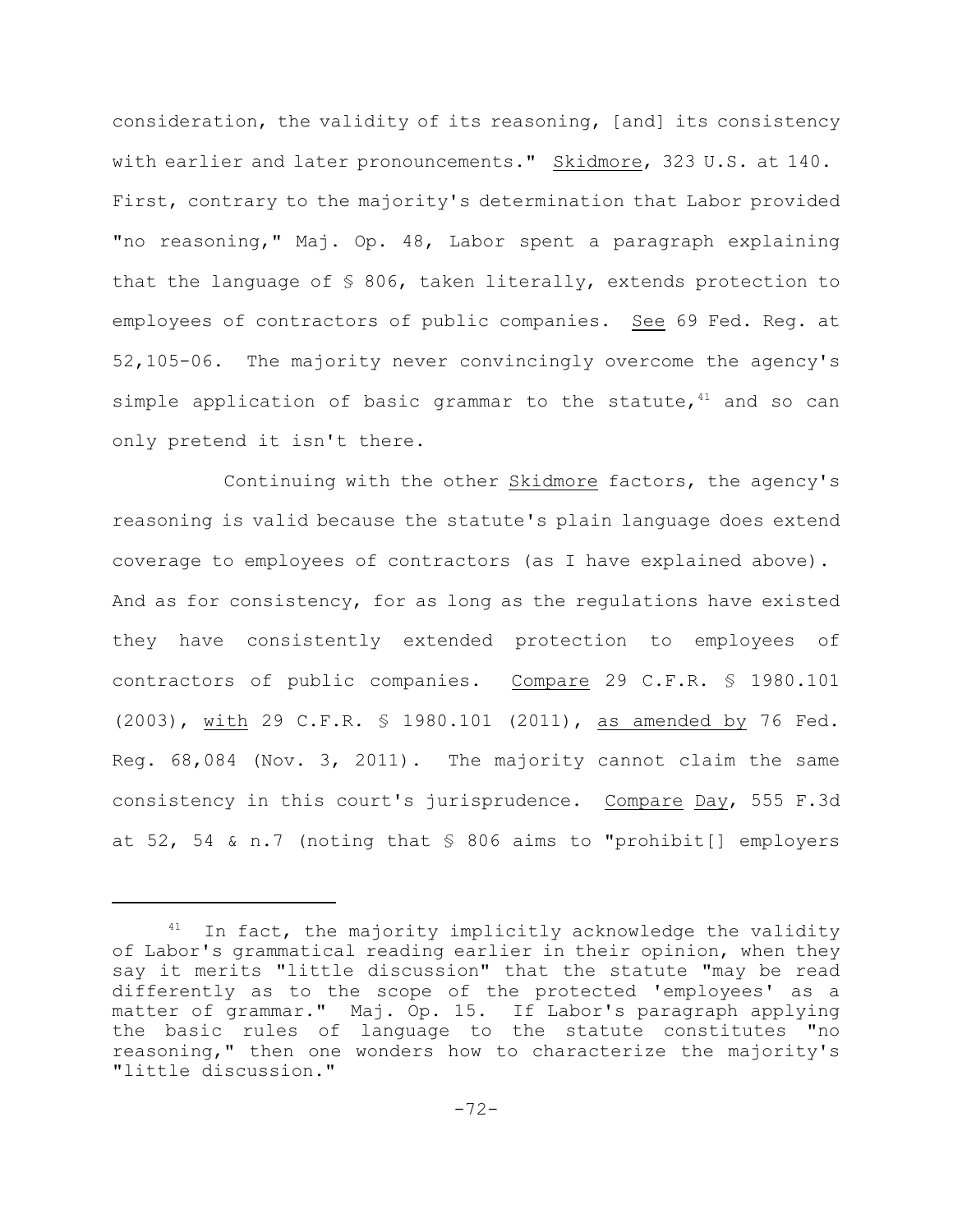consideration, the validity of its reasoning, [and] its consistency with earlier and later pronouncements." Skidmore, 323 U.S. at 140. First, contrary to the majority's determination that Labor provided "no reasoning," Maj. Op. 48, Labor spent a paragraph explaining that the language of § 806, taken literally, extends protection to employees of contractors of public companies. See 69 Fed. Reg. at 52,105-06. The majority never convincingly overcome the agency's simple application of basic grammar to the statute,[41] and so can only pretend it isn't there.

Continuing with the other Skidmore factors, the agency's reasoning is valid because the statute's plain language does extend coverage to employees of contractors (as I have explained above). And as for consistency, for as long as the regulations have existed they have consistently extended protection to employees of contractors of public companies. Compare 29 C.F.R. § 1980.101 (2003), with 29 C.F.R. § 1980.101 (2011), as amended by 76 Fed. Reg. 68,084 (Nov. 3, 2011). The majority cannot claim the same consistency in this court's jurisprudence. Compare Day, 555 F.3d at 52, 54 & n.7 (noting that § 806 aims to "prohibit[] employers

---

[41] In fact, the majority implicitly acknowledge the validity of Labor's grammatical reading earlier in their opinion, when they say it merits "little discussion" that the statute "may be read differently as to the scope of the protected 'employees' as a matter of grammar." Maj. Op. 15. If Labor's paragraph applying the basic rules of language to the statute constitutes "no reasoning," then one wonders how to characterize the majority's "little discussion."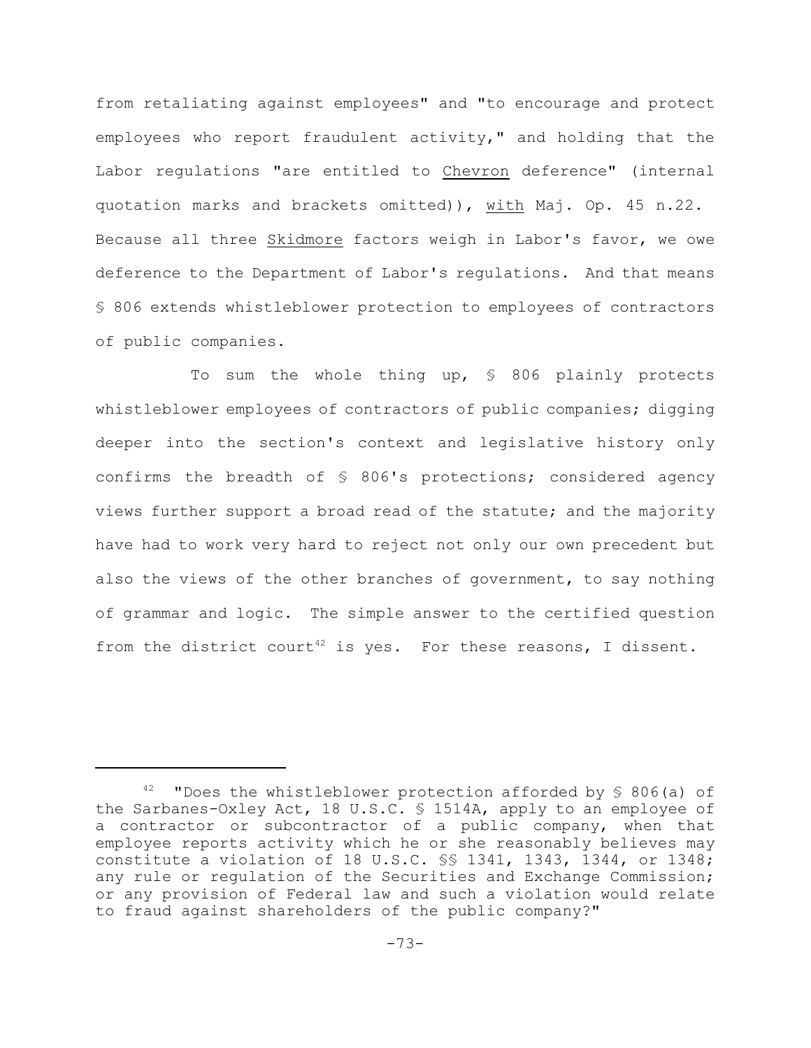from retaliating against employees" and "to encourage and protect employees who report fraudulent activity," and holding that the Labor regulations "are entitled to Chevron deference" (internal quotation marks and brackets omitted)), with Maj. Op. 45 n.22. Because all three Skidmore factors weigh in Labor's favor, we owe deference to the Department of Labor's regulations. And that means § 806 extends whistleblower protection to employees of contractors of public companies.

To sum the whole thing up, § 806 plainly protects whistleblower employees of contractors of public companies; digging deeper into the section's context and legislative history only confirms the breadth of § 806's protections; considered agency views further support a broad read of the statute; and the majority have had to work very hard to reject not only our own precedent but also the views of the other branches of government, to say nothing of grammar and logic. The simple answer to the certified question from the district court[42] is yes. For these reasons, I dissent.

---

[42] "Does the whistleblower protection afforded by § 806(a) of the Sarbanes-Oxley Act, 18 U.S.C. § 1514A, apply to an employee of a contractor or subcontractor of a public company, when that employee reports activity which he or she reasonably believes may constitute a violation of 18 U.S.C. §§ 1341, 1343, 1344, or 1348; any rule or regulation of the Securities and Exchange Commission; or any provision of Federal law and such a violation would relate to fraud against shareholders of the public company?"